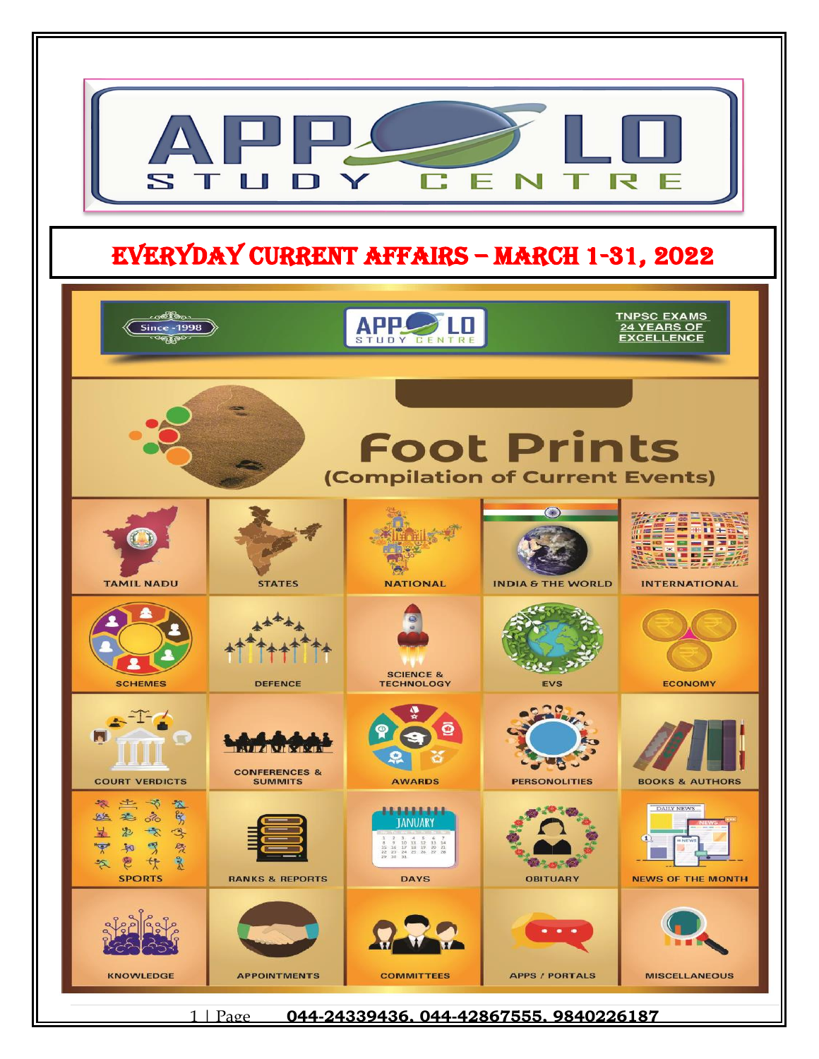# APPOLO STUDY CENTRE

# EVERYDAY CURRENT AFFAIRS – MARCH 1-31, 2022

Since -1998

APPOLO STUDY CENTRE

TNPSC EXAMS 24 YEARS OF EXCELLENCE

## Foot Prints
(Compilation of Current Events)

- TAMIL NADU
- STATES
- NATIONAL
- INDIA & THE WORLD
- INTERNATIONAL
- SCHEMES
- DEFENCE
- SCIENCE & TECHNOLOGY
- EVS
- ECONOMY
- COURT VERDICTS
- CONFERENCES & SUMMITS
- AWARDS
- PERSONOLITIES
- BOOKS & AUTHORS
- SPORTS
- RANKS & REPORTS
- DAYS
- OBITUARY
- NEWS OF THE MONTH
- KNOWLEDGE
- APPOINTMENTS
- COMMITTEES
- APPS / PORTALS
- MISCELLANEOUS

044-24339436, 044-42867555, 9840226187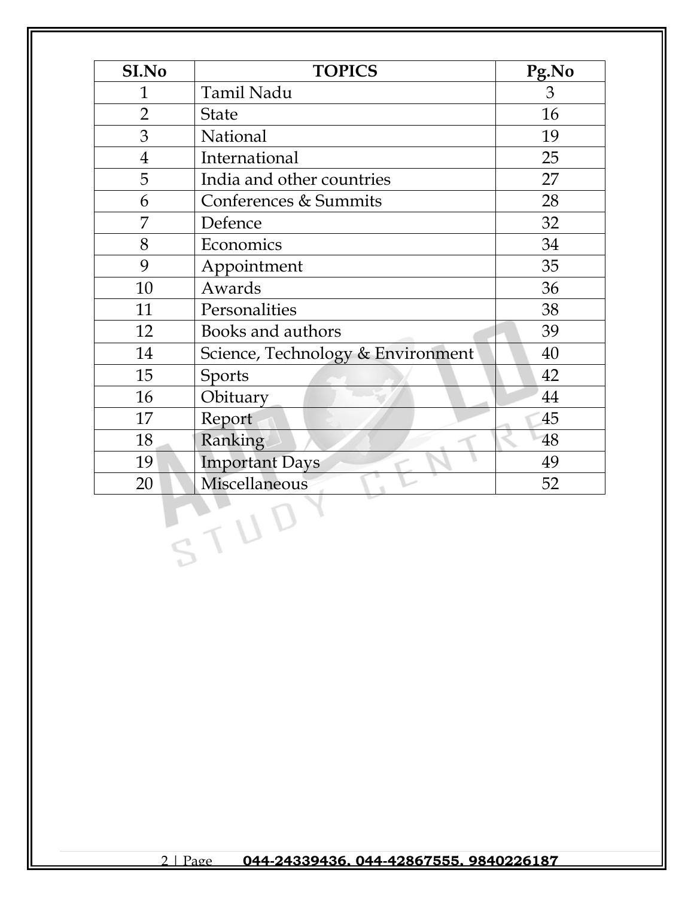| SI.No | TOPICS | Pg.No |
| --- | --- | --- |
| 1 | Tamil Nadu | 3 |
| 2 | State | 16 |
| 3 | National | 19 |
| 4 | International | 25 |
| 5 | India and other countries | 27 |
| 6 | Conferences & Summits | 28 |
| 7 | Defence | 32 |
| 8 | Economics | 34 |
| 9 | Appointment | 35 |
| 10 | Awards | 36 |
| 11 | Personalities | 38 |
| 12 | Books and authors | 39 |
| 14 | Science, Technology & Environment | 40 |
| 15 | Sports | 42 |
| 16 | Obituary | 44 |
| 17 | Report | 45 |
| 18 | Ranking | 48 |
| 19 | Important Days | 49 |
| 20 | Miscellaneous | 52 |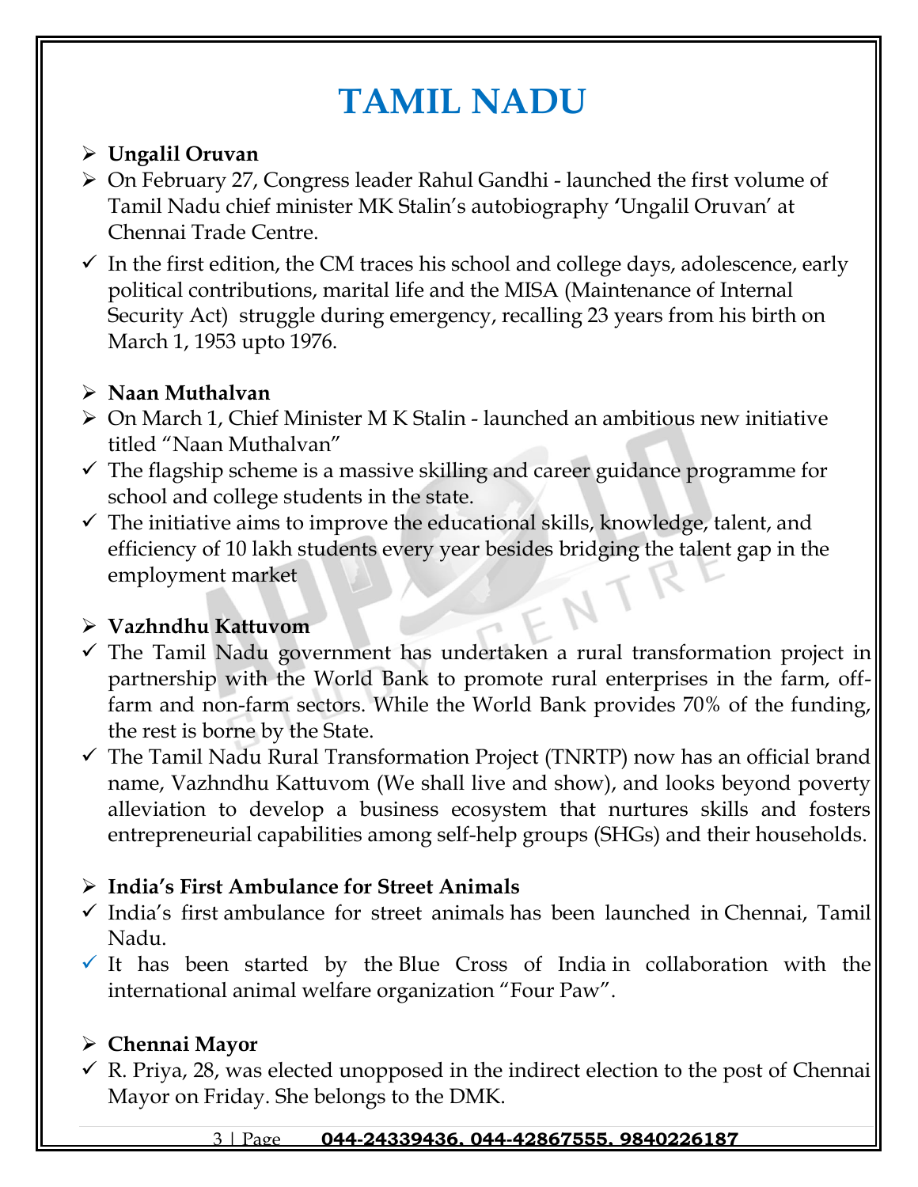# TAMIL NADU

- **Ungalil Oruvan**
- On February 27, Congress leader Rahul Gandhi - launched the first volume of Tamil Nadu chief minister MK Stalin's autobiography **'**Ungalil Oruvan' at Chennai Trade Centre.
- In the first edition, the CM traces his school and college days, adolescence, early political contributions, marital life and the MISA (Maintenance of Internal Security Act) struggle during emergency, recalling 23 years from his birth on March 1, 1953 upto 1976.

- **Naan Muthalvan**
- On March 1, Chief Minister M K Stalin - launched an ambitious new initiative titled "Naan Muthalvan"
- The flagship scheme is a massive skilling and career guidance programme for school and college students in the state.
- The initiative aims to improve the educational skills, knowledge, talent, and efficiency of 10 lakh students every year besides bridging the talent gap in the employment market

- **Vazhndhu Kattuvom**
- The Tamil Nadu government has undertaken a rural transformation project in partnership with the World Bank to promote rural enterprises in the farm, off-farm and non-farm sectors. While the World Bank provides 70% of the funding, the rest is borne by the State.
- The Tamil Nadu Rural Transformation Project (TNRTP) now has an official brand name, Vazhndhu Kattuvom (We shall live and show), and looks beyond poverty alleviation to develop a business ecosystem that nurtures skills and fosters entrepreneurial capabilities among self-help groups (SHGs) and their households.

- **India's First Ambulance for Street Animals**
- India's first ambulance for street animals has been launched in Chennai, Tamil Nadu.
- It has been started by the Blue Cross of India in collaboration with the international animal welfare organization "Four Paw".

- **Chennai Mayor**
- R. Priya, 28, was elected unopposed in the indirect election to the post of Chennai Mayor on Friday. She belongs to the DMK.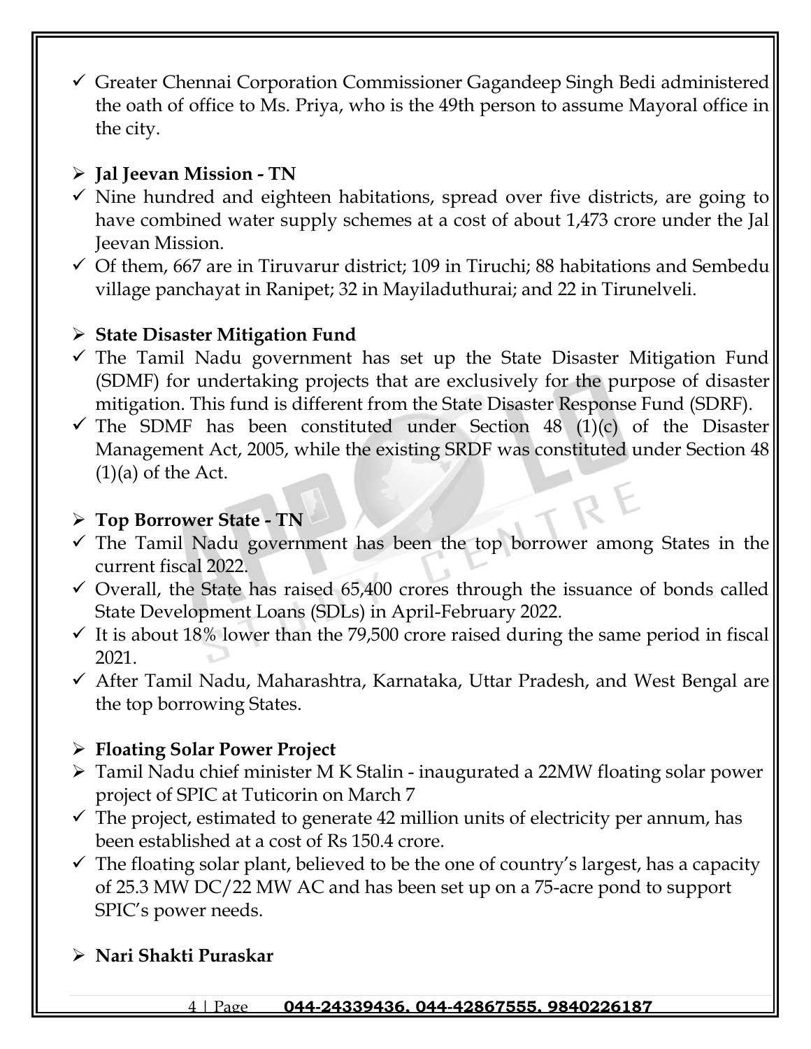- ✓ Greater Chennai Corporation Commissioner Gagandeep Singh Bedi administered the oath of office to Ms. Priya, who is the 49th person to assume Mayoral office in the city.

## ➢ Jal Jeevan Mission - TN

- ✓ Nine hundred and eighteen habitations, spread over five districts, are going to have combined water supply schemes at a cost of about 1,473 crore under the Jal Jeevan Mission.
- ✓ Of them, 667 are in Tiruvarur district; 109 in Tiruchi; 88 habitations and Sembedu village panchayat in Ranipet; 32 in Mayiladuthurai; and 22 in Tirunelveli.

## ➢ State Disaster Mitigation Fund

- ✓ The Tamil Nadu government has set up the State Disaster Mitigation Fund (SDMF) for undertaking projects that are exclusively for the purpose of disaster mitigation. This fund is different from the State Disaster Response Fund (SDRF).
- ✓ The SDMF has been constituted under Section 48 (1)(c) of the Disaster Management Act, 2005, while the existing SRDF was constituted under Section 48 (1)(a) of the Act.

## ➢ Top Borrower State - TN

- ✓ The Tamil Nadu government has been the top borrower among States in the current fiscal 2022.
- ✓ Overall, the State has raised 65,400 crores through the issuance of bonds called State Development Loans (SDLs) in April-February 2022.
- ✓ It is about 18% lower than the 79,500 crore raised during the same period in fiscal 2021.
- ✓ After Tamil Nadu, Maharashtra, Karnataka, Uttar Pradesh, and West Bengal are the top borrowing States.

## ➢ Floating Solar Power Project

- ➢ Tamil Nadu chief minister M K Stalin - inaugurated a 22MW floating solar power project of SPIC at Tuticorin on March 7
- ✓ The project, estimated to generate 42 million units of electricity per annum, has been established at a cost of Rs 150.4 crore.
- ✓ The floating solar plant, believed to be the one of country's largest, has a capacity of 25.3 MW DC/22 MW AC and has been set up on a 75-acre pond to support SPIC's power needs.

## ➢ Nari Shakti Puraskar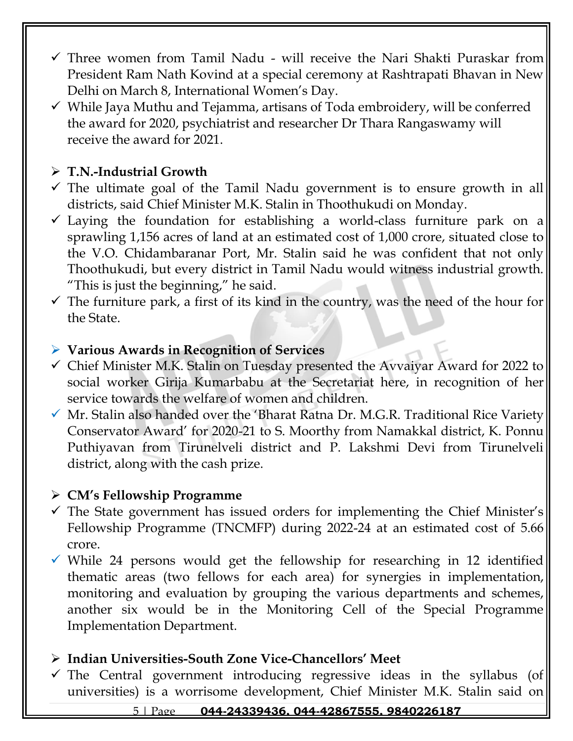- ✓ Three women from Tamil Nadu - will receive the Nari Shakti Puraskar from President Ram Nath Kovind at a special ceremony at Rashtrapati Bhavan in New Delhi on March 8, International Women's Day.
- ✓ While Jaya Muthu and Tejamma, artisans of Toda embroidery, will be conferred the award for 2020, psychiatrist and researcher Dr Thara Rangaswamy will receive the award for 2021.

### ➢ T.N.-Industrial Growth

- ✓ The ultimate goal of the Tamil Nadu government is to ensure growth in all districts, said Chief Minister M.K. Stalin in Thoothukudi on Monday.
- ✓ Laying the foundation for establishing a world-class furniture park on a sprawling 1,156 acres of land at an estimated cost of 1,000 crore, situated close to the V.O. Chidambaranar Port, Mr. Stalin said he was confident that not only Thoothukudi, but every district in Tamil Nadu would witness industrial growth. "This is just the beginning," he said.
- ✓ The furniture park, a first of its kind in the country, was the need of the hour for the State.

### ➢ Various Awards in Recognition of Services

- ✓ Chief Minister M.K. Stalin on Tuesday presented the Avvaiyar Award for 2022 to social worker Girija Kumarbabu at the Secretariat here, in recognition of her service towards the welfare of women and children.
- ✓ Mr. Stalin also handed over the 'Bharat Ratna Dr. M.G.R. Traditional Rice Variety Conservator Award' for 2020-21 to S. Moorthy from Namakkal district, K. Ponnu Puthiyavan from Tirunelveli district and P. Lakshmi Devi from Tirunelveli district, along with the cash prize.

### ➢ CM's Fellowship Programme

- ✓ The State government has issued orders for implementing the Chief Minister's Fellowship Programme (TNCMFP) during 2022-24 at an estimated cost of 5.66 crore.
- ✓ While 24 persons would get the fellowship for researching in 12 identified thematic areas (two fellows for each area) for synergies in implementation, monitoring and evaluation by grouping the various departments and schemes, another six would be in the Monitoring Cell of the Special Programme Implementation Department.

### ➢ Indian Universities-South Zone Vice-Chancellors' Meet

- ✓ The Central government introducing regressive ideas in the syllabus (of universities) is a worrisome development, Chief Minister M.K. Stalin said on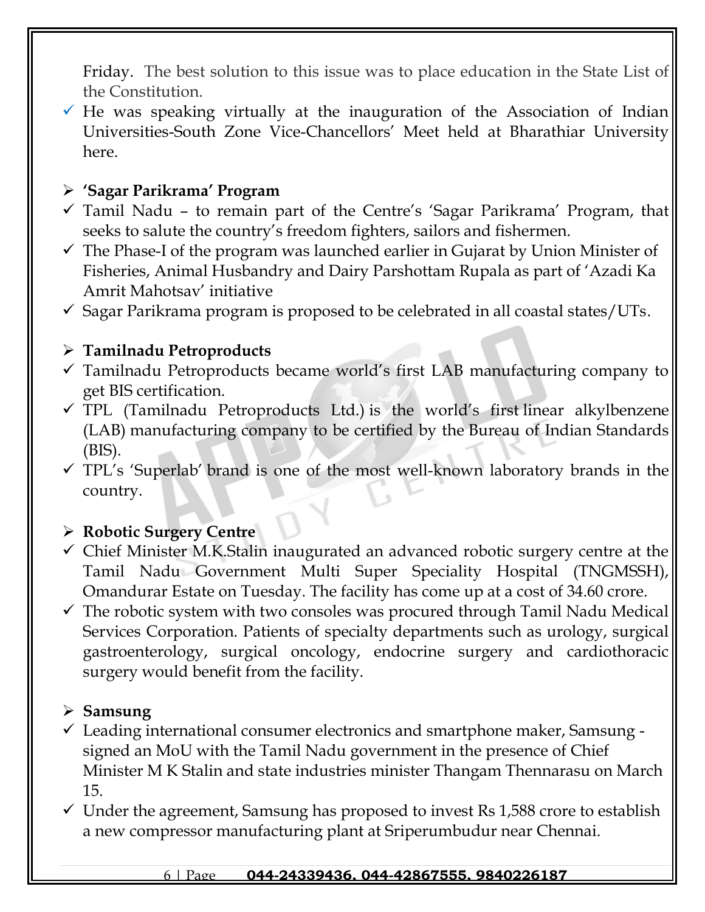Friday. The best solution to this issue was to place education in the State List of the Constitution.

- ✓ He was speaking virtually at the inauguration of the Association of Indian Universities-South Zone Vice-Chancellors' Meet held at Bharathiar University here.

## ➢ 'Sagar Parikrama' Program

- ✓ Tamil Nadu – to remain part of the Centre's 'Sagar Parikrama' Program, that seeks to salute the country's freedom fighters, sailors and fishermen.
- ✓ The Phase-I of the program was launched earlier in Gujarat by Union Minister of Fisheries, Animal Husbandry and Dairy Parshottam Rupala as part of 'Azadi Ka Amrit Mahotsav' initiative
- ✓ Sagar Parikrama program is proposed to be celebrated in all coastal states/UTs.

## ➢ Tamilnadu Petroproducts

- ✓ Tamilnadu Petroproducts became world's first LAB manufacturing company to get BIS certification.
- ✓ TPL (Tamilnadu Petroproducts Ltd.) is the world's first linear alkylbenzene (LAB) manufacturing company to be certified by the Bureau of Indian Standards (BIS).
- ✓ TPL's 'Superlab' brand is one of the most well-known laboratory brands in the country.

## ➢ Robotic Surgery Centre

- ✓ Chief Minister M.K.Stalin inaugurated an advanced robotic surgery centre at the Tamil Nadu Government Multi Super Speciality Hospital (TNGMSSH), Omandurar Estate on Tuesday. The facility has come up at a cost of 34.60 crore.
- ✓ The robotic system with two consoles was procured through Tamil Nadu Medical Services Corporation. Patients of specialty departments such as urology, surgical gastroenterology, surgical oncology, endocrine surgery and cardiothoracic surgery would benefit from the facility.

## ➢ Samsung

- ✓ Leading international consumer electronics and smartphone maker, Samsung - signed an MoU with the Tamil Nadu government in the presence of Chief Minister M K Stalin and state industries minister Thangam Thennarasu on March 15.
- ✓ Under the agreement, Samsung has proposed to invest Rs 1,588 crore to establish a new compressor manufacturing plant at Sriperumbudur near Chennai.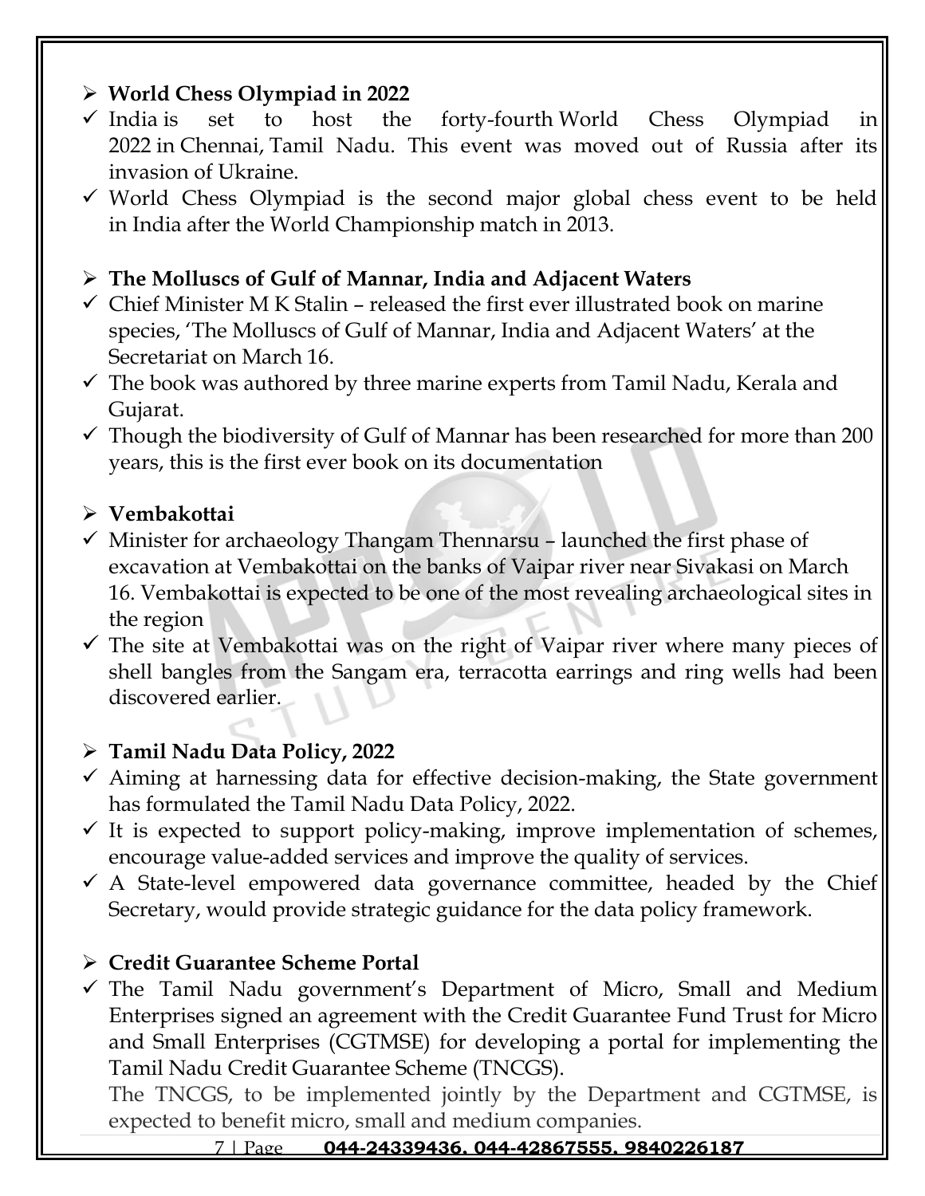- **World Chess Olympiad in 2022**
  - ✓ India is set to host the forty-fourth World Chess Olympiad in 2022 in Chennai, Tamil Nadu. This event was moved out of Russia after its invasion of Ukraine.
  - ✓ World Chess Olympiad is the second major global chess event to be held in India after the World Championship match in 2013.

- **The Molluscs of Gulf of Mannar, India and Adjacent Waters**
  - ✓ Chief Minister M K Stalin – released the first ever illustrated book on marine species, 'The Molluscs of Gulf of Mannar, India and Adjacent Waters' at the Secretariat on March 16.
  - ✓ The book was authored by three marine experts from Tamil Nadu, Kerala and Gujarat.
  - ✓ Though the biodiversity of Gulf of Mannar has been researched for more than 200 years, this is the first ever book on its documentation

- **Vembakottai**
  - ✓ Minister for archaeology Thangam Thennarsu – launched the first phase of excavation at Vembakottai on the banks of Vaipar river near Sivakasi on March 16. Vembakottai is expected to be one of the most revealing archaeological sites in the region
  - ✓ The site at Vembakottai was on the right of Vaipar river where many pieces of shell bangles from the Sangam era, terracotta earrings and ring wells had been discovered earlier.

- **Tamil Nadu Data Policy, 2022**
  - ✓ Aiming at harnessing data for effective decision-making, the State government has formulated the Tamil Nadu Data Policy, 2022.
  - ✓ It is expected to support policy-making, improve implementation of schemes, encourage value-added services and improve the quality of services.
  - ✓ A State-level empowered data governance committee, headed by the Chief Secretary, would provide strategic guidance for the data policy framework.

- **Credit Guarantee Scheme Portal**
  - ✓ The Tamil Nadu government's Department of Micro, Small and Medium Enterprises signed an agreement with the Credit Guarantee Fund Trust for Micro and Small Enterprises (CGTMSE) for developing a portal for implementing the Tamil Nadu Credit Guarantee Scheme (TNCGS).

    The TNCGS, to be implemented jointly by the Department and CGTMSE, is expected to benefit micro, small and medium companies.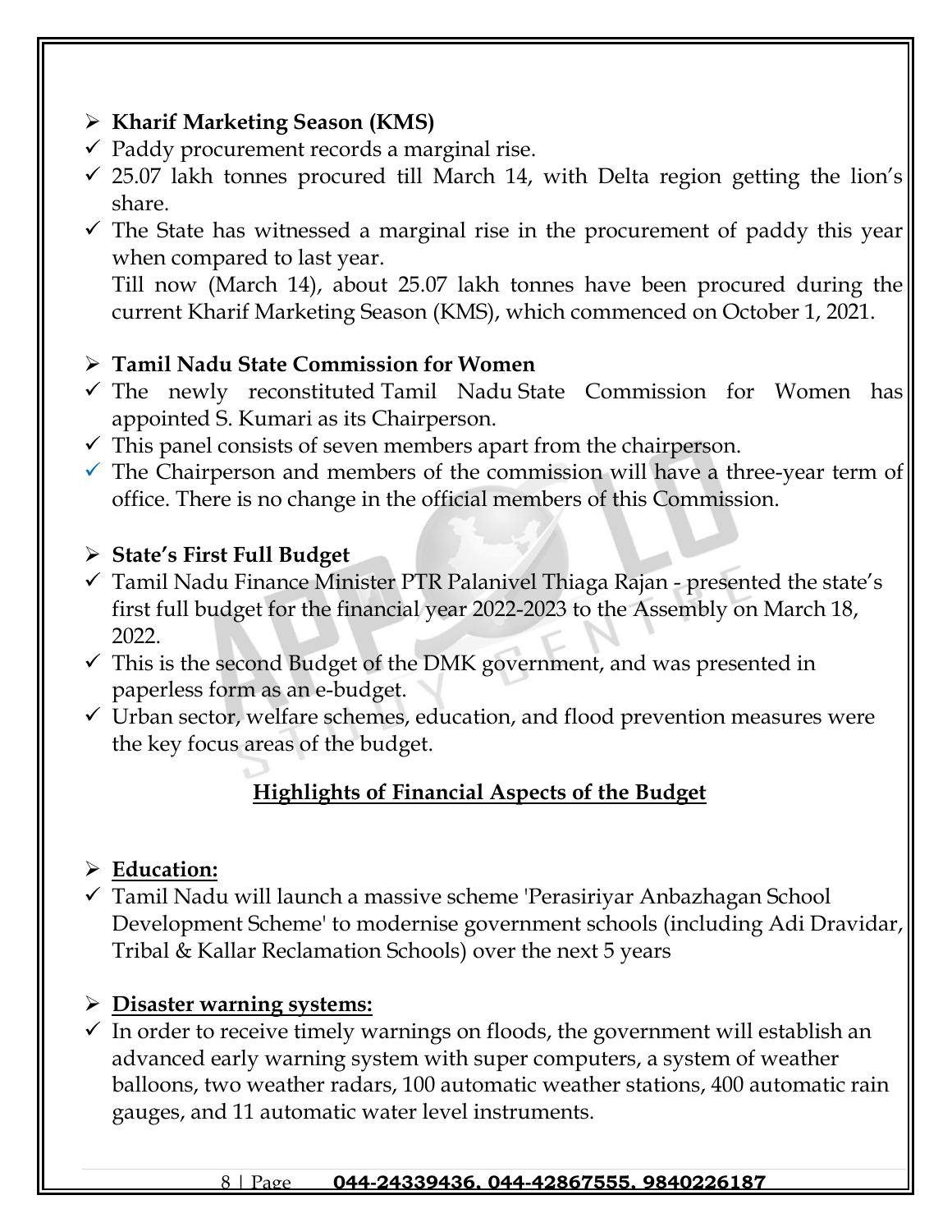- **Kharif Marketing Season (KMS)**
  - ✓ Paddy procurement records a marginal rise.
  - ✓ 25.07 lakh tonnes procured till March 14, with Delta region getting the lion's share.
  - ✓ The State has witnessed a marginal rise in the procurement of paddy this year when compared to last year.
    Till now (March 14), about 25.07 lakh tonnes have been procured during the current Kharif Marketing Season (KMS), which commenced on October 1, 2021.

- **Tamil Nadu State Commission for Women**
  - ✓ The newly reconstituted Tamil Nadu State Commission for Women has appointed S. Kumari as its Chairperson.
  - ✓ This panel consists of seven members apart from the chairperson.
  - ✓ The Chairperson and members of the commission will have a three-year term of office. There is no change in the official members of this Commission.

- **State's First Full Budget**
  - ✓ Tamil Nadu Finance Minister PTR Palanivel Thiaga Rajan - presented the state's first full budget for the financial year 2022-2023 to the Assembly on March 18, 2022.
  - ✓ This is the second Budget of the DMK government, and was presented in paperless form as an e-budget.
  - ✓ Urban sector, welfare schemes, education, and flood prevention measures were the key focus areas of the budget.

## <u>Highlights of Financial Aspects of the Budget</u>

- **<u>Education:</u>**
  - ✓ Tamil Nadu will launch a massive scheme 'Perasiriyar Anbazhagan School Development Scheme' to modernise government schools (including Adi Dravidar, Tribal & Kallar Reclamation Schools) over the next 5 years

- **<u>Disaster warning systems:</u>**
  - ✓ In order to receive timely warnings on floods, the government will establish an advanced early warning system with super computers, a system of weather balloons, two weather radars, 100 automatic weather stations, 400 automatic rain gauges, and 11 automatic water level instruments.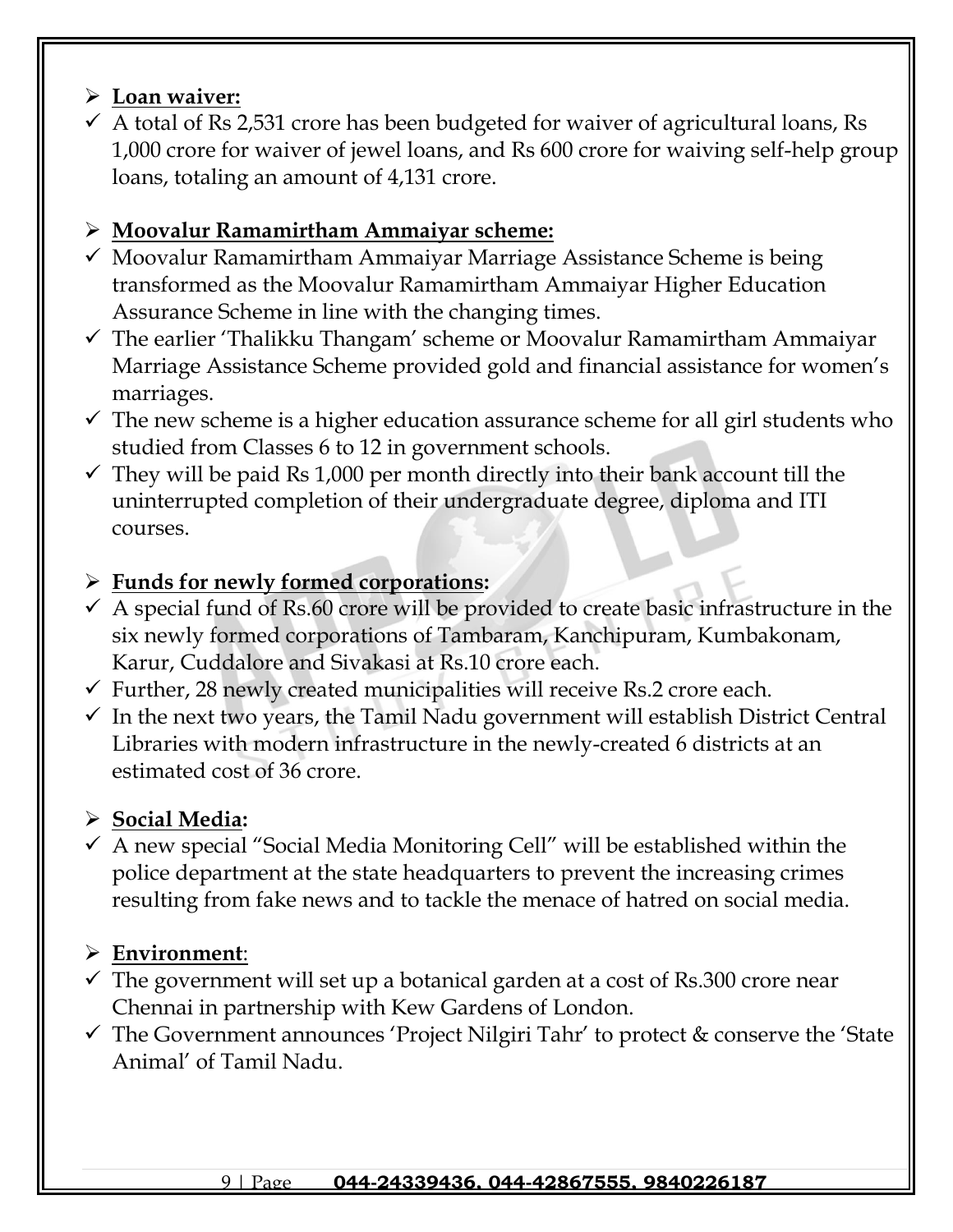- **Loan waiver:**
  - A total of Rs 2,531 crore has been budgeted for waiver of agricultural loans, Rs 1,000 crore for waiver of jewel loans, and Rs 600 crore for waiving self-help group loans, totaling an amount of 4,131 crore.

- **Moovalur Ramamirtham Ammaiyar scheme:**
  - Moovalur Ramamirtham Ammaiyar Marriage Assistance Scheme is being transformed as the Moovalur Ramamirtham Ammaiyar Higher Education Assurance Scheme in line with the changing times.
  - The earlier 'Thalikku Thangam' scheme or Moovalur Ramamirtham Ammaiyar Marriage Assistance Scheme provided gold and financial assistance for women's marriages.
  - The new scheme is a higher education assurance scheme for all girl students who studied from Classes 6 to 12 in government schools.
  - They will be paid Rs 1,000 per month directly into their bank account till the uninterrupted completion of their undergraduate degree, diploma and ITI courses.

- **Funds for newly formed corporations:**
  - A special fund of Rs.60 crore will be provided to create basic infrastructure in the six newly formed corporations of Tambaram, Kanchipuram, Kumbakonam, Karur, Cuddalore and Sivakasi at Rs.10 crore each.
  - Further, 28 newly created municipalities will receive Rs.2 crore each.
  - In the next two years, the Tamil Nadu government will establish District Central Libraries with modern infrastructure in the newly-created 6 districts at an estimated cost of 36 crore.

- **Social Media:**
  - A new special "Social Media Monitoring Cell" will be established within the police department at the state headquarters to prevent the increasing crimes resulting from fake news and to tackle the menace of hatred on social media.

- **Environment**:
  - The government will set up a botanical garden at a cost of Rs.300 crore near Chennai in partnership with Kew Gardens of London.
  - The Government announces 'Project Nilgiri Tahr' to protect & conserve the 'State Animal' of Tamil Nadu.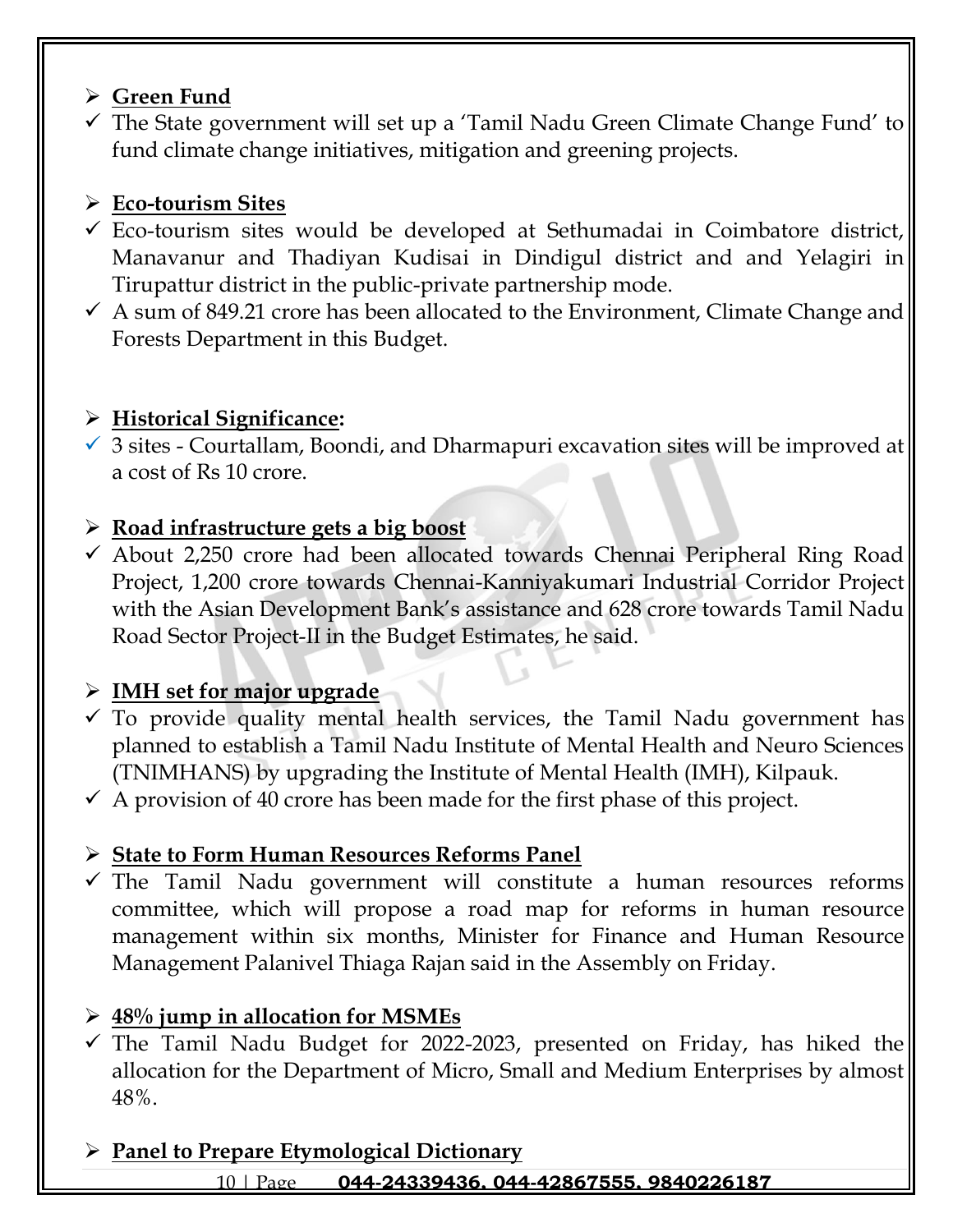- **<u>Green Fund</u>**
  - ✓ The State government will set up a 'Tamil Nadu Green Climate Change Fund' to fund climate change initiatives, mitigation and greening projects.

- **<u>Eco-tourism Sites</u>**
  - ✓ Eco-tourism sites would be developed at Sethumadai in Coimbatore district, Manavanur and Thadiyan Kudisai in Dindigul district and and Yelagiri in Tirupattur district in the public-private partnership mode.
  - ✓ A sum of 849.21 crore has been allocated to the Environment, Climate Change and Forests Department in this Budget.

- **<u>Historical Significance</u>:**
  - ✓ 3 sites - Courtallam, Boondi, and Dharmapuri excavation sites will be improved at a cost of Rs 10 crore.

- **<u>Road infrastructure gets a big boost</u>**
  - ✓ About 2,250 crore had been allocated towards Chennai Peripheral Ring Road Project, 1,200 crore towards Chennai-Kanniyakumari Industrial Corridor Project with the Asian Development Bank's assistance and 628 crore towards Tamil Nadu Road Sector Project-II in the Budget Estimates, he said.

- **<u>IMH set for major upgrade</u>**
  - ✓ To provide quality mental health services, the Tamil Nadu government has planned to establish a Tamil Nadu Institute of Mental Health and Neuro Sciences (TNIMHANS) by upgrading the Institute of Mental Health (IMH), Kilpauk.
  - ✓ A provision of 40 crore has been made for the first phase of this project.

- **<u>State to Form Human Resources Reforms Panel</u>**
  - ✓ The Tamil Nadu government will constitute a human resources reforms committee, which will propose a road map for reforms in human resource management within six months, Minister for Finance and Human Resource Management Palanivel Thiaga Rajan said in the Assembly on Friday.

- **<u>48% jump in allocation for MSMEs</u>**
  - ✓ The Tamil Nadu Budget for 2022-2023, presented on Friday, has hiked the allocation for the Department of Micro, Small and Medium Enterprises by almost 48%.

- **<u>Panel to Prepare Etymological Dictionary</u>**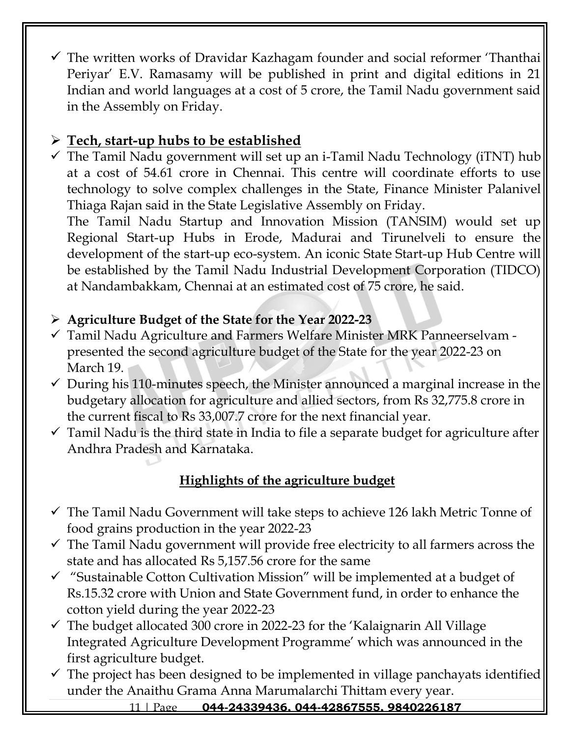- ✓ The written works of Dravidar Kazhagam founder and social reformer 'Thanthai Periyar' E.V. Ramasamy will be published in print and digital editions in 21 Indian and world languages at a cost of 5 crore, the Tamil Nadu government said in the Assembly on Friday.

## ➢ **Tech, start-up hubs to be established**

- ✓ The Tamil Nadu government will set up an i-Tamil Nadu Technology (iTNT) hub at a cost of 54.61 crore in Chennai. This centre will coordinate efforts to use technology to solve complex challenges in the State, Finance Minister Palanivel Thiaga Rajan said in the State Legislative Assembly on Friday.
  
  The Tamil Nadu Startup and Innovation Mission (TANSIM) would set up Regional Start-up Hubs in Erode, Madurai and Tirunelveli to ensure the development of the start-up eco-system. An iconic State Start-up Hub Centre will be established by the Tamil Nadu Industrial Development Corporation (TIDCO) at Nandambakkam, Chennai at an estimated cost of 75 crore, he said.

## ➢ **Agriculture Budget of the State for the Year 2022-23**

- ✓ Tamil Nadu Agriculture and Farmers Welfare Minister MRK Panneerselvam - presented the second agriculture budget of the State for the year 2022-23 on March 19.
- ✓ During his 110-minutes speech, the Minister announced a marginal increase in the budgetary allocation for agriculture and allied sectors, from Rs 32,775.8 crore in the current fiscal to Rs 33,007.7 crore for the next financial year.
- ✓ Tamil Nadu is the third state in India to file a separate budget for agriculture after Andhra Pradesh and Karnataka.

### **Highlights of the agriculture budget**

- ✓ The Tamil Nadu Government will take steps to achieve 126 lakh Metric Tonne of food grains production in the year 2022-23
- ✓ The Tamil Nadu government will provide free electricity to all farmers across the state and has allocated Rs 5,157.56 crore for the same
- ✓ "Sustainable Cotton Cultivation Mission" will be implemented at a budget of Rs.15.32 crore with Union and State Government fund, in order to enhance the cotton yield during the year 2022-23
- ✓ The budget allocated 300 crore in 2022-23 for the 'Kalaignarin All Village Integrated Agriculture Development Programme' which was announced in the first agriculture budget.
- ✓ The project has been designed to be implemented in village panchayats identified under the Anaithu Grama Anna Marumalarchi Thittam every year.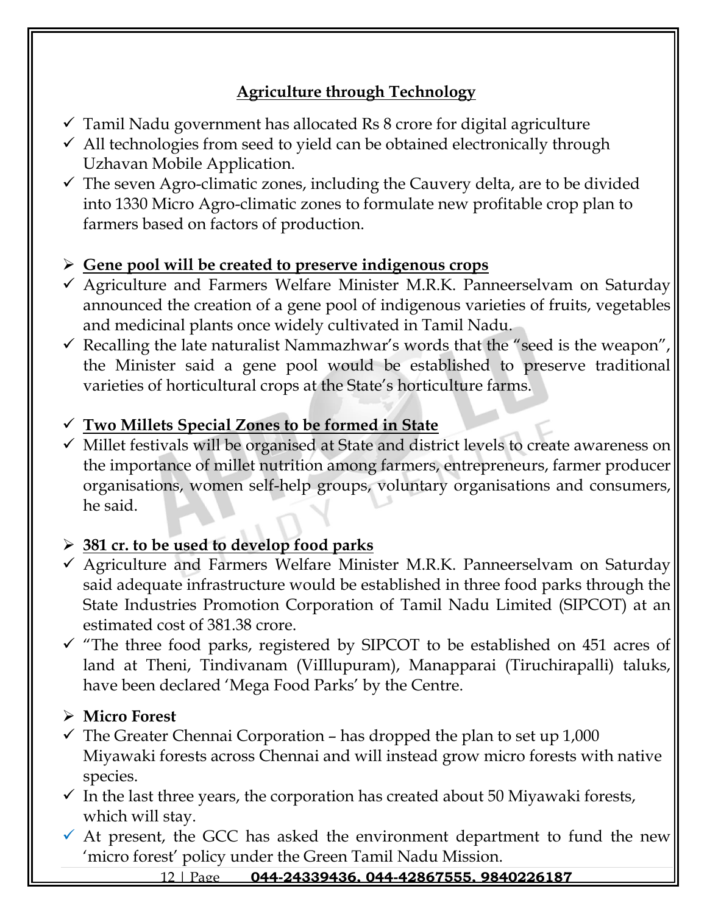## Agriculture through Technology

- ✓ Tamil Nadu government has allocated Rs 8 crore for digital agriculture
- ✓ All technologies from seed to yield can be obtained electronically through Uzhavan Mobile Application.
- ✓ The seven Agro-climatic zones, including the Cauvery delta, are to be divided into 1330 Micro Agro-climatic zones to formulate new profitable crop plan to farmers based on factors of production.

### ➢ Gene pool will be created to preserve indigenous crops

- ✓ Agriculture and Farmers Welfare Minister M.R.K. Panneerselvam on Saturday announced the creation of a gene pool of indigenous varieties of fruits, vegetables and medicinal plants once widely cultivated in Tamil Nadu.
- ✓ Recalling the late naturalist Nammazhwar's words that the "seed is the weapon", the Minister said a gene pool would be established to preserve traditional varieties of horticultural crops at the State's horticulture farms.

### ✓ Two Millets Special Zones to be formed in State

- ✓ Millet festivals will be organised at State and district levels to create awareness on the importance of millet nutrition among farmers, entrepreneurs, farmer producer organisations, women self-help groups, voluntary organisations and consumers, he said.

### ➢ 381 cr. to be used to develop food parks

- ✓ Agriculture and Farmers Welfare Minister M.R.K. Panneerselvam on Saturday said adequate infrastructure would be established in three food parks through the State Industries Promotion Corporation of Tamil Nadu Limited (SIPCOT) at an estimated cost of 381.38 crore.
- ✓ "The three food parks, registered by SIPCOT to be established on 451 acres of land at Theni, Tindivanam (ViIllupuram), Manapparai (Tiruchirapalli) taluks, have been declared 'Mega Food Parks' by the Centre.

### ➢ Micro Forest

- ✓ The Greater Chennai Corporation – has dropped the plan to set up 1,000 Miyawaki forests across Chennai and will instead grow micro forests with native species.
- ✓ In the last three years, the corporation has created about 50 Miyawaki forests, which will stay.
- ✓ At present, the GCC has asked the environment department to fund the new 'micro forest' policy under the Green Tamil Nadu Mission.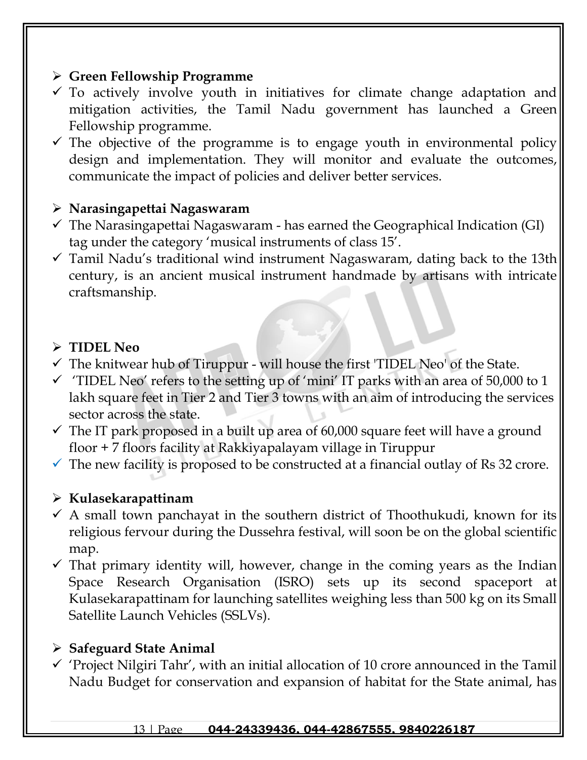- **Green Fellowship Programme**
  - ✓ To actively involve youth in initiatives for climate change adaptation and mitigation activities, the Tamil Nadu government has launched a Green Fellowship programme.
  - ✓ The objective of the programme is to engage youth in environmental policy design and implementation. They will monitor and evaluate the outcomes, communicate the impact of policies and deliver better services.

- **Narasingapettai Nagaswaram**
  - ✓ The Narasingapettai Nagaswaram - has earned the Geographical Indication (GI) tag under the category 'musical instruments of class 15'.
  - ✓ Tamil Nadu's traditional wind instrument Nagaswaram, dating back to the 13th century, is an ancient musical instrument handmade by artisans with intricate craftsmanship.

- **TIDEL Neo**
  - ✓ The knitwear hub of Tiruppur - will house the first 'TIDEL Neo' of the State.
  - ✓ 'TIDEL Neo' refers to the setting up of 'mini' IT parks with an area of 50,000 to 1 lakh square feet in Tier 2 and Tier 3 towns with an aim of introducing the services sector across the state.
  - ✓ The IT park proposed in a built up area of 60,000 square feet will have a ground floor + 7 floors facility at Rakkiyapalayam village in Tiruppur
  - ✓ The new facility is proposed to be constructed at a financial outlay of Rs 32 crore.

- **Kulasekarapattinam**
  - ✓ A small town panchayat in the southern district of Thoothukudi, known for its religious fervour during the Dussehra festival, will soon be on the global scientific map.
  - ✓ That primary identity will, however, change in the coming years as the Indian Space Research Organisation (ISRO) sets up its second spaceport at Kulasekarapattinam for launching satellites weighing less than 500 kg on its Small Satellite Launch Vehicles (SSLVs).

- **Safeguard State Animal**
  - ✓ 'Project Nilgiri Tahr', with an initial allocation of 10 crore announced in the Tamil Nadu Budget for conservation and expansion of habitat for the State animal, has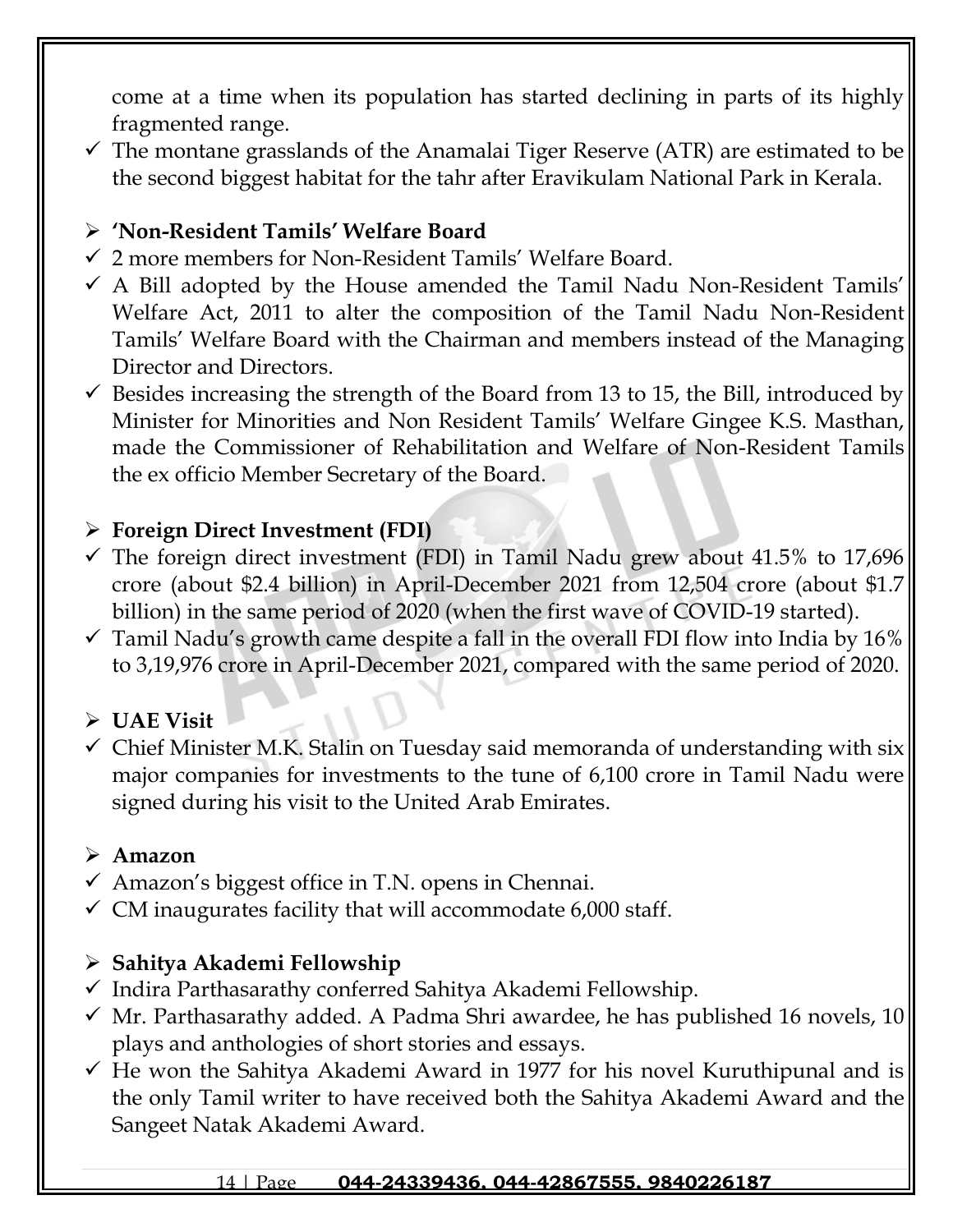come at a time when its population has started declining in parts of its highly fragmented range.

- ✓ The montane grasslands of the Anamalai Tiger Reserve (ATR) are estimated to be the second biggest habitat for the tahr after Eravikulam National Park in Kerala.

## ➢ 'Non-Resident Tamils' Welfare Board

- ✓ 2 more members for Non-Resident Tamils' Welfare Board.
- ✓ A Bill adopted by the House amended the Tamil Nadu Non-Resident Tamils' Welfare Act, 2011 to alter the composition of the Tamil Nadu Non-Resident Tamils' Welfare Board with the Chairman and members instead of the Managing Director and Directors.
- ✓ Besides increasing the strength of the Board from 13 to 15, the Bill, introduced by Minister for Minorities and Non Resident Tamils' Welfare Gingee K.S. Masthan, made the Commissioner of Rehabilitation and Welfare of Non-Resident Tamils the ex officio Member Secretary of the Board.

## ➢ Foreign Direct Investment (FDI)

- ✓ The foreign direct investment (FDI) in Tamil Nadu grew about 41.5% to 17,696 crore (about $2.4 billion) in April-December 2021 from 12,504 crore (about $1.7 billion) in the same period of 2020 (when the first wave of COVID-19 started).
- ✓ Tamil Nadu's growth came despite a fall in the overall FDI flow into India by 16% to 3,19,976 crore in April-December 2021, compared with the same period of 2020.

## ➢ UAE Visit

- ✓ Chief Minister M.K. Stalin on Tuesday said memoranda of understanding with six major companies for investments to the tune of 6,100 crore in Tamil Nadu were signed during his visit to the United Arab Emirates.

## ➢ Amazon

- ✓ Amazon's biggest office in T.N. opens in Chennai.
- ✓ CM inaugurates facility that will accommodate 6,000 staff.

## ➢ Sahitya Akademi Fellowship

- ✓ Indira Parthasarathy conferred Sahitya Akademi Fellowship.
- ✓ Mr. Parthasarathy added. A Padma Shri awardee, he has published 16 novels, 10 plays and anthologies of short stories and essays.
- ✓ He won the Sahitya Akademi Award in 1977 for his novel Kuruthipunal and is the only Tamil writer to have received both the Sahitya Akademi Award and the Sangeet Natak Akademi Award.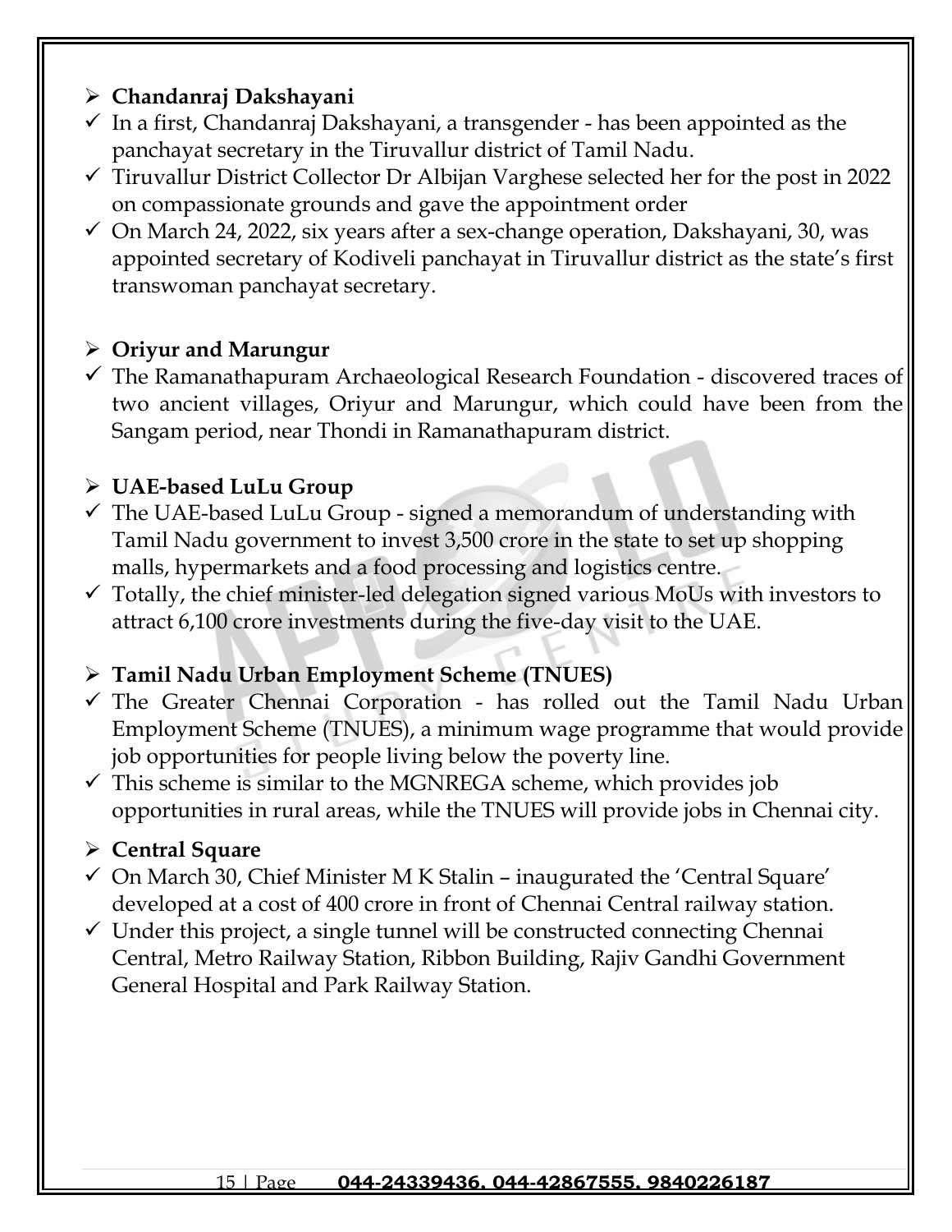- **Chandanraj Dakshayani**
  - In a first, Chandanraj Dakshayani, a transgender - has been appointed as the panchayat secretary in the Tiruvallur district of Tamil Nadu.
  - Tiruvallur District Collector Dr Albijan Varghese selected her for the post in 2022 on compassionate grounds and gave the appointment order
  - On March 24, 2022, six years after a sex-change operation, Dakshayani, 30, was appointed secretary of Kodiveli panchayat in Tiruvallur district as the state's first transwoman panchayat secretary.

- **Oriyur and Marungur**
  - The Ramanathapuram Archaeological Research Foundation - discovered traces of two ancient villages, Oriyur and Marungur, which could have been from the Sangam period, near Thondi in Ramanathapuram district.

- **UAE-based LuLu Group**
  - The UAE-based LuLu Group - signed a memorandum of understanding with Tamil Nadu government to invest 3,500 crore in the state to set up shopping malls, hypermarkets and a food processing and logistics centre.
  - Totally, the chief minister-led delegation signed various MoUs with investors to attract 6,100 crore investments during the five-day visit to the UAE.

- **Tamil Nadu Urban Employment Scheme (TNUES)**
  - The Greater Chennai Corporation - has rolled out the Tamil Nadu Urban Employment Scheme (TNUES), a minimum wage programme that would provide job opportunities for people living below the poverty line.
  - This scheme is similar to the MGNREGA scheme, which provides job opportunities in rural areas, while the TNUES will provide jobs in Chennai city.

- **Central Square**
  - On March 30, Chief Minister M K Stalin – inaugurated the 'Central Square' developed at a cost of 400 crore in front of Chennai Central railway station.
  - Under this project, a single tunnel will be constructed connecting Chennai Central, Metro Railway Station, Ribbon Building, Rajiv Gandhi Government General Hospital and Park Railway Station.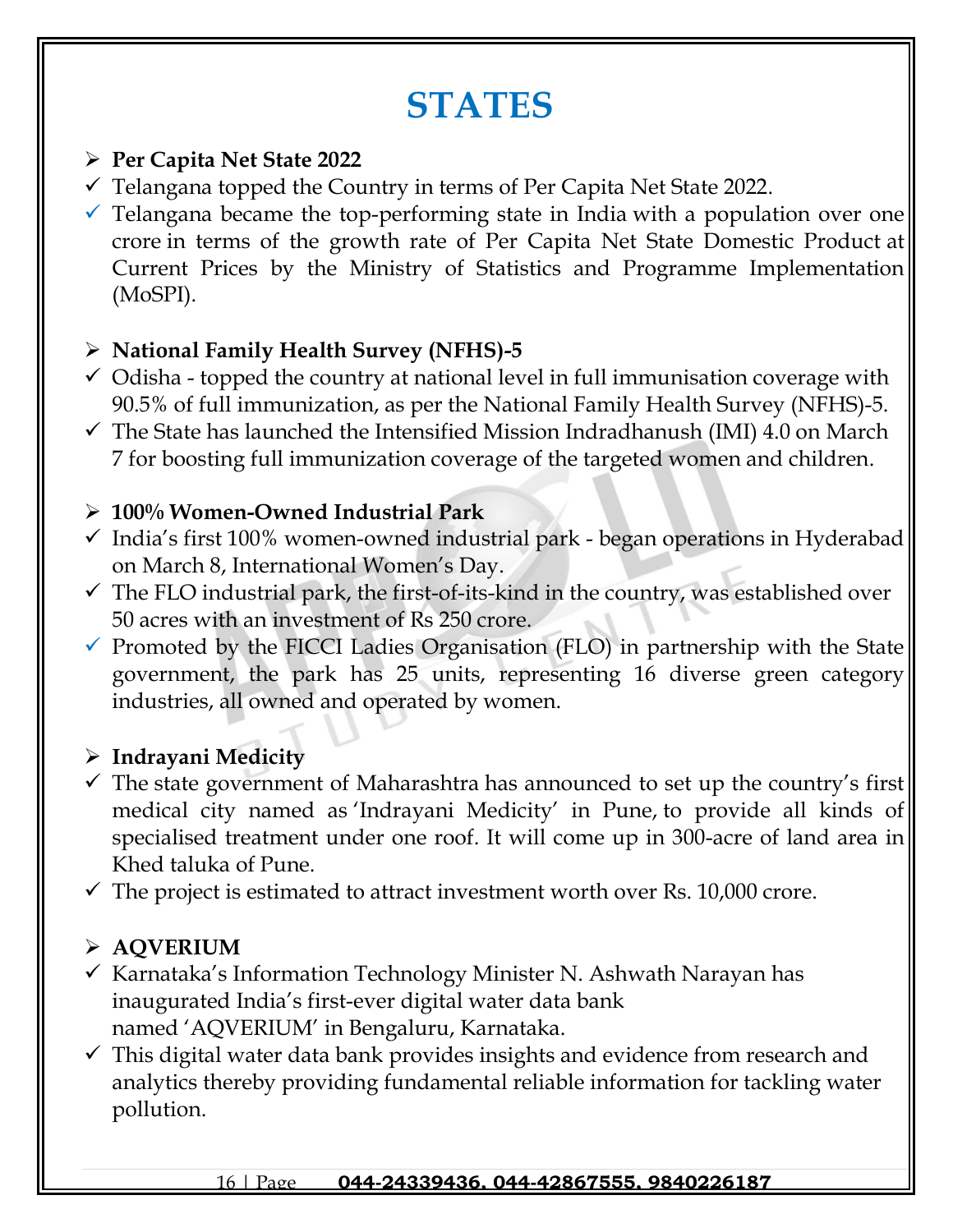# STATES

- **Per Capita Net State 2022**
  - ✓ Telangana topped the Country in terms of Per Capita Net State 2022.
  - ✓ Telangana became the top-performing state in India with a population over one crore in terms of the growth rate of Per Capita Net State Domestic Product at Current Prices by the Ministry of Statistics and Programme Implementation (MoSPI).

- **National Family Health Survey (NFHS)-5**
  - ✓ Odisha - topped the country at national level in full immunisation coverage with 90.5% of full immunization, as per the National Family Health Survey (NFHS)-5.
  - ✓ The State has launched the Intensified Mission Indradhanush (IMI) 4.0 on March 7 for boosting full immunization coverage of the targeted women and children.

- **100% Women-Owned Industrial Park**
  - ✓ India's first 100% women-owned industrial park - began operations in Hyderabad on March 8, International Women's Day.
  - ✓ The FLO industrial park, the first-of-its-kind in the country, was established over 50 acres with an investment of Rs 250 crore.
  - ✓ Promoted by the FICCI Ladies Organisation (FLO) in partnership with the State government, the park has 25 units, representing 16 diverse green category industries, all owned and operated by women.

- **Indrayani Medicity**
  - ✓ The state government of Maharashtra has announced to set up the country's first medical city named as 'Indrayani Medicity' in Pune, to provide all kinds of specialised treatment under one roof. It will come up in 300-acre of land area in Khed taluka of Pune.
  - ✓ The project is estimated to attract investment worth over Rs. 10,000 crore.

- **AQVERIUM**
  - ✓ Karnataka's Information Technology Minister N. Ashwath Narayan has inaugurated India's first-ever digital water data bank named 'AQVERIUM' in Bengaluru, Karnataka.
  - ✓ This digital water data bank provides insights and evidence from research and analytics thereby providing fundamental reliable information for tackling water pollution.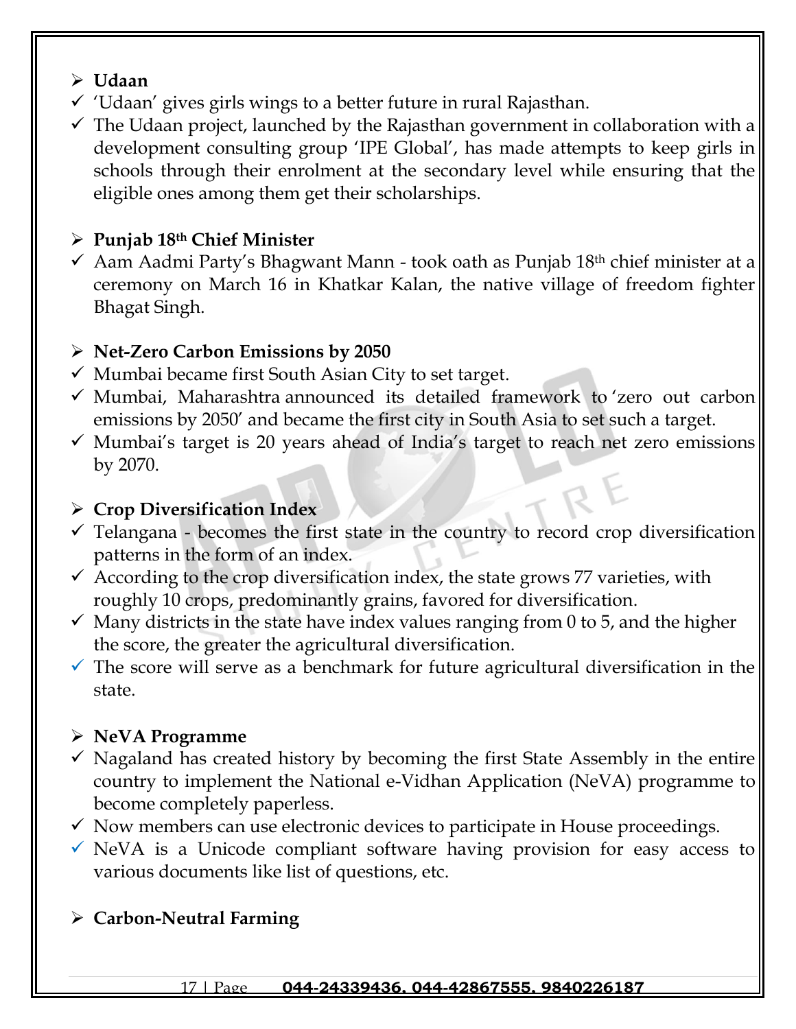- **Udaan**
  - 'Udaan' gives girls wings to a better future in rural Rajasthan.
  - The Udaan project, launched by the Rajasthan government in collaboration with a development consulting group 'IPE Global', has made attempts to keep girls in schools through their enrolment at the secondary level while ensuring that the eligible ones among them get their scholarships.

- **Punjab 18th Chief Minister**
  - Aam Aadmi Party's Bhagwant Mann - took oath as Punjab 18th chief minister at a ceremony on March 16 in Khatkar Kalan, the native village of freedom fighter Bhagat Singh.

- **Net-Zero Carbon Emissions by 2050**
  - Mumbai became first South Asian City to set target.
  - Mumbai, Maharashtra announced its detailed framework to 'zero out carbon emissions by 2050' and became the first city in South Asia to set such a target.
  - Mumbai's target is 20 years ahead of India's target to reach net zero emissions by 2070.

- **Crop Diversification Index**
  - Telangana - becomes the first state in the country to record crop diversification patterns in the form of an index.
  - According to the crop diversification index, the state grows 77 varieties, with roughly 10 crops, predominantly grains, favored for diversification.
  - Many districts in the state have index values ranging from 0 to 5, and the higher the score, the greater the agricultural diversification.
  - The score will serve as a benchmark for future agricultural diversification in the state.

- **NeVA Programme**
  - Nagaland has created history by becoming the first State Assembly in the entire country to implement the National e-Vidhan Application (NeVA) programme to become completely paperless.
  - Now members can use electronic devices to participate in House proceedings.
  - NeVA is a Unicode compliant software having provision for easy access to various documents like list of questions, etc.

- **Carbon-Neutral Farming**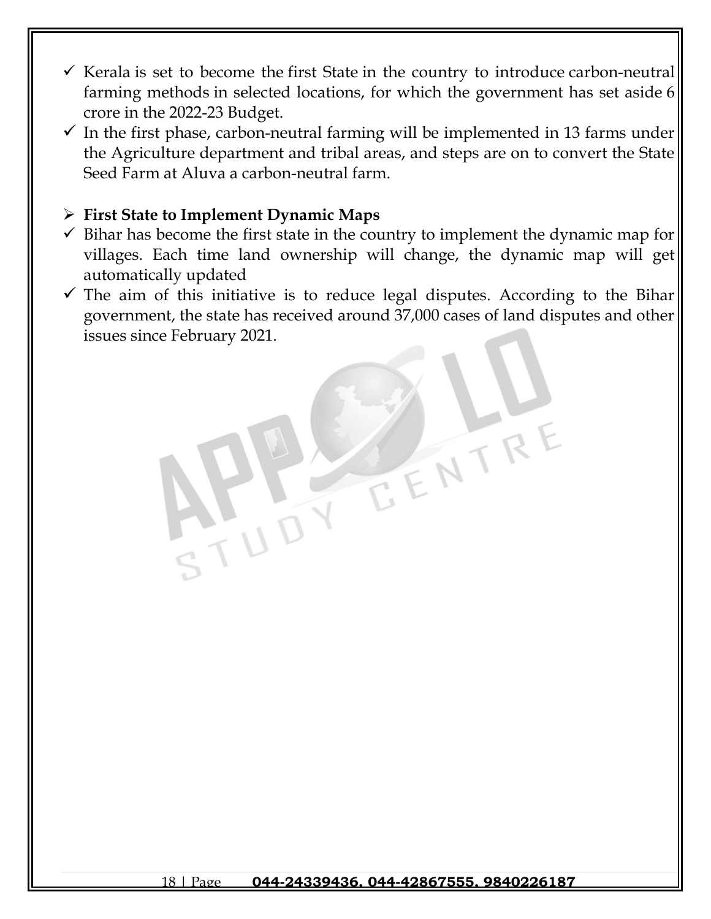- ✓ Kerala is set to become the first State in the country to introduce carbon-neutral farming methods in selected locations, for which the government has set aside 6 crore in the 2022-23 Budget.
- ✓ In the first phase, carbon-neutral farming will be implemented in 13 farms under the Agriculture department and tribal areas, and steps are on to convert the State Seed Farm at Aluva a carbon-neutral farm.

- **First State to Implement Dynamic Maps**

- ✓ Bihar has become the first state in the country to implement the dynamic map for villages. Each time land ownership will change, the dynamic map will get automatically updated
- ✓ The aim of this initiative is to reduce legal disputes. According to the Bihar government, the state has received around 37,000 cases of land disputes and other issues since February 2021.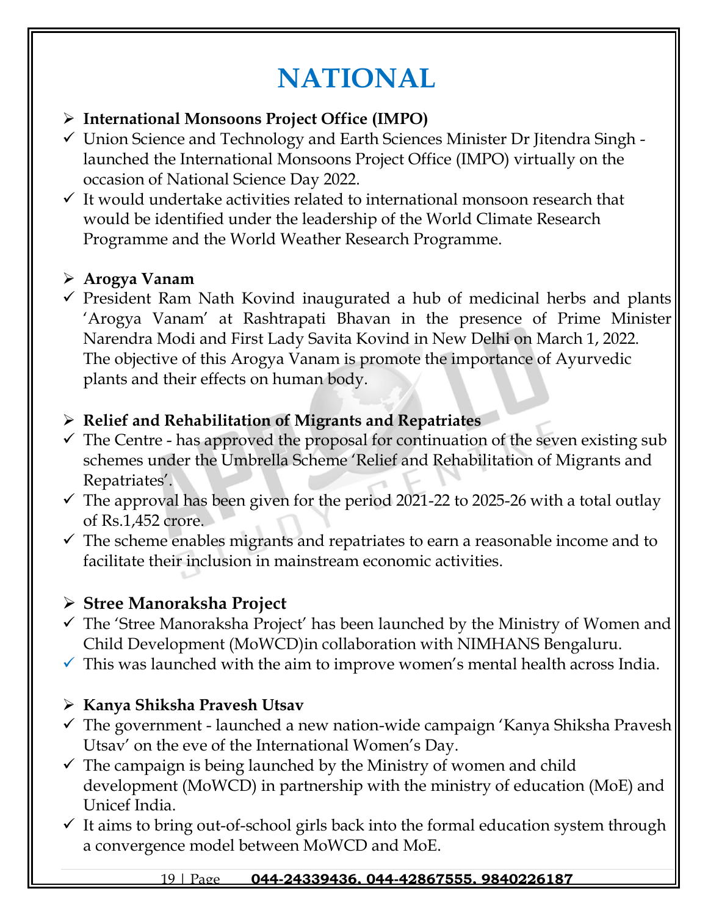# NATIONAL

- **International Monsoons Project Office (IMPO)**
  - ✓ Union Science and Technology and Earth Sciences Minister Dr Jitendra Singh - launched the International Monsoons Project Office (IMPO) virtually on the occasion of National Science Day 2022.
  - ✓ It would undertake activities related to international monsoon research that would be identified under the leadership of the World Climate Research Programme and the World Weather Research Programme.

- **Arogya Vanam**
  - ✓ President Ram Nath Kovind inaugurated a hub of medicinal herbs and plants 'Arogya Vanam' at Rashtrapati Bhavan in the presence of Prime Minister Narendra Modi and First Lady Savita Kovind in New Delhi on March 1, 2022. The objective of this Arogya Vanam is promote the importance of Ayurvedic plants and their effects on human body.

- **Relief and Rehabilitation of Migrants and Repatriates**
  - ✓ The Centre - has approved the proposal for continuation of the seven existing sub schemes under the Umbrella Scheme 'Relief and Rehabilitation of Migrants and Repatriates'.
  - ✓ The approval has been given for the period 2021-22 to 2025-26 with a total outlay of Rs.1,452 crore.
  - ✓ The scheme enables migrants and repatriates to earn a reasonable income and to facilitate their inclusion in mainstream economic activities.

- **Stree Manoraksha Project**
  - ✓ The 'Stree Manoraksha Project' has been launched by the Ministry of Women and Child Development (MoWCD)in collaboration with NIMHANS Bengaluru.
  - ✓ This was launched with the aim to improve women's mental health across India.

- **Kanya Shiksha Pravesh Utsav**
  - ✓ The government - launched a new nation-wide campaign 'Kanya Shiksha Pravesh Utsav' on the eve of the International Women's Day.
  - ✓ The campaign is being launched by the Ministry of women and child development (MoWCD) in partnership with the ministry of education (MoE) and Unicef India.
  - ✓ It aims to bring out-of-school girls back into the formal education system through a convergence model between MoWCD and MoE.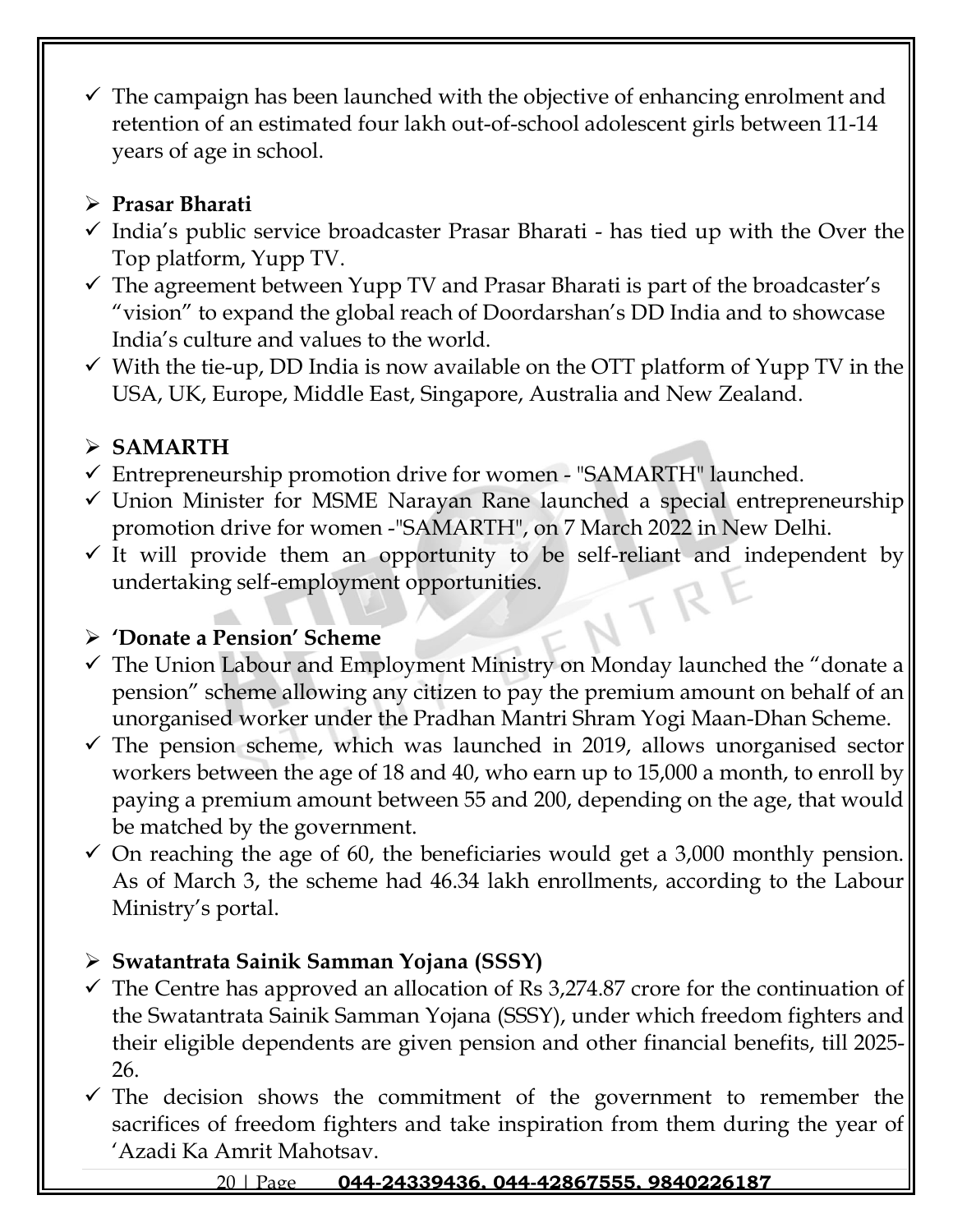- ✓ The campaign has been launched with the objective of enhancing enrolment and retention of an estimated four lakh out-of-school adolescent girls between 11-14 years of age in school.

- **Prasar Bharati**
- ✓ India's public service broadcaster Prasar Bharati - has tied up with the Over the Top platform, Yupp TV.
- ✓ The agreement between Yupp TV and Prasar Bharati is part of the broadcaster's "vision" to expand the global reach of Doordarshan's DD India and to showcase India's culture and values to the world.
- ✓ With the tie-up, DD India is now available on the OTT platform of Yupp TV in the USA, UK, Europe, Middle East, Singapore, Australia and New Zealand.

- **SAMARTH**
- ✓ Entrepreneurship promotion drive for women - "SAMARTH" launched.
- ✓ Union Minister for MSME Narayan Rane launched a special entrepreneurship promotion drive for women -"SAMARTH", on 7 March 2022 in New Delhi.
- ✓ It will provide them an opportunity to be self-reliant and independent by undertaking self-employment opportunities.

- **'Donate a Pension' Scheme**
- ✓ The Union Labour and Employment Ministry on Monday launched the "donate a pension" scheme allowing any citizen to pay the premium amount on behalf of an unorganised worker under the Pradhan Mantri Shram Yogi Maan-Dhan Scheme.
- ✓ The pension scheme, which was launched in 2019, allows unorganised sector workers between the age of 18 and 40, who earn up to 15,000 a month, to enroll by paying a premium amount between 55 and 200, depending on the age, that would be matched by the government.
- ✓ On reaching the age of 60, the beneficiaries would get a 3,000 monthly pension. As of March 3, the scheme had 46.34 lakh enrollments, according to the Labour Ministry's portal.

- **Swatantrata Sainik Samman Yojana (SSSY)**
- ✓ The Centre has approved an allocation of Rs 3,274.87 crore for the continuation of the Swatantrata Sainik Samman Yojana (SSSY), under which freedom fighters and their eligible dependents are given pension and other financial benefits, till 2025-26.
- ✓ The decision shows the commitment of the government to remember the sacrifices of freedom fighters and take inspiration from them during the year of 'Azadi Ka Amrit Mahotsav.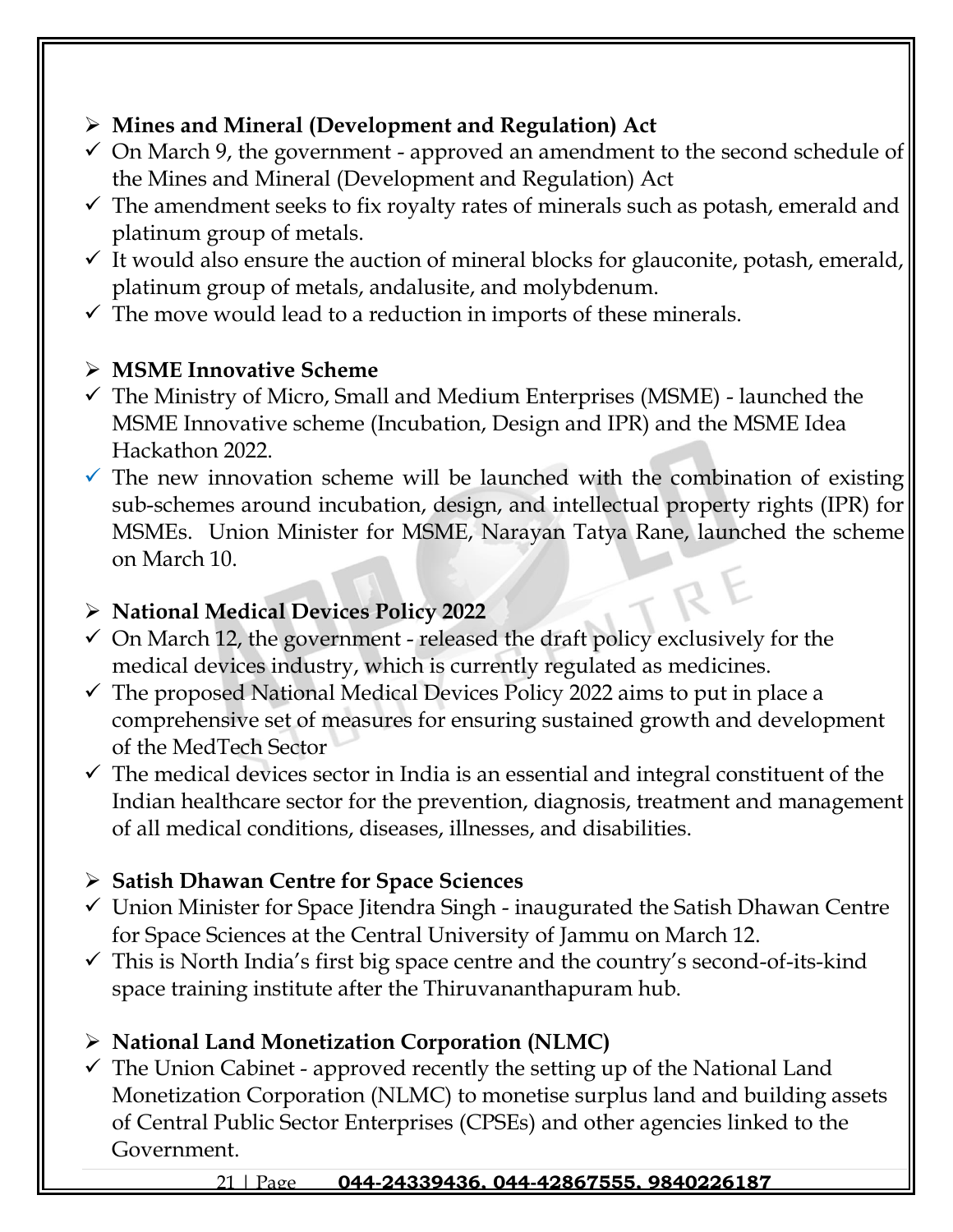- **Mines and Mineral (Development and Regulation) Act**
  - On March 9, the government - approved an amendment to the second schedule of the Mines and Mineral (Development and Regulation) Act
  - The amendment seeks to fix royalty rates of minerals such as potash, emerald and platinum group of metals.
  - It would also ensure the auction of mineral blocks for glauconite, potash, emerald, platinum group of metals, andalusite, and molybdenum.
  - The move would lead to a reduction in imports of these minerals.

- **MSME Innovative Scheme**
  - The Ministry of Micro, Small and Medium Enterprises (MSME) - launched the MSME Innovative scheme (Incubation, Design and IPR) and the MSME Idea Hackathon 2022.
  - The new innovation scheme will be launched with the combination of existing sub-schemes around incubation, design, and intellectual property rights (IPR) for MSMEs. Union Minister for MSME, Narayan Tatya Rane, launched the scheme on March 10.

- **National Medical Devices Policy 2022**
  - On March 12, the government - released the draft policy exclusively for the medical devices industry, which is currently regulated as medicines.
  - The proposed National Medical Devices Policy 2022 aims to put in place a comprehensive set of measures for ensuring sustained growth and development of the MedTech Sector
  - The medical devices sector in India is an essential and integral constituent of the Indian healthcare sector for the prevention, diagnosis, treatment and management of all medical conditions, diseases, illnesses, and disabilities.

- **Satish Dhawan Centre for Space Sciences**
  - Union Minister for Space Jitendra Singh - inaugurated the Satish Dhawan Centre for Space Sciences at the Central University of Jammu on March 12.
  - This is North India's first big space centre and the country's second-of-its-kind space training institute after the Thiruvananthapuram hub.

- **National Land Monetization Corporation (NLMC)**
  - The Union Cabinet - approved recently the setting up of the National Land Monetization Corporation (NLMC) to monetise surplus land and building assets of Central Public Sector Enterprises (CPSEs) and other agencies linked to the Government.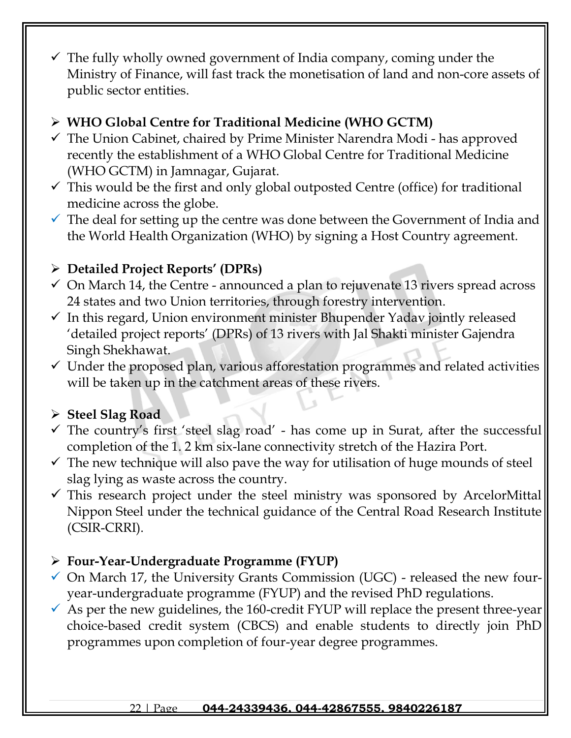- ✓ The fully wholly owned government of India company, coming under the Ministry of Finance, will fast track the monetisation of land and non-core assets of public sector entities.

## ➢ WHO Global Centre for Traditional Medicine (WHO GCTM)

- ✓ The Union Cabinet, chaired by Prime Minister Narendra Modi - has approved recently the establishment of a WHO Global Centre for Traditional Medicine (WHO GCTM) in Jamnagar, Gujarat.
- ✓ This would be the first and only global outposted Centre (office) for traditional medicine across the globe.
- ✓ The deal for setting up the centre was done between the Government of India and the World Health Organization (WHO) by signing a Host Country agreement.

## ➢ Detailed Project Reports' (DPRs)

- ✓ On March 14, the Centre - announced a plan to rejuvenate 13 rivers spread across 24 states and two Union territories, through forestry intervention.
- ✓ In this regard, Union environment minister Bhupender Yadav jointly released 'detailed project reports' (DPRs) of 13 rivers with Jal Shakti minister Gajendra Singh Shekhawat.
- ✓ Under the proposed plan, various afforestation programmes and related activities will be taken up in the catchment areas of these rivers.

## ➢ Steel Slag Road

- ✓ The country's first 'steel slag road' - has come up in Surat, after the successful completion of the 1. 2 km six-lane connectivity stretch of the Hazira Port.
- ✓ The new technique will also pave the way for utilisation of huge mounds of steel slag lying as waste across the country.
- ✓ This research project under the steel ministry was sponsored by ArcelorMittal Nippon Steel under the technical guidance of the Central Road Research Institute (CSIR-CRRI).

## ➢ Four-Year-Undergraduate Programme (FYUP)

- ✓ On March 17, the University Grants Commission (UGC) - released the new four-year-undergraduate programme (FYUP) and the revised PhD regulations.
- ✓ As per the new guidelines, the 160-credit FYUP will replace the present three-year choice-based credit system (CBCS) and enable students to directly join PhD programmes upon completion of four-year degree programmes.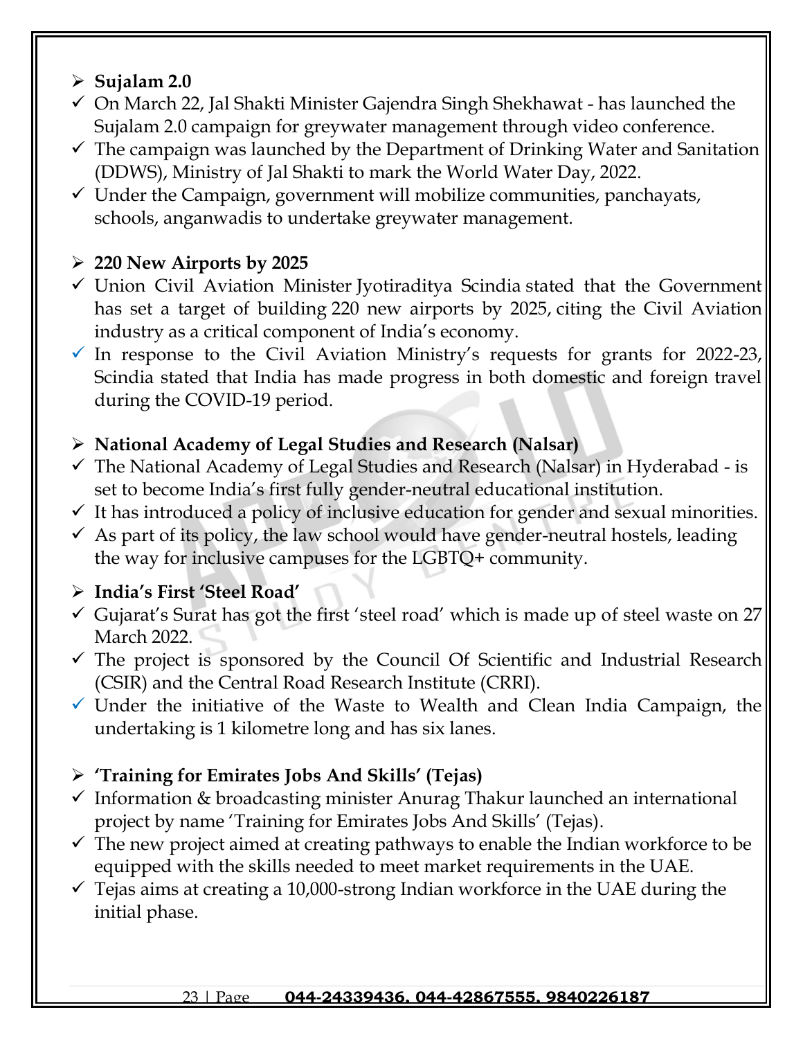## Sujalam 2.0

- On March 22, Jal Shakti Minister Gajendra Singh Shekhawat - has launched the Sujalam 2.0 campaign for greywater management through video conference.
- The campaign was launched by the Department of Drinking Water and Sanitation (DDWS), Ministry of Jal Shakti to mark the World Water Day, 2022.
- Under the Campaign, government will mobilize communities, panchayats, schools, anganwadis to undertake greywater management.

## 220 New Airports by 2025

- Union Civil Aviation Minister Jyotiraditya Scindia stated that the Government has set a target of building 220 new airports by 2025, citing the Civil Aviation industry as a critical component of India's economy.
- In response to the Civil Aviation Ministry's requests for grants for 2022-23, Scindia stated that India has made progress in both domestic and foreign travel during the COVID-19 period.

## National Academy of Legal Studies and Research (Nalsar)

- The National Academy of Legal Studies and Research (Nalsar) in Hyderabad - is set to become India's first fully gender-neutral educational institution.
- It has introduced a policy of inclusive education for gender and sexual minorities.
- As part of its policy, the law school would have gender-neutral hostels, leading the way for inclusive campuses for the LGBTQ+ community.

## India's First 'Steel Road'

- Gujarat's Surat has got the first 'steel road' which is made up of steel waste on 27 March 2022.
- The project is sponsored by the Council Of Scientific and Industrial Research (CSIR) and the Central Road Research Institute (CRRI).
- Under the initiative of the Waste to Wealth and Clean India Campaign, the undertaking is 1 kilometre long and has six lanes.

## 'Training for Emirates Jobs And Skills' (Tejas)

- Information & broadcasting minister Anurag Thakur launched an international project by name 'Training for Emirates Jobs And Skills' (Tejas).
- The new project aimed at creating pathways to enable the Indian workforce to be equipped with the skills needed to meet market requirements in the UAE.
- Tejas aims at creating a 10,000-strong Indian workforce in the UAE during the initial phase.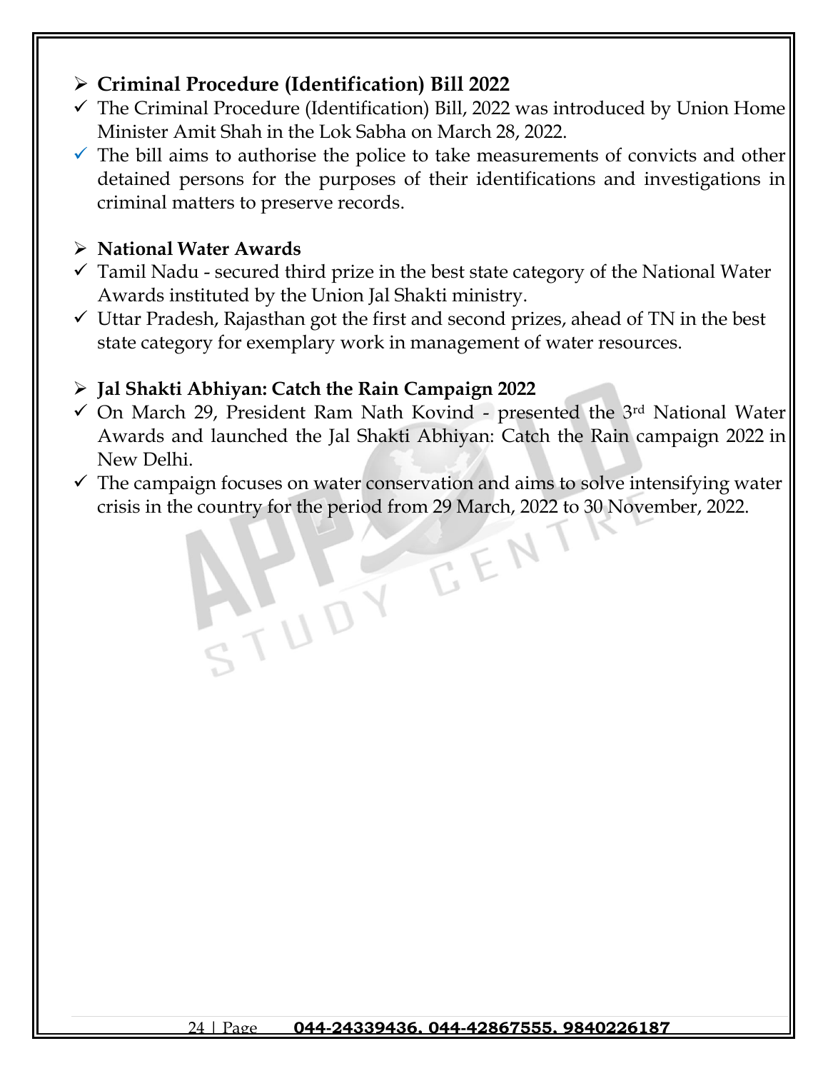## Criminal Procedure (Identification) Bill 2022

- ✓ The Criminal Procedure (Identification) Bill, 2022 was introduced by Union Home Minister Amit Shah in the Lok Sabha on March 28, 2022.
- ✓ The bill aims to authorise the police to take measurements of convicts and other detained persons for the purposes of their identifications and investigations in criminal matters to preserve records.

## National Water Awards

- ✓ Tamil Nadu - secured third prize in the best state category of the National Water Awards instituted by the Union Jal Shakti ministry.
- ✓ Uttar Pradesh, Rajasthan got the first and second prizes, ahead of TN in the best state category for exemplary work in management of water resources.

## Jal Shakti Abhiyan: Catch the Rain Campaign 2022

- ✓ On March 29, President Ram Nath Kovind - presented the 3rd National Water Awards and launched the Jal Shakti Abhiyan: Catch the Rain campaign 2022 in New Delhi.
- ✓ The campaign focuses on water conservation and aims to solve intensifying water crisis in the country for the period from 29 March, 2022 to 30 November, 2022.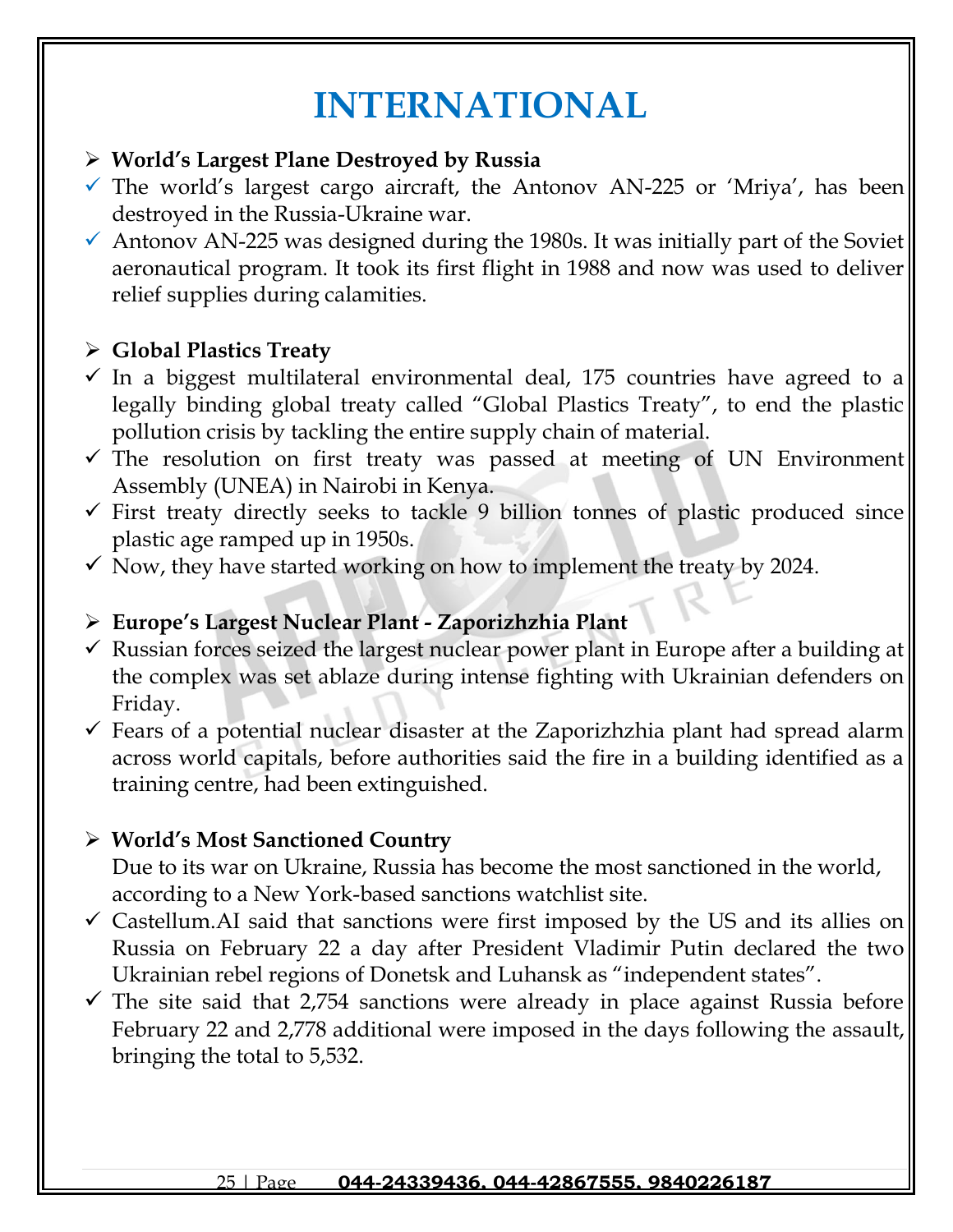# INTERNATIONAL

- **World's Largest Plane Destroyed by Russia**
  - ✓ The world's largest cargo aircraft, the Antonov AN-225 or 'Mriya', has been destroyed in the Russia-Ukraine war.
  - ✓ Antonov AN-225 was designed during the 1980s. It was initially part of the Soviet aeronautical program. It took its first flight in 1988 and now was used to deliver relief supplies during calamities.

- **Global Plastics Treaty**
  - ✓ In a biggest multilateral environmental deal, 175 countries have agreed to a legally binding global treaty called "Global Plastics Treaty", to end the plastic pollution crisis by tackling the entire supply chain of material.
  - ✓ The resolution on first treaty was passed at meeting of UN Environment Assembly (UNEA) in Nairobi in Kenya.
  - ✓ First treaty directly seeks to tackle 9 billion tonnes of plastic produced since plastic age ramped up in 1950s.
  - ✓ Now, they have started working on how to implement the treaty by 2024.

- **Europe's Largest Nuclear Plant - Zaporizhzhia Plant**
  - ✓ Russian forces seized the largest nuclear power plant in Europe after a building at the complex was set ablaze during intense fighting with Ukrainian defenders on Friday.
  - ✓ Fears of a potential nuclear disaster at the Zaporizhzhia plant had spread alarm across world capitals, before authorities said the fire in a building identified as a training centre, had been extinguished.

- **World's Most Sanctioned Country**

  Due to its war on Ukraine, Russia has become the most sanctioned in the world, according to a New York-based sanctions watchlist site.
  - ✓ Castellum.AI said that sanctions were first imposed by the US and its allies on Russia on February 22 a day after President Vladimir Putin declared the two Ukrainian rebel regions of Donetsk and Luhansk as "independent states".
  - ✓ The site said that 2,754 sanctions were already in place against Russia before February 22 and 2,778 additional were imposed in the days following the assault, bringing the total to 5,532.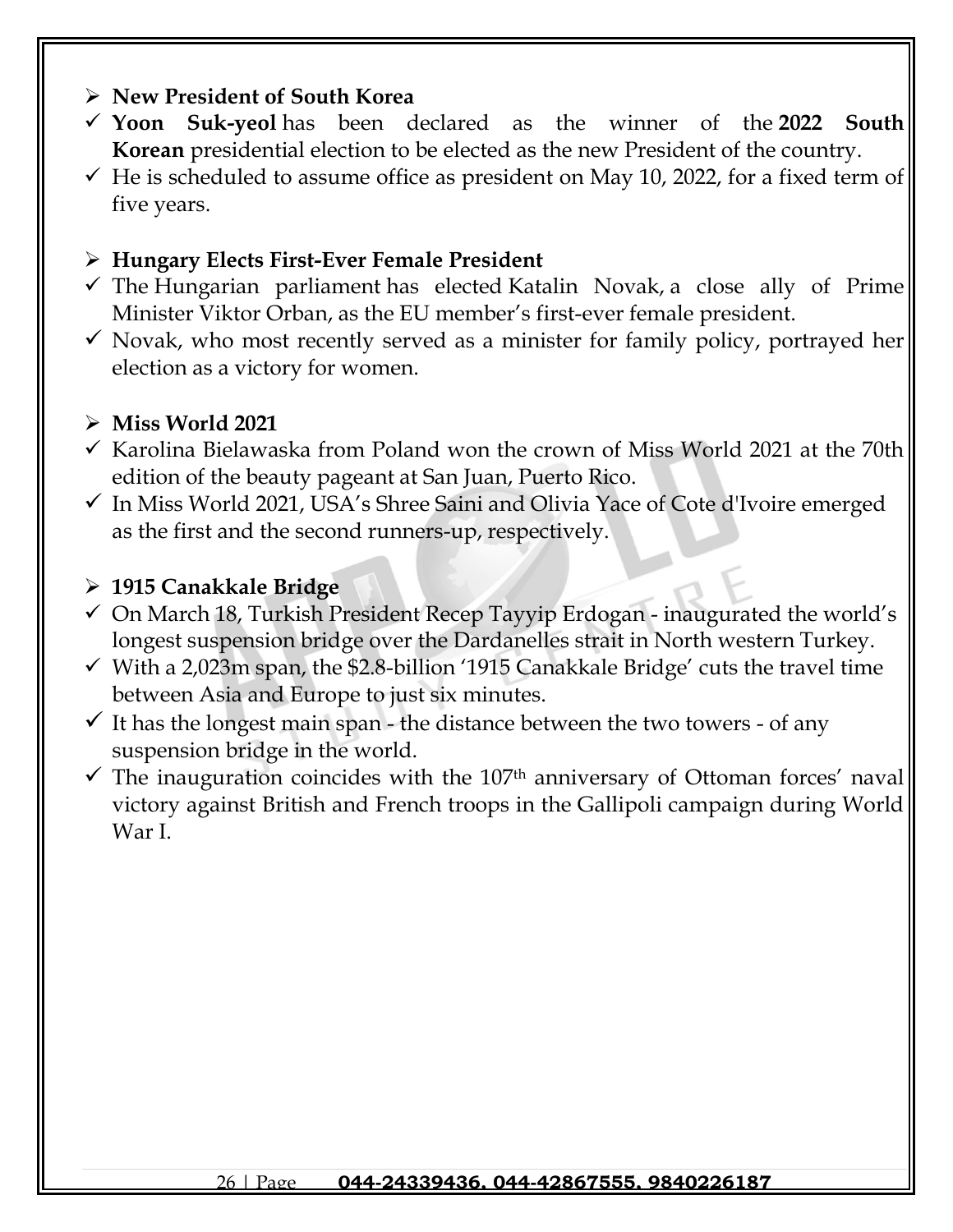- **New President of South Korea**
  - **Yoon Suk-yeol** has been declared as the winner of the **2022 South Korean** presidential election to be elected as the new President of the country.
  - He is scheduled to assume office as president on May 10, 2022, for a fixed term of five years.

- **Hungary Elects First-Ever Female President**
  - The Hungarian parliament has elected Katalin Novak, a close ally of Prime Minister Viktor Orban, as the EU member's first-ever female president.
  - Novak, who most recently served as a minister for family policy, portrayed her election as a victory for women.

- **Miss World 2021**
  - Karolina Bielawaska from Poland won the crown of Miss World 2021 at the 70th edition of the beauty pageant at San Juan, Puerto Rico.
  - In Miss World 2021, USA's Shree Saini and Olivia Yace of Cote d'Ivoire emerged as the first and the second runners-up, respectively.

- **1915 Canakkale Bridge**
  - On March 18, Turkish President Recep Tayyip Erdogan - inaugurated the world's longest suspension bridge over the Dardanelles strait in North western Turkey.
  - With a 2,023m span, the $2.8-billion '1915 Canakkale Bridge' cuts the travel time between Asia and Europe to just six minutes.
  - It has the longest main span - the distance between the two towers - of any suspension bridge in the world.
  - The inauguration coincides with the 107th anniversary of Ottoman forces' naval victory against British and French troops in the Gallipoli campaign during World War I.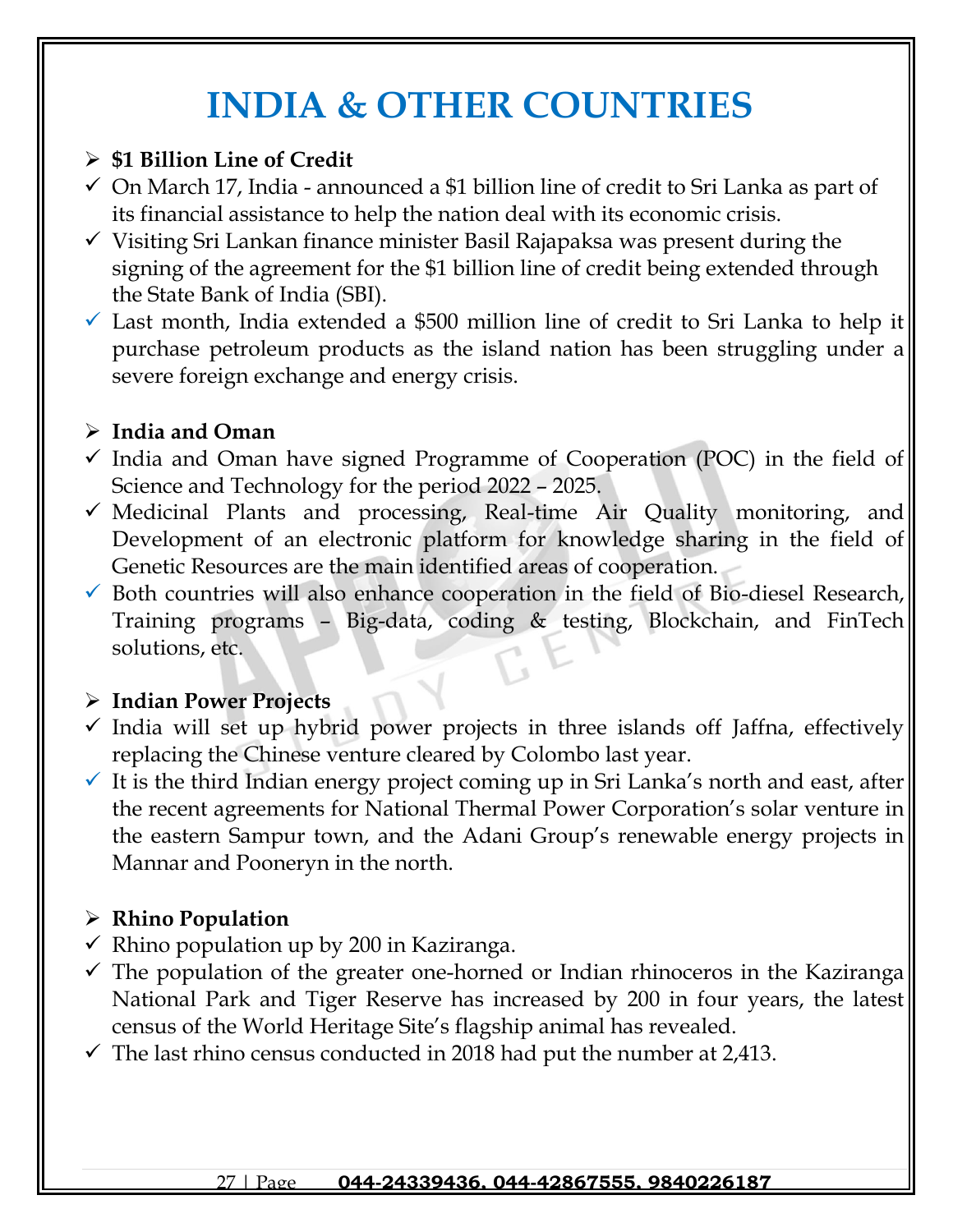# INDIA & OTHER COUNTRIES

## $1 Billion Line of Credit

- On March 17, India - announced a $1 billion line of credit to Sri Lanka as part of its financial assistance to help the nation deal with its economic crisis.
- Visiting Sri Lankan finance minister Basil Rajapaksa was present during the signing of the agreement for the $1 billion line of credit being extended through the State Bank of India (SBI).
- Last month, India extended a $500 million line of credit to Sri Lanka to help it purchase petroleum products as the island nation has been struggling under a severe foreign exchange and energy crisis.

## India and Oman

- India and Oman have signed Programme of Cooperation (POC) in the field of Science and Technology for the period 2022 – 2025.
- Medicinal Plants and processing, Real-time Air Quality monitoring, and Development of an electronic platform for knowledge sharing in the field of Genetic Resources are the main identified areas of cooperation.
- Both countries will also enhance cooperation in the field of Bio-diesel Research, Training programs – Big-data, coding & testing, Blockchain, and FinTech solutions, etc.

## Indian Power Projects

- India will set up hybrid power projects in three islands off Jaffna, effectively replacing the Chinese venture cleared by Colombo last year.
- It is the third Indian energy project coming up in Sri Lanka's north and east, after the recent agreements for National Thermal Power Corporation's solar venture in the eastern Sampur town, and the Adani Group's renewable energy projects in Mannar and Pooneryn in the north.

## Rhino Population

- Rhino population up by 200 in Kaziranga.
- The population of the greater one-horned or Indian rhinoceros in the Kaziranga National Park and Tiger Reserve has increased by 200 in four years, the latest census of the World Heritage Site's flagship animal has revealed.
- The last rhino census conducted in 2018 had put the number at 2,413.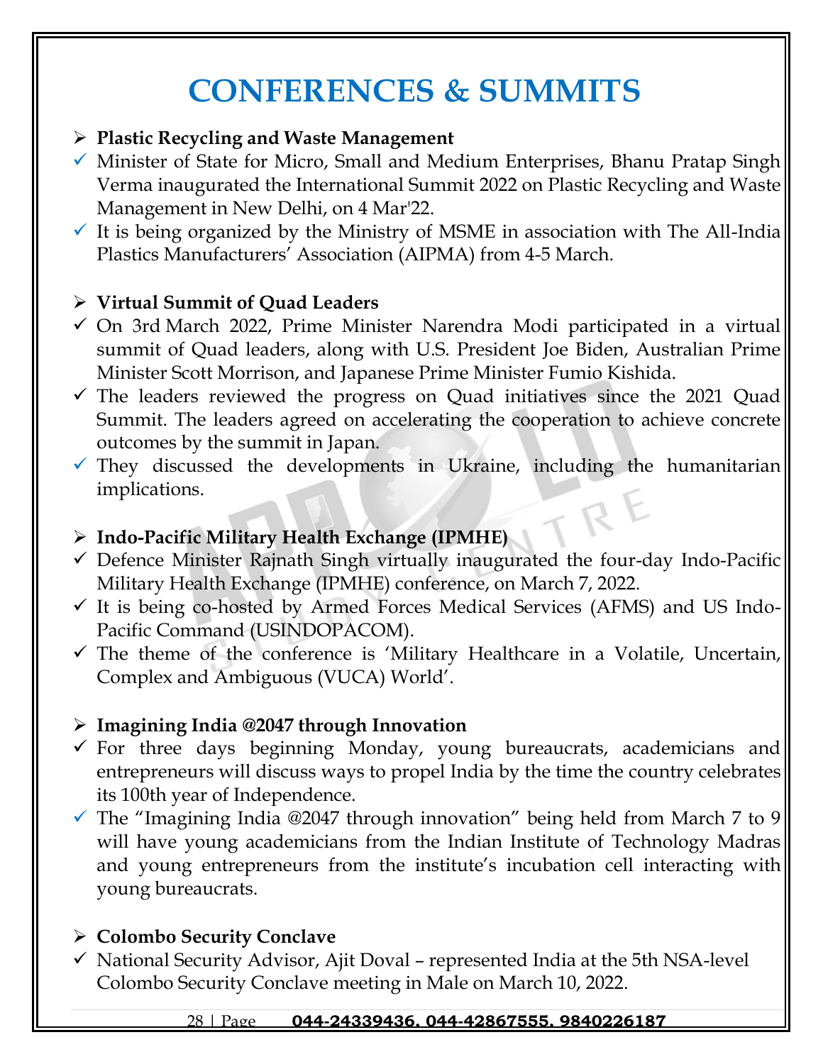# CONFERENCES & SUMMITS

- **Plastic Recycling and Waste Management**
  - ✓ Minister of State for Micro, Small and Medium Enterprises, Bhanu Pratap Singh Verma inaugurated the International Summit 2022 on Plastic Recycling and Waste Management in New Delhi, on 4 Mar'22.
  - ✓ It is being organized by the Ministry of MSME in association with The All-India Plastics Manufacturers' Association (AIPMA) from 4-5 March.

- **Virtual Summit of Quad Leaders**
  - ✓ On 3rd March 2022, Prime Minister Narendra Modi participated in a virtual summit of Quad leaders, along with U.S. President Joe Biden, Australian Prime Minister Scott Morrison, and Japanese Prime Minister Fumio Kishida.
  - ✓ The leaders reviewed the progress on Quad initiatives since the 2021 Quad Summit. The leaders agreed on accelerating the cooperation to achieve concrete outcomes by the summit in Japan.
  - ✓ They discussed the developments in Ukraine, including the humanitarian implications.

- **Indo-Pacific Military Health Exchange (IPMHE)**
  - ✓ Defence Minister Rajnath Singh virtually inaugurated the four-day Indo-Pacific Military Health Exchange (IPMHE) conference, on March 7, 2022.
  - ✓ It is being co-hosted by Armed Forces Medical Services (AFMS) and US Indo-Pacific Command (USINDOPACOM).
  - ✓ The theme of the conference is 'Military Healthcare in a Volatile, Uncertain, Complex and Ambiguous (VUCA) World'.

- **Imagining India @2047 through Innovation**
  - ✓ For three days beginning Monday, young bureaucrats, academicians and entrepreneurs will discuss ways to propel India by the time the country celebrates its 100th year of Independence.
  - ✓ The "Imagining India @2047 through innovation" being held from March 7 to 9 will have young academicians from the Indian Institute of Technology Madras and young entrepreneurs from the institute's incubation cell interacting with young bureaucrats.

- **Colombo Security Conclave**
  - ✓ National Security Advisor, Ajit Doval – represented India at the 5th NSA-level Colombo Security Conclave meeting in Male on March 10, 2022.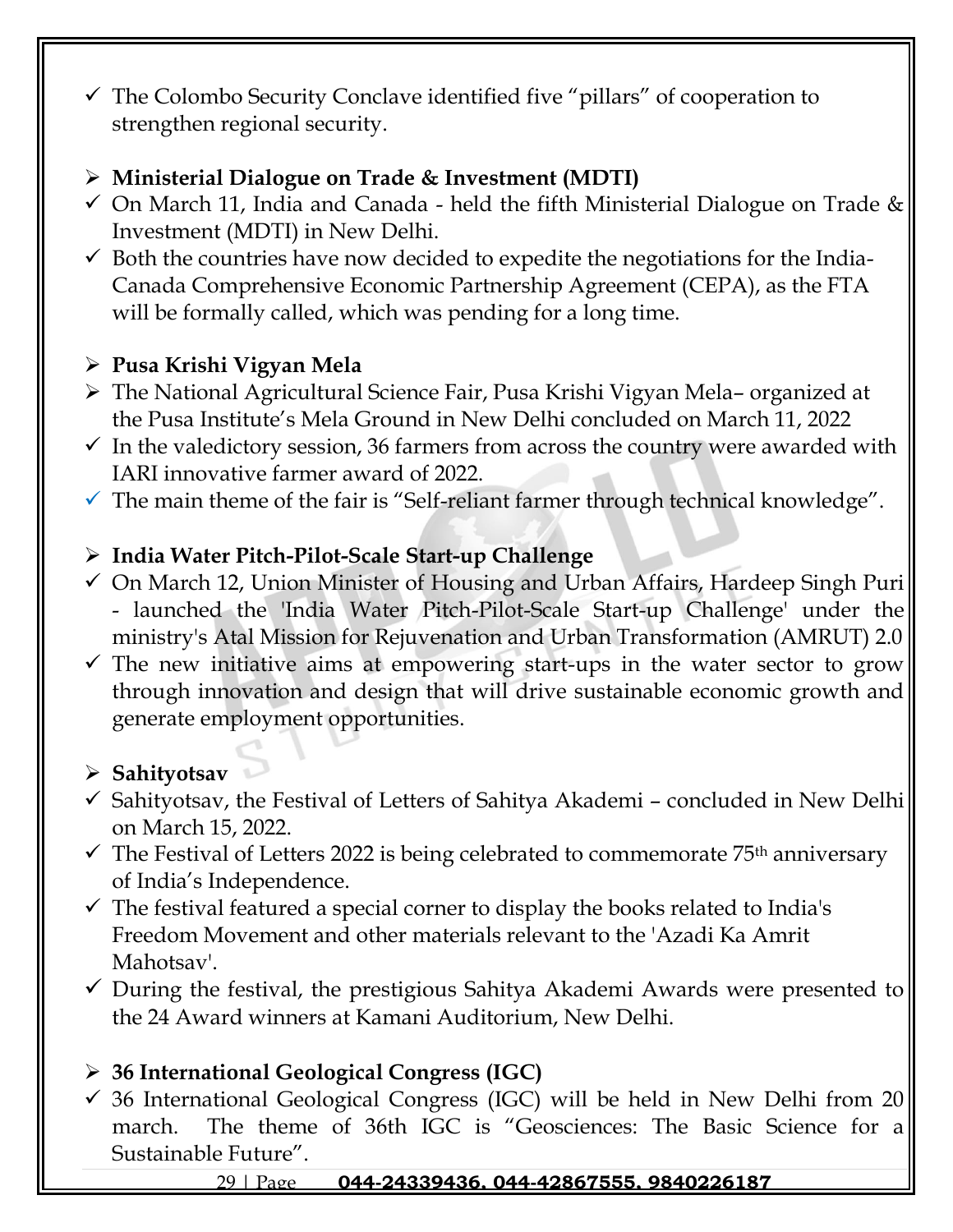- ✓ The Colombo Security Conclave identified five "pillars" of cooperation to strengthen regional security.

- ➢ **Ministerial Dialogue on Trade & Investment (MDTI)**
- ✓ On March 11, India and Canada - held the fifth Ministerial Dialogue on Trade & Investment (MDTI) in New Delhi.
- ✓ Both the countries have now decided to expedite the negotiations for the India-Canada Comprehensive Economic Partnership Agreement (CEPA), as the FTA will be formally called, which was pending for a long time.

- ➢ **Pusa Krishi Vigyan Mela**
- ➢ The National Agricultural Science Fair, Pusa Krishi Vigyan Mela– organized at the Pusa Institute's Mela Ground in New Delhi concluded on March 11, 2022
- ✓ In the valedictory session, 36 farmers from across the country were awarded with IARI innovative farmer award of 2022.
- ✓ The main theme of the fair is "Self-reliant farmer through technical knowledge".

- ➢ **India Water Pitch-Pilot-Scale Start-up Challenge**
- ✓ On March 12, Union Minister of Housing and Urban Affairs, Hardeep Singh Puri - launched the 'India Water Pitch-Pilot-Scale Start-up Challenge' under the ministry's Atal Mission for Rejuvenation and Urban Transformation (AMRUT) 2.0
- ✓ The new initiative aims at empowering start-ups in the water sector to grow through innovation and design that will drive sustainable economic growth and generate employment opportunities.

- ➢ **Sahityotsav**
- ✓ Sahityotsav, the Festival of Letters of Sahitya Akademi – concluded in New Delhi on March 15, 2022.
- ✓ The Festival of Letters 2022 is being celebrated to commemorate 75th anniversary of India's Independence.
- ✓ The festival featured a special corner to display the books related to India's Freedom Movement and other materials relevant to the 'Azadi Ka Amrit Mahotsav'.
- ✓ During the festival, the prestigious Sahitya Akademi Awards were presented to the 24 Award winners at Kamani Auditorium, New Delhi.

- ➢ **36 International Geological Congress (IGC)**
- ✓ 36 International Geological Congress (IGC) will be held in New Delhi from 20 march. The theme of 36th IGC is "Geosciences: The Basic Science for a Sustainable Future".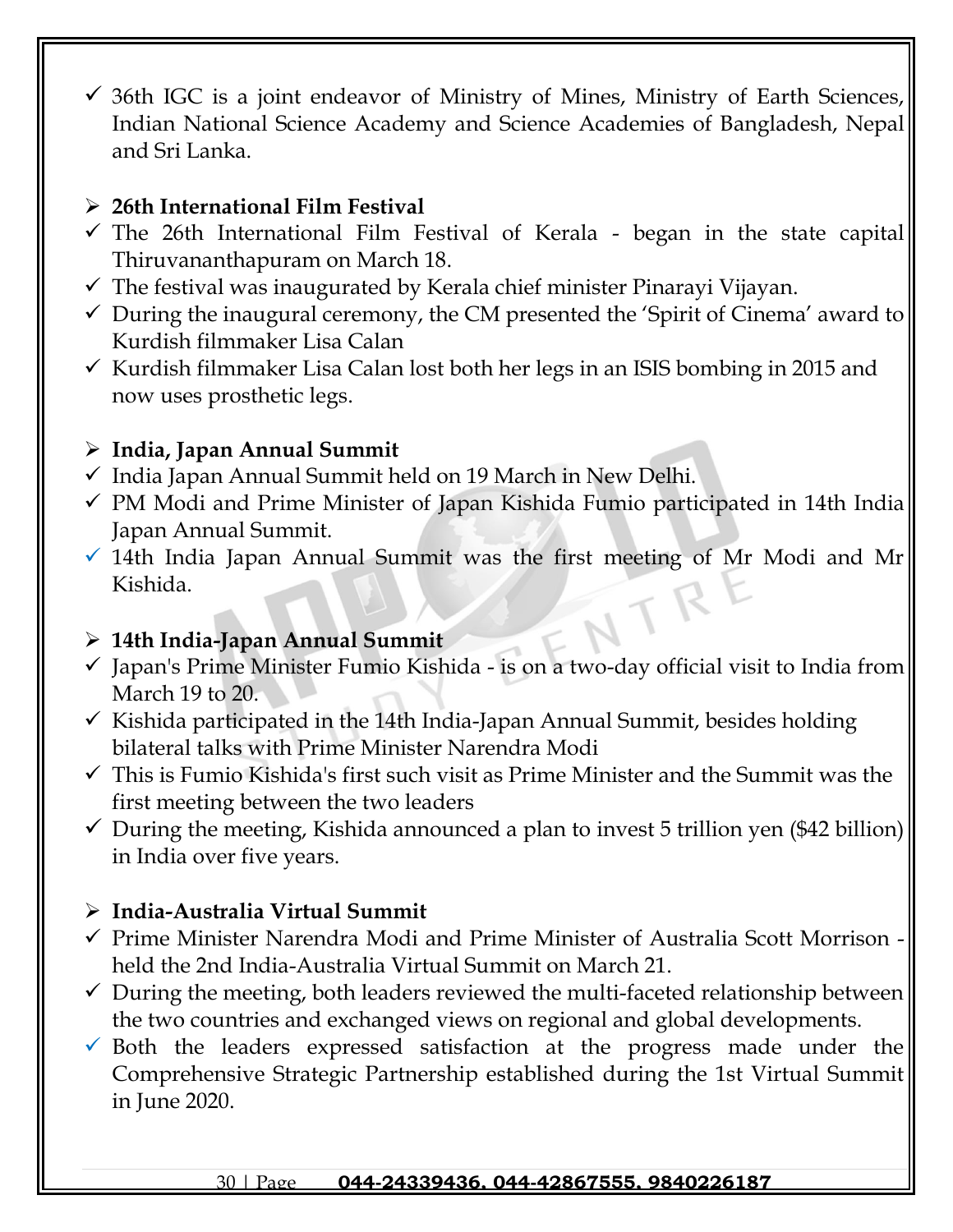- 36th IGC is a joint endeavor of Ministry of Mines, Ministry of Earth Sciences, Indian National Science Academy and Science Academies of Bangladesh, Nepal and Sri Lanka.

### **26th International Film Festival**

- The 26th International Film Festival of Kerala - began in the state capital Thiruvananthapuram on March 18.
- The festival was inaugurated by Kerala chief minister Pinarayi Vijayan.
- During the inaugural ceremony, the CM presented the 'Spirit of Cinema' award to Kurdish filmmaker Lisa Calan
- Kurdish filmmaker Lisa Calan lost both her legs in an ISIS bombing in 2015 and now uses prosthetic legs.

### **India, Japan Annual Summit**

- India Japan Annual Summit held on 19 March in New Delhi.
- PM Modi and Prime Minister of Japan Kishida Fumio participated in 14th India Japan Annual Summit.
- 14th India Japan Annual Summit was the first meeting of Mr Modi and Mr Kishida.

### **14th India-Japan Annual Summit**

- Japan's Prime Minister Fumio Kishida - is on a two-day official visit to India from March 19 to 20.
- Kishida participated in the 14th India-Japan Annual Summit, besides holding bilateral talks with Prime Minister Narendra Modi
- This is Fumio Kishida's first such visit as Prime Minister and the Summit was the first meeting between the two leaders
- During the meeting, Kishida announced a plan to invest 5 trillion yen ($42 billion) in India over five years.

### **India-Australia Virtual Summit**

- Prime Minister Narendra Modi and Prime Minister of Australia Scott Morrison - held the 2nd India-Australia Virtual Summit on March 21.
- During the meeting, both leaders reviewed the multi-faceted relationship between the two countries and exchanged views on regional and global developments.
- Both the leaders expressed satisfaction at the progress made under the Comprehensive Strategic Partnership established during the 1st Virtual Summit in June 2020.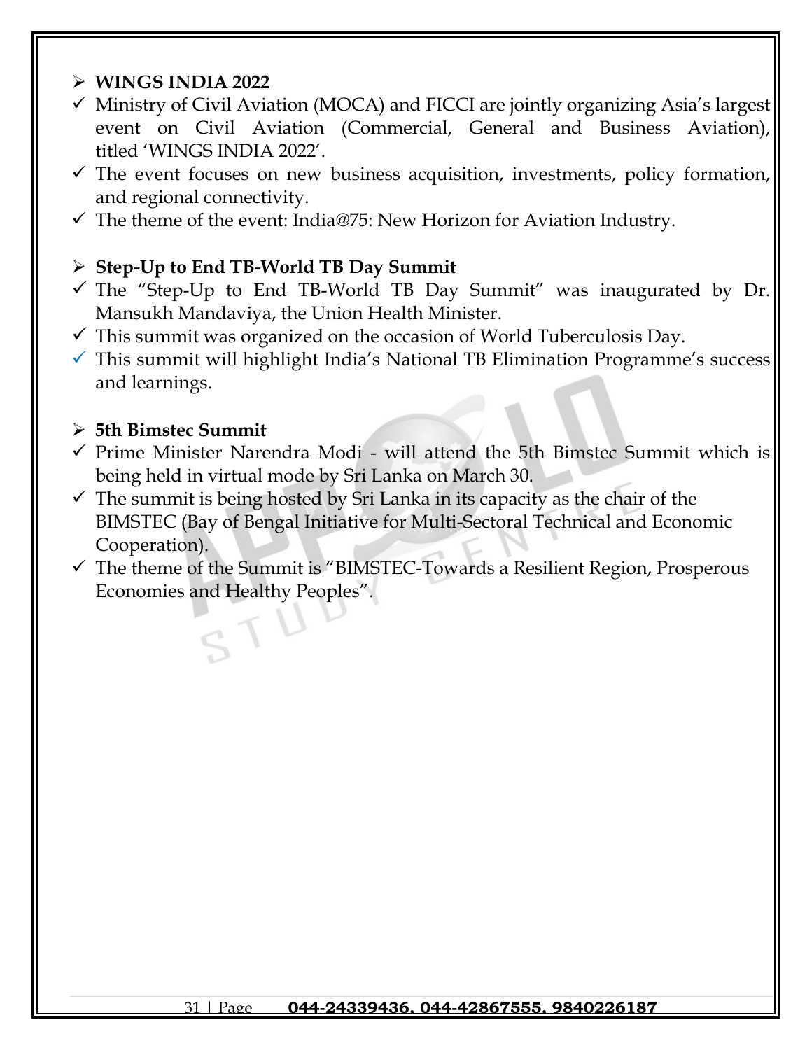## WINGS INDIA 2022

- Ministry of Civil Aviation (MOCA) and FICCI are jointly organizing Asia's largest event on Civil Aviation (Commercial, General and Business Aviation), titled 'WINGS INDIA 2022'.
- The event focuses on new business acquisition, investments, policy formation, and regional connectivity.
- The theme of the event: India@75: New Horizon for Aviation Industry.

## Step-Up to End TB-World TB Day Summit

- The "Step-Up to End TB-World TB Day Summit" was inaugurated by Dr. Mansukh Mandaviya, the Union Health Minister.
- This summit was organized on the occasion of World Tuberculosis Day.
- This summit will highlight India's National TB Elimination Programme's success and learnings.

## 5th Bimstec Summit

- Prime Minister Narendra Modi - will attend the 5th Bimstec Summit which is being held in virtual mode by Sri Lanka on March 30.
- The summit is being hosted by Sri Lanka in its capacity as the chair of the BIMSTEC (Bay of Bengal Initiative for Multi-Sectoral Technical and Economic Cooperation).
- The theme of the Summit is "BIMSTEC-Towards a Resilient Region, Prosperous Economies and Healthy Peoples".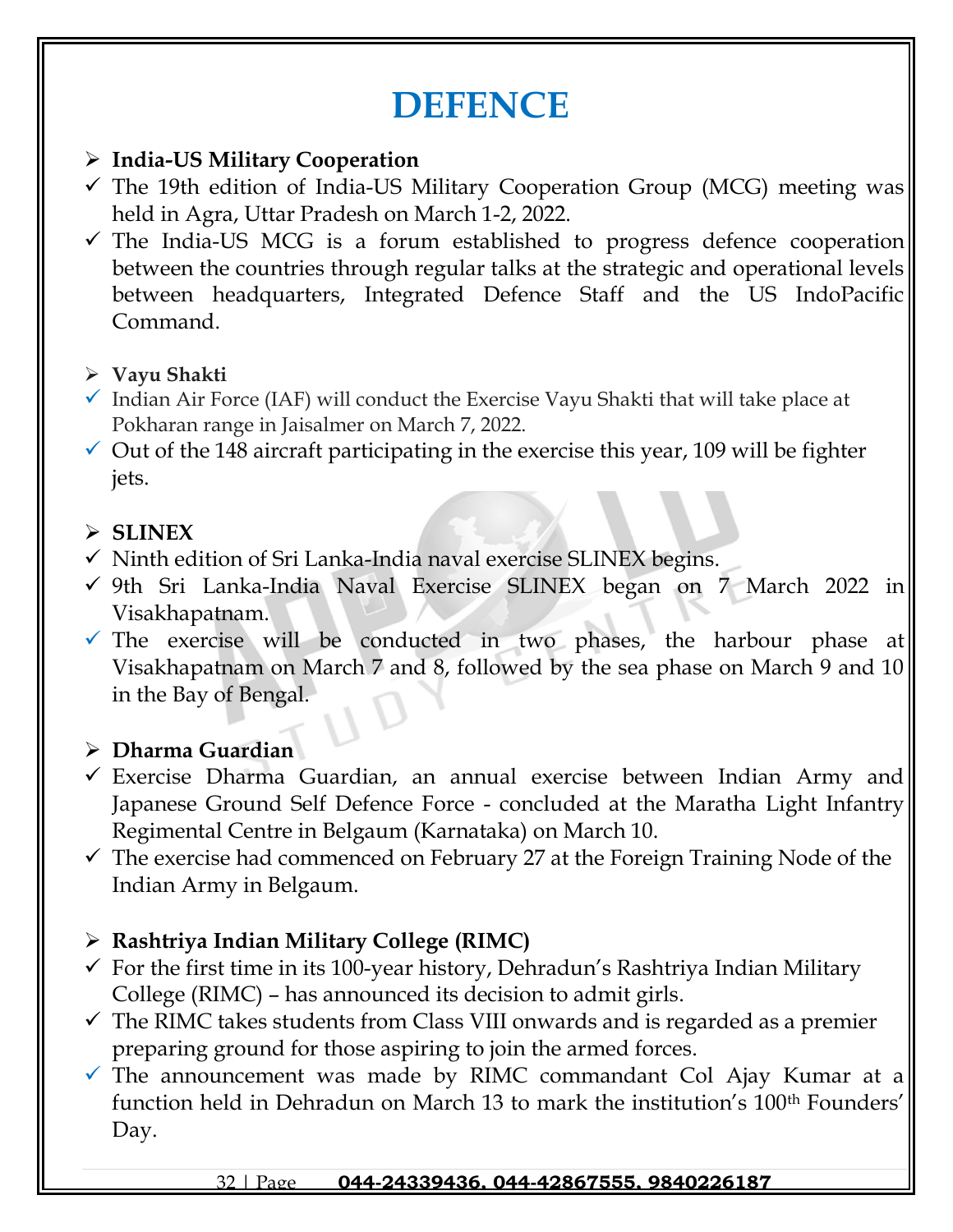# DEFENCE

## India-US Military Cooperation

- ✓ The 19th edition of India-US Military Cooperation Group (MCG) meeting was held in Agra, Uttar Pradesh on March 1-2, 2022.
- ✓ The India-US MCG is a forum established to progress defence cooperation between the countries through regular talks at the strategic and operational levels between headquarters, Integrated Defence Staff and the US IndoPacific Command.

## Vayu Shakti

- ✓ Indian Air Force (IAF) will conduct the Exercise Vayu Shakti that will take place at Pokharan range in Jaisalmer on March 7, 2022.
- ✓ Out of the 148 aircraft participating in the exercise this year, 109 will be fighter jets.

## SLINEX

- ✓ Ninth edition of Sri Lanka-India naval exercise SLINEX begins.
- ✓ 9th Sri Lanka-India Naval Exercise SLINEX began on 7 March 2022 in Visakhapatnam.
- ✓ The exercise will be conducted in two phases, the harbour phase at Visakhapatnam on March 7 and 8, followed by the sea phase on March 9 and 10 in the Bay of Bengal.

## Dharma Guardian

- ✓ Exercise Dharma Guardian, an annual exercise between Indian Army and Japanese Ground Self Defence Force - concluded at the Maratha Light Infantry Regimental Centre in Belgaum (Karnataka) on March 10.
- ✓ The exercise had commenced on February 27 at the Foreign Training Node of the Indian Army in Belgaum.

## Rashtriya Indian Military College (RIMC)

- ✓ For the first time in its 100-year history, Dehradun's Rashtriya Indian Military College (RIMC) – has announced its decision to admit girls.
- ✓ The RIMC takes students from Class VIII onwards and is regarded as a premier preparing ground for those aspiring to join the armed forces.
- ✓ The announcement was made by RIMC commandant Col Ajay Kumar at a function held in Dehradun on March 13 to mark the institution's 100th Founders' Day.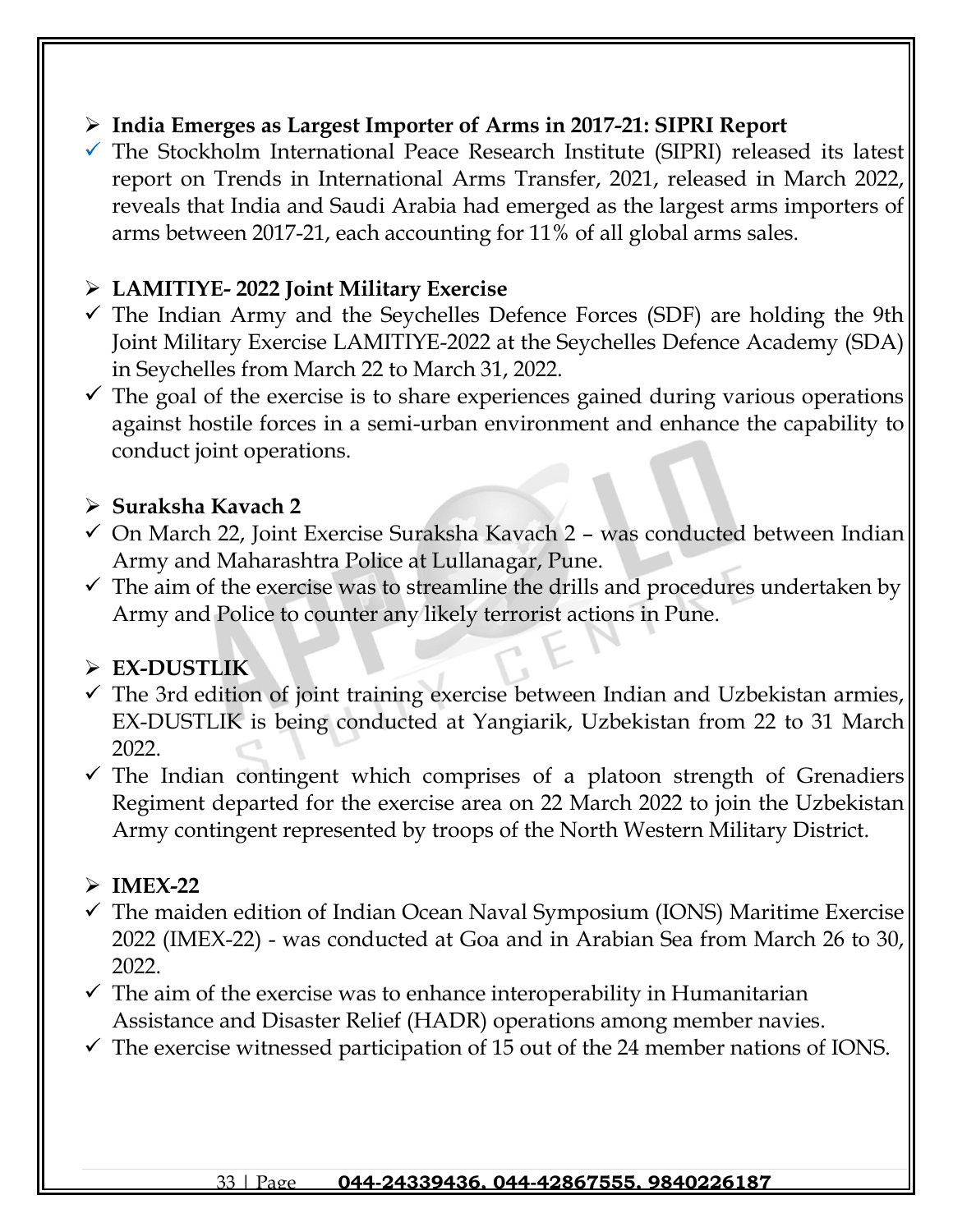- **India Emerges as Largest Importer of Arms in 2017-21: SIPRI Report**
  - ✓ The Stockholm International Peace Research Institute (SIPRI) released its latest report on Trends in International Arms Transfer, 2021, released in March 2022, reveals that India and Saudi Arabia had emerged as the largest arms importers of arms between 2017-21, each accounting for 11% of all global arms sales.

- **LAMITIYE- 2022 Joint Military Exercise**
  - ✓ The Indian Army and the Seychelles Defence Forces (SDF) are holding the 9th Joint Military Exercise LAMITIYE-2022 at the Seychelles Defence Academy (SDA) in Seychelles from March 22 to March 31, 2022.
  - ✓ The goal of the exercise is to share experiences gained during various operations against hostile forces in a semi-urban environment and enhance the capability to conduct joint operations.

- **Suraksha Kavach 2**
  - ✓ On March 22, Joint Exercise Suraksha Kavach 2 – was conducted between Indian Army and Maharashtra Police at Lullanagar, Pune.
  - ✓ The aim of the exercise was to streamline the drills and procedures undertaken by Army and Police to counter any likely terrorist actions in Pune.

- **EX-DUSTLIK**
  - ✓ The 3rd edition of joint training exercise between Indian and Uzbekistan armies, EX-DUSTLIK is being conducted at Yangiarik, Uzbekistan from 22 to 31 March 2022.
  - ✓ The Indian contingent which comprises of a platoon strength of Grenadiers Regiment departed for the exercise area on 22 March 2022 to join the Uzbekistan Army contingent represented by troops of the North Western Military District.

- **IMEX-22**
  - ✓ The maiden edition of Indian Ocean Naval Symposium (IONS) Maritime Exercise 2022 (IMEX-22) - was conducted at Goa and in Arabian Sea from March 26 to 30, 2022.
  - ✓ The aim of the exercise was to enhance interoperability in Humanitarian Assistance and Disaster Relief (HADR) operations among member navies.
  - ✓ The exercise witnessed participation of 15 out of the 24 member nations of IONS.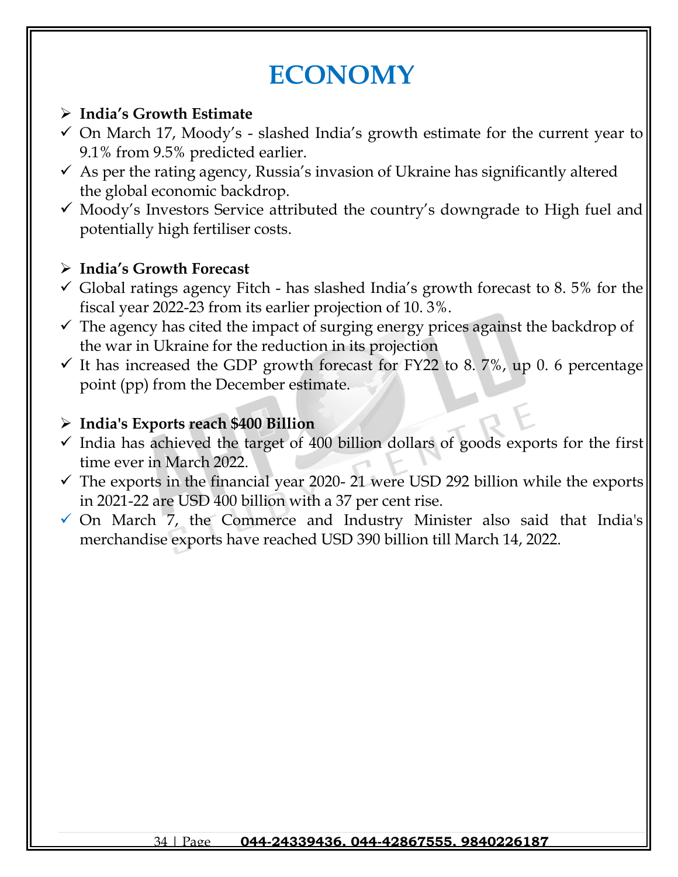# ECONOMY

- **India's Growth Estimate**
- ✓ On March 17, Moody's - slashed India's growth estimate for the current year to 9.1% from 9.5% predicted earlier.
- ✓ As per the rating agency, Russia's invasion of Ukraine has significantly altered the global economic backdrop.
- ✓ Moody's Investors Service attributed the country's downgrade to High fuel and potentially high fertiliser costs.

- **India's Growth Forecast**
- ✓ Global ratings agency Fitch - has slashed India's growth forecast to 8. 5% for the fiscal year 2022-23 from its earlier projection of 10. 3%.
- ✓ The agency has cited the impact of surging energy prices against the backdrop of the war in Ukraine for the reduction in its projection
- ✓ It has increased the GDP growth forecast for FY22 to 8. 7%, up 0. 6 percentage point (pp) from the December estimate.

- **India's Exports reach $400 Billion**
- ✓ India has achieved the target of 400 billion dollars of goods exports for the first time ever in March 2022.
- ✓ The exports in the financial year 2020- 21 were USD 292 billion while the exports in 2021-22 are USD 400 billion with a 37 per cent rise.
- ✓ On March 7, the Commerce and Industry Minister also said that India's merchandise exports have reached USD 390 billion till March 14, 2022.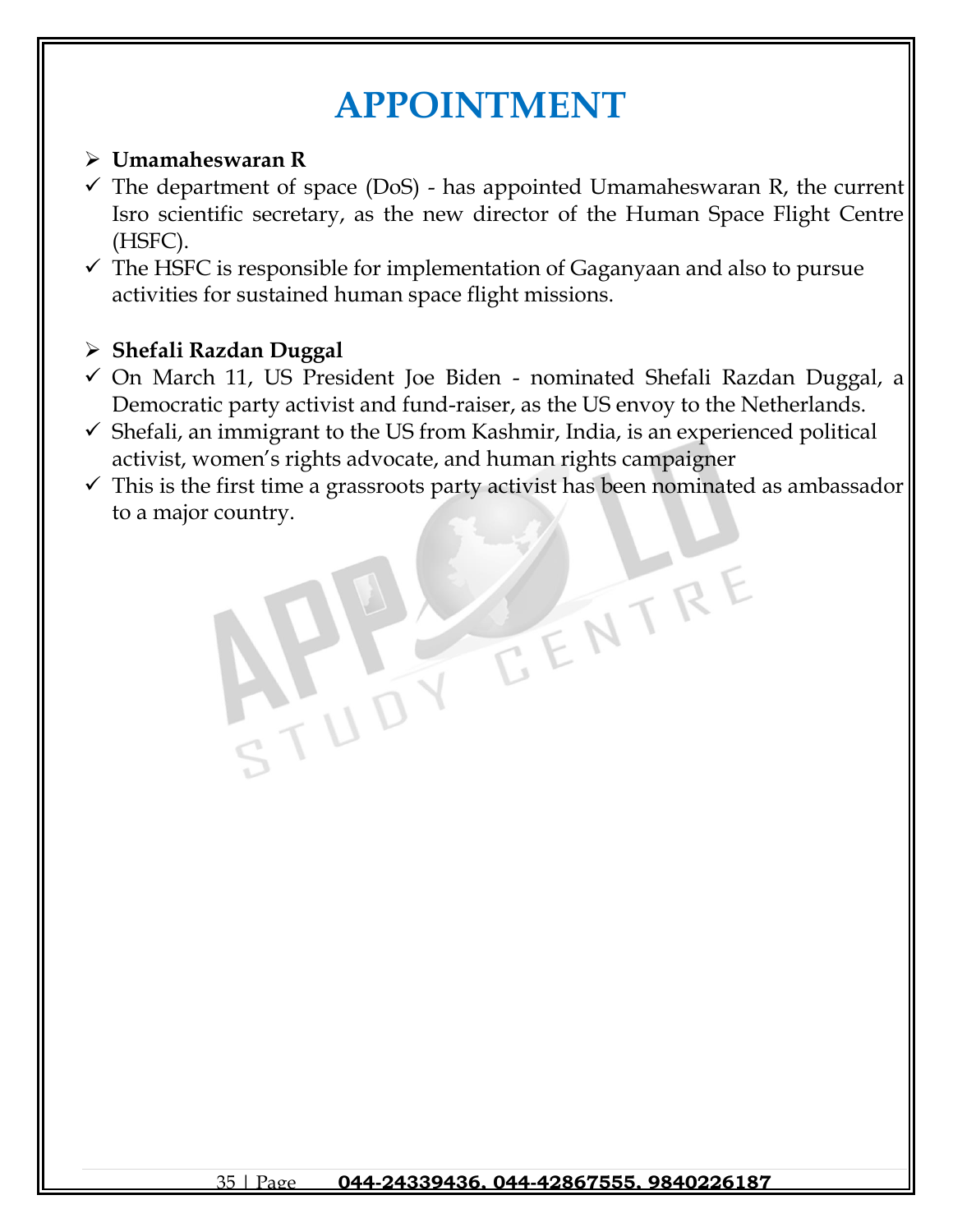# APPOINTMENT

- **Umamaheswaran R**
  - The department of space (DoS) - has appointed Umamaheswaran R, the current Isro scientific secretary, as the new director of the Human Space Flight Centre (HSFC).
  - The HSFC is responsible for implementation of Gaganyaan and also to pursue activities for sustained human space flight missions.

- **Shefali Razdan Duggal**
  - On March 11, US President Joe Biden - nominated Shefali Razdan Duggal, a Democratic party activist and fund-raiser, as the US envoy to the Netherlands.
  - Shefali, an immigrant to the US from Kashmir, India, is an experienced political activist, women's rights advocate, and human rights campaigner
  - This is the first time a grassroots party activist has been nominated as ambassador to a major country.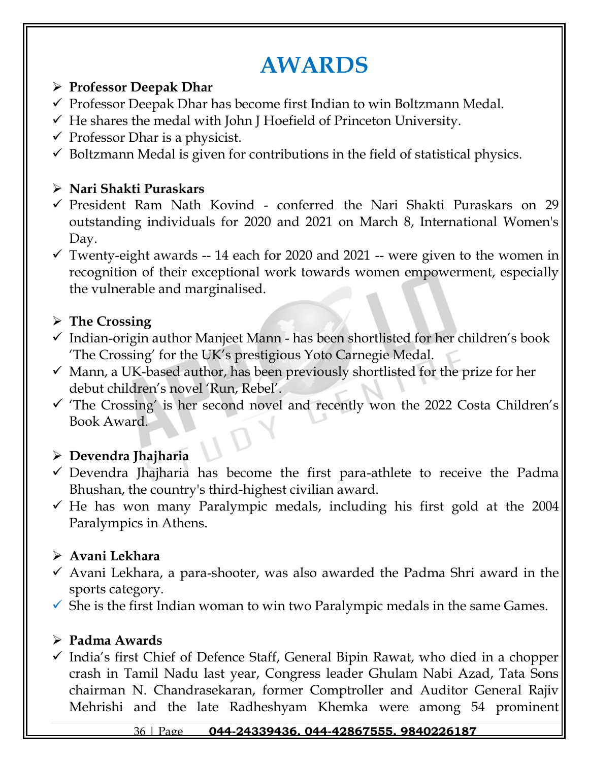# AWARDS

- **Professor Deepak Dhar**
  - ✓ Professor Deepak Dhar has become first Indian to win Boltzmann Medal.
  - ✓ He shares the medal with John J Hoefield of Princeton University.
  - ✓ Professor Dhar is a physicist.
  - ✓ Boltzmann Medal is given for contributions in the field of statistical physics.

- **Nari Shakti Puraskars**
  - ✓ President Ram Nath Kovind - conferred the Nari Shakti Puraskars on 29 outstanding individuals for 2020 and 2021 on March 8, International Women's Day.
  - ✓ Twenty-eight awards -- 14 each for 2020 and 2021 -- were given to the women in recognition of their exceptional work towards women empowerment, especially the vulnerable and marginalised.

- **The Crossing**
  - ✓ Indian-origin author Manjeet Mann - has been shortlisted for her children's book 'The Crossing' for the UK's prestigious Yoto Carnegie Medal.
  - ✓ Mann, a UK-based author, has been previously shortlisted for the prize for her debut children's novel 'Run, Rebel'.
  - ✓ 'The Crossing' is her second novel and recently won the 2022 Costa Children's Book Award.

- **Devendra Jhajharia**
  - ✓ Devendra Jhajharia has become the first para-athlete to receive the Padma Bhushan, the country's third-highest civilian award.
  - ✓ He has won many Paralympic medals, including his first gold at the 2004 Paralympics in Athens.

- **Avani Lekhara**
  - ✓ Avani Lekhara, a para-shooter, was also awarded the Padma Shri award in the sports category.
  - ✓ She is the first Indian woman to win two Paralympic medals in the same Games.

- **Padma Awards**
  - ✓ India's first Chief of Defence Staff, General Bipin Rawat, who died in a chopper crash in Tamil Nadu last year, Congress leader Ghulam Nabi Azad, Tata Sons chairman N. Chandrasekaran, former Comptroller and Auditor General Rajiv Mehrishi and the late Radheshyam Khemka were among 54 prominent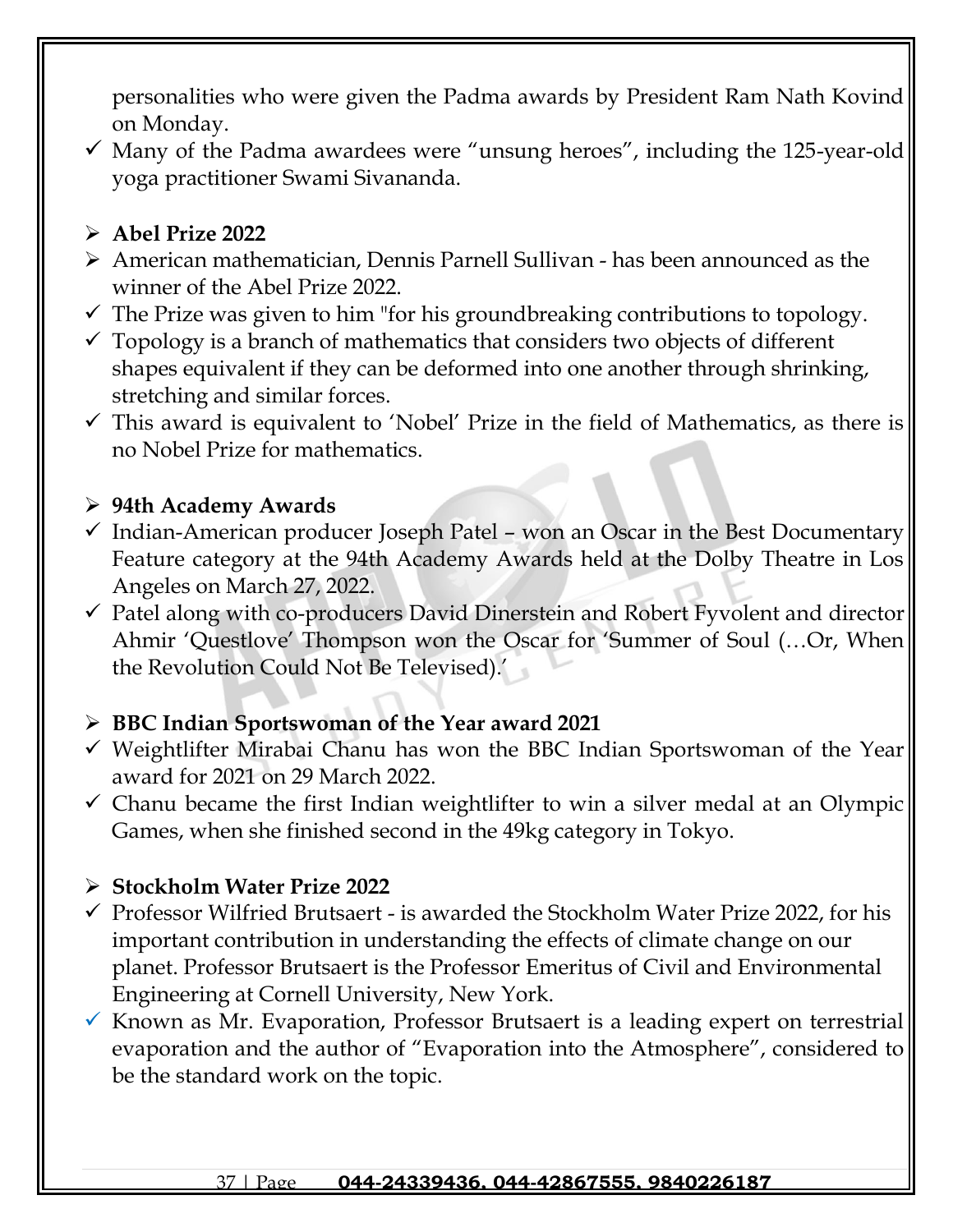personalities who were given the Padma awards by President Ram Nath Kovind on Monday.

- ✓ Many of the Padma awardees were "unsung heroes", including the 125-year-old yoga practitioner Swami Sivananda.

- **Abel Prize 2022**
- American mathematician, Dennis Parnell Sullivan - has been announced as the winner of the Abel Prize 2022.
- ✓ The Prize was given to him "for his groundbreaking contributions to topology.
- ✓ Topology is a branch of mathematics that considers two objects of different shapes equivalent if they can be deformed into one another through shrinking, stretching and similar forces.
- ✓ This award is equivalent to 'Nobel' Prize in the field of Mathematics, as there is no Nobel Prize for mathematics.

- **94th Academy Awards**
- ✓ Indian-American producer Joseph Patel – won an Oscar in the Best Documentary Feature category at the 94th Academy Awards held at the Dolby Theatre in Los Angeles on March 27, 2022.
- ✓ Patel along with co-producers David Dinerstein and Robert Fyvolent and director Ahmir 'Questlove' Thompson won the Oscar for 'Summer of Soul (…Or, When the Revolution Could Not Be Televised).'

- **BBC Indian Sportswoman of the Year award 2021**
- ✓ Weightlifter Mirabai Chanu has won the BBC Indian Sportswoman of the Year award for 2021 on 29 March 2022.
- ✓ Chanu became the first Indian weightlifter to win a silver medal at an Olympic Games, when she finished second in the 49kg category in Tokyo.

- **Stockholm Water Prize 2022**
- ✓ Professor Wilfried Brutsaert - is awarded the Stockholm Water Prize 2022, for his important contribution in understanding the effects of climate change on our planet. Professor Brutsaert is the Professor Emeritus of Civil and Environmental Engineering at Cornell University, New York.
- ✓ Known as Mr. Evaporation, Professor Brutsaert is a leading expert on terrestrial evaporation and the author of "Evaporation into the Atmosphere", considered to be the standard work on the topic.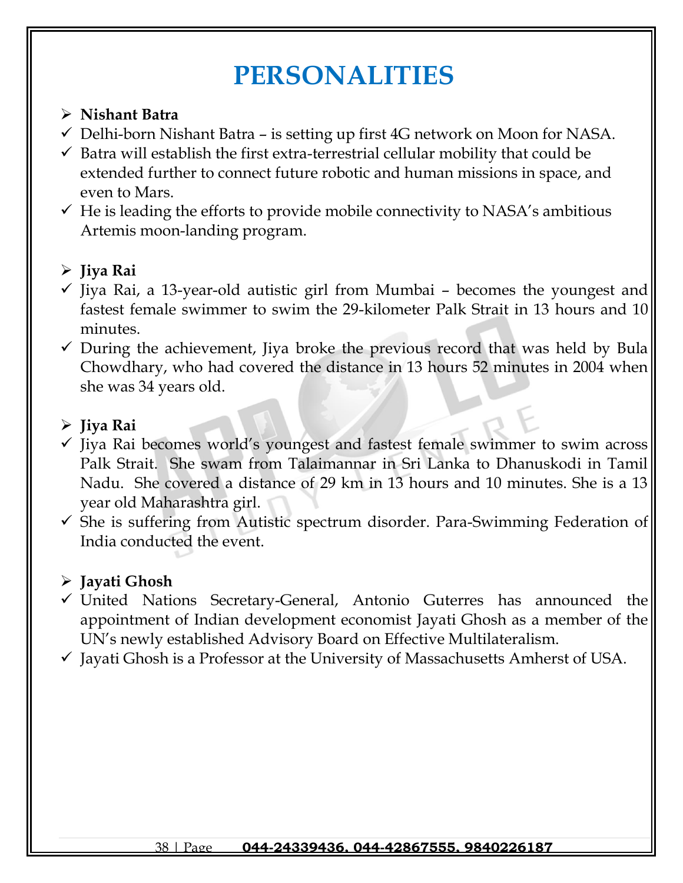# PERSONALITIES

- **Nishant Batra**
  - ✓ Delhi-born Nishant Batra – is setting up first 4G network on Moon for NASA.
  - ✓ Batra will establish the first extra-terrestrial cellular mobility that could be extended further to connect future robotic and human missions in space, and even to Mars.
  - ✓ He is leading the efforts to provide mobile connectivity to NASA's ambitious Artemis moon-landing program.

- **Jiya Rai**
  - ✓ Jiya Rai, a 13-year-old autistic girl from Mumbai – becomes the youngest and fastest female swimmer to swim the 29-kilometer Palk Strait in 13 hours and 10 minutes.
  - ✓ During the achievement, Jiya broke the previous record that was held by Bula Chowdhary, who had covered the distance in 13 hours 52 minutes in 2004 when she was 34 years old.

- **Jiya Rai**
  - ✓ Jiya Rai becomes world's youngest and fastest female swimmer to swim across Palk Strait. She swam from Talaimannar in Sri Lanka to Dhanuskodi in Tamil Nadu. She covered a distance of 29 km in 13 hours and 10 minutes. She is a 13 year old Maharashtra girl.
  - ✓ She is suffering from Autistic spectrum disorder. Para-Swimming Federation of India conducted the event.

- **Jayati Ghosh**
  - ✓ United Nations Secretary-General, Antonio Guterres has announced the appointment of Indian development economist Jayati Ghosh as a member of the UN's newly established Advisory Board on Effective Multilateralism.
  - ✓ Jayati Ghosh is a Professor at the University of Massachusetts Amherst of USA.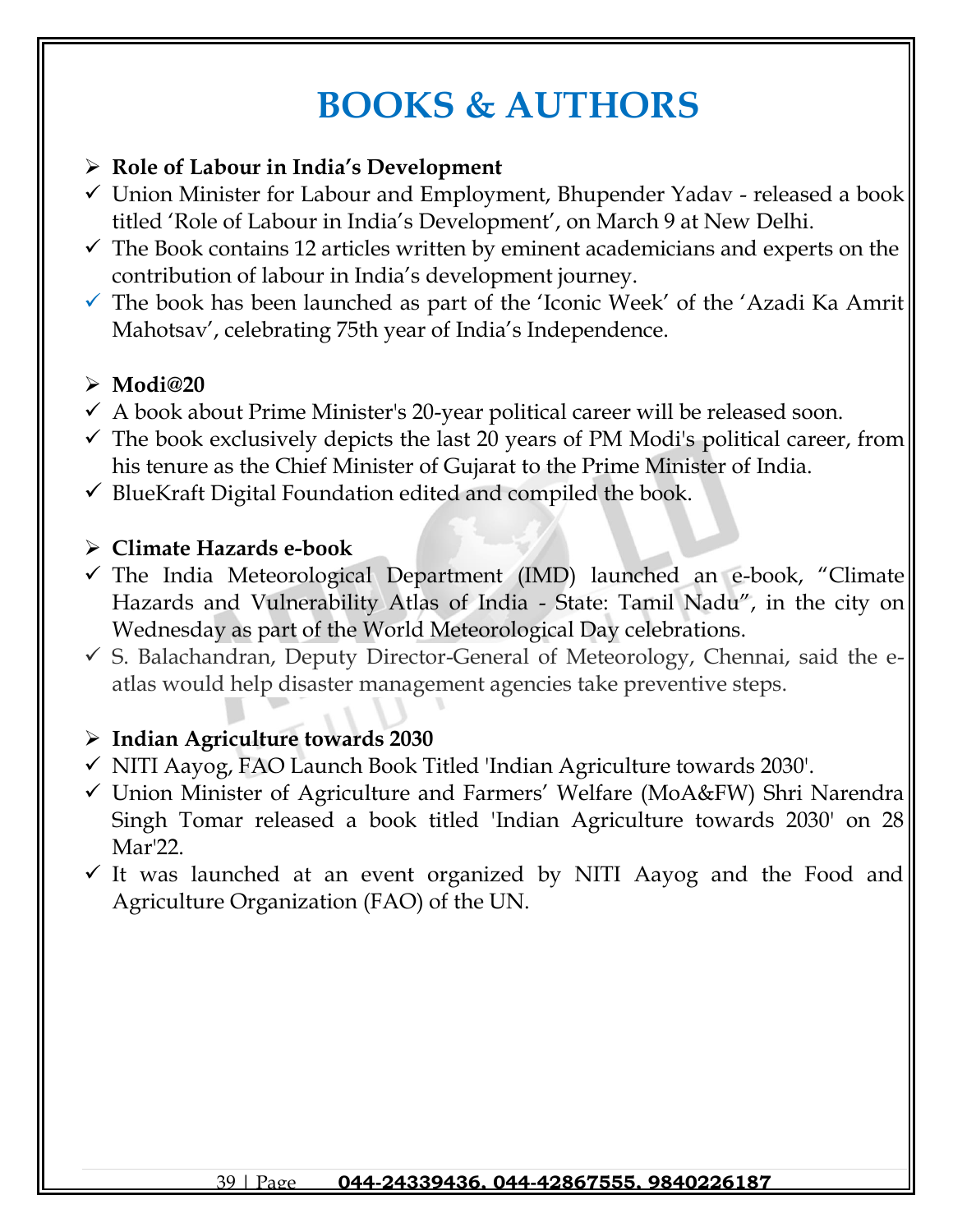# BOOKS & AUTHORS

- **Role of Labour in India's Development**
  - ✓ Union Minister for Labour and Employment, Bhupender Yadav - released a book titled 'Role of Labour in India's Development', on March 9 at New Delhi.
  - ✓ The Book contains 12 articles written by eminent academicians and experts on the contribution of labour in India's development journey.
  - ✓ The book has been launched as part of the 'Iconic Week' of the 'Azadi Ka Amrit Mahotsav', celebrating 75th year of India's Independence.

- **Modi@20**
  - ✓ A book about Prime Minister's 20-year political career will be released soon.
  - ✓ The book exclusively depicts the last 20 years of PM Modi's political career, from his tenure as the Chief Minister of Gujarat to the Prime Minister of India.
  - ✓ BlueKraft Digital Foundation edited and compiled the book.

- **Climate Hazards e-book**
  - ✓ The India Meteorological Department (IMD) launched an e-book, "Climate Hazards and Vulnerability Atlas of India - State: Tamil Nadu", in the city on Wednesday as part of the World Meteorological Day celebrations.
  - ✓ S. Balachandran, Deputy Director-General of Meteorology, Chennai, said the e-atlas would help disaster management agencies take preventive steps.

- **Indian Agriculture towards 2030**
  - ✓ NITI Aayog, FAO Launch Book Titled 'Indian Agriculture towards 2030'.
  - ✓ Union Minister of Agriculture and Farmers' Welfare (MoA&FW) Shri Narendra Singh Tomar released a book titled 'Indian Agriculture towards 2030' on 28 Mar'22.
  - ✓ It was launched at an event organized by NITI Aayog and the Food and Agriculture Organization (FAO) of the UN.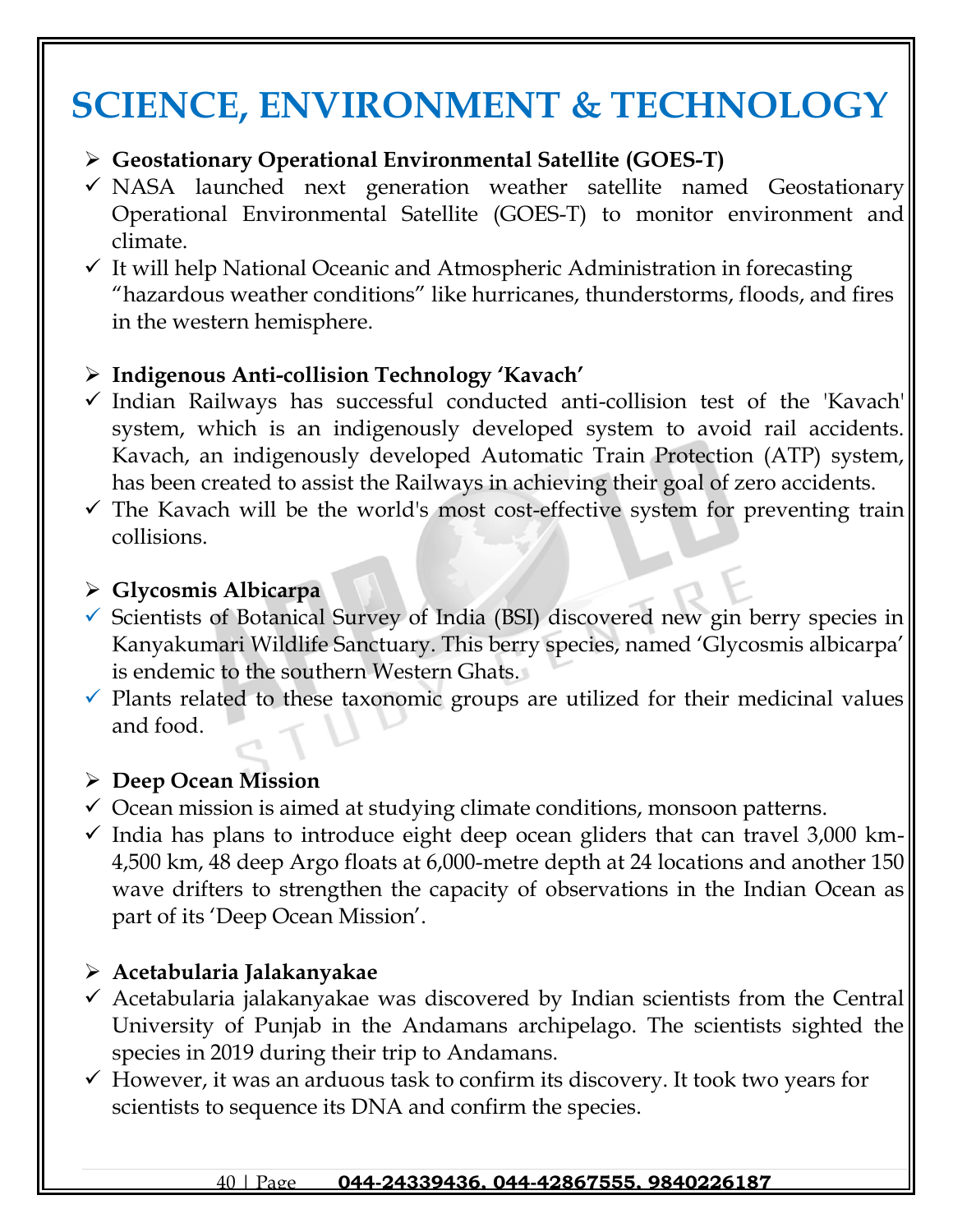# SCIENCE, ENVIRONMENT & TECHNOLOGY

- **Geostationary Operational Environmental Satellite (GOES-T)**
  - ✓ NASA launched next generation weather satellite named Geostationary Operational Environmental Satellite (GOES-T) to monitor environment and climate.
  - ✓ It will help National Oceanic and Atmospheric Administration in forecasting "hazardous weather conditions" like hurricanes, thunderstorms, floods, and fires in the western hemisphere.

- **Indigenous Anti-collision Technology 'Kavach'**
  - ✓ Indian Railways has successful conducted anti-collision test of the 'Kavach' system, which is an indigenously developed system to avoid rail accidents. Kavach, an indigenously developed Automatic Train Protection (ATP) system, has been created to assist the Railways in achieving their goal of zero accidents.
  - ✓ The Kavach will be the world's most cost-effective system for preventing train collisions.

- **Glycosmis Albicarpa**
  - ✓ Scientists of Botanical Survey of India (BSI) discovered new gin berry species in Kanyakumari Wildlife Sanctuary. This berry species, named 'Glycosmis albicarpa' is endemic to the southern Western Ghats.
  - ✓ Plants related to these taxonomic groups are utilized for their medicinal values and food.

- **Deep Ocean Mission**
  - ✓ Ocean mission is aimed at studying climate conditions, monsoon patterns.
  - ✓ India has plans to introduce eight deep ocean gliders that can travel 3,000 km-4,500 km, 48 deep Argo floats at 6,000-metre depth at 24 locations and another 150 wave drifters to strengthen the capacity of observations in the Indian Ocean as part of its 'Deep Ocean Mission'.

- **Acetabularia Jalakanyakae**
  - ✓ Acetabularia jalakanyakae was discovered by Indian scientists from the Central University of Punjab in the Andamans archipelago. The scientists sighted the species in 2019 during their trip to Andamans.
  - ✓ However, it was an arduous task to confirm its discovery. It took two years for scientists to sequence its DNA and confirm the species.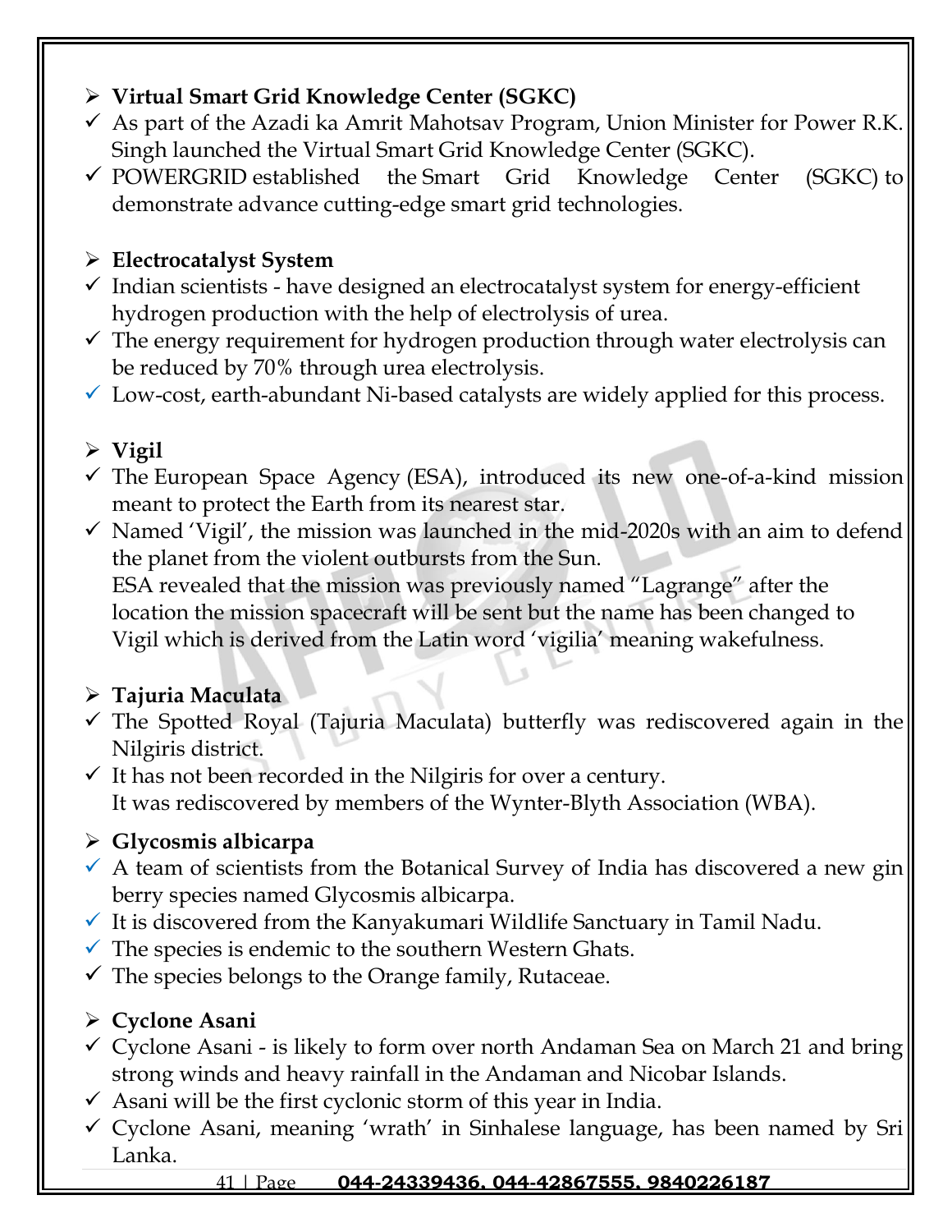- **Virtual Smart Grid Knowledge Center (SGKC)**
  - ✓ As part of the Azadi ka Amrit Mahotsav Program, Union Minister for Power R.K. Singh launched the Virtual Smart Grid Knowledge Center (SGKC).
  - ✓ POWERGRID established the Smart Grid Knowledge Center (SGKC) to demonstrate advance cutting-edge smart grid technologies.

- **Electrocatalyst System**
  - ✓ Indian scientists - have designed an electrocatalyst system for energy-efficient hydrogen production with the help of electrolysis of urea.
  - ✓ The energy requirement for hydrogen production through water electrolysis can be reduced by 70% through urea electrolysis.
  - ✓ Low-cost, earth-abundant Ni-based catalysts are widely applied for this process.

- **Vigil**
  - ✓ The European Space Agency (ESA), introduced its new one-of-a-kind mission meant to protect the Earth from its nearest star.
  - ✓ Named 'Vigil', the mission was launched in the mid-2020s with an aim to defend the planet from the violent outbursts from the Sun.
    ESA revealed that the mission was previously named "Lagrange" after the location the mission spacecraft will be sent but the name has been changed to Vigil which is derived from the Latin word 'vigilia' meaning wakefulness.

- **Tajuria Maculata**
  - ✓ The Spotted Royal (Tajuria Maculata) butterfly was rediscovered again in the Nilgiris district.
  - ✓ It has not been recorded in the Nilgiris for over a century.
    It was rediscovered by members of the Wynter-Blyth Association (WBA).

- **Glycosmis albicarpa**
  - ✓ A team of scientists from the Botanical Survey of India has discovered a new gin berry species named Glycosmis albicarpa.
  - ✓ It is discovered from the Kanyakumari Wildlife Sanctuary in Tamil Nadu.
  - ✓ The species is endemic to the southern Western Ghats.
  - ✓ The species belongs to the Orange family, Rutaceae.

- **Cyclone Asani**
  - ✓ Cyclone Asani - is likely to form over north Andaman Sea on March 21 and bring strong winds and heavy rainfall in the Andaman and Nicobar Islands.
  - ✓ Asani will be the first cyclonic storm of this year in India.
  - ✓ Cyclone Asani, meaning 'wrath' in Sinhalese language, has been named by Sri Lanka.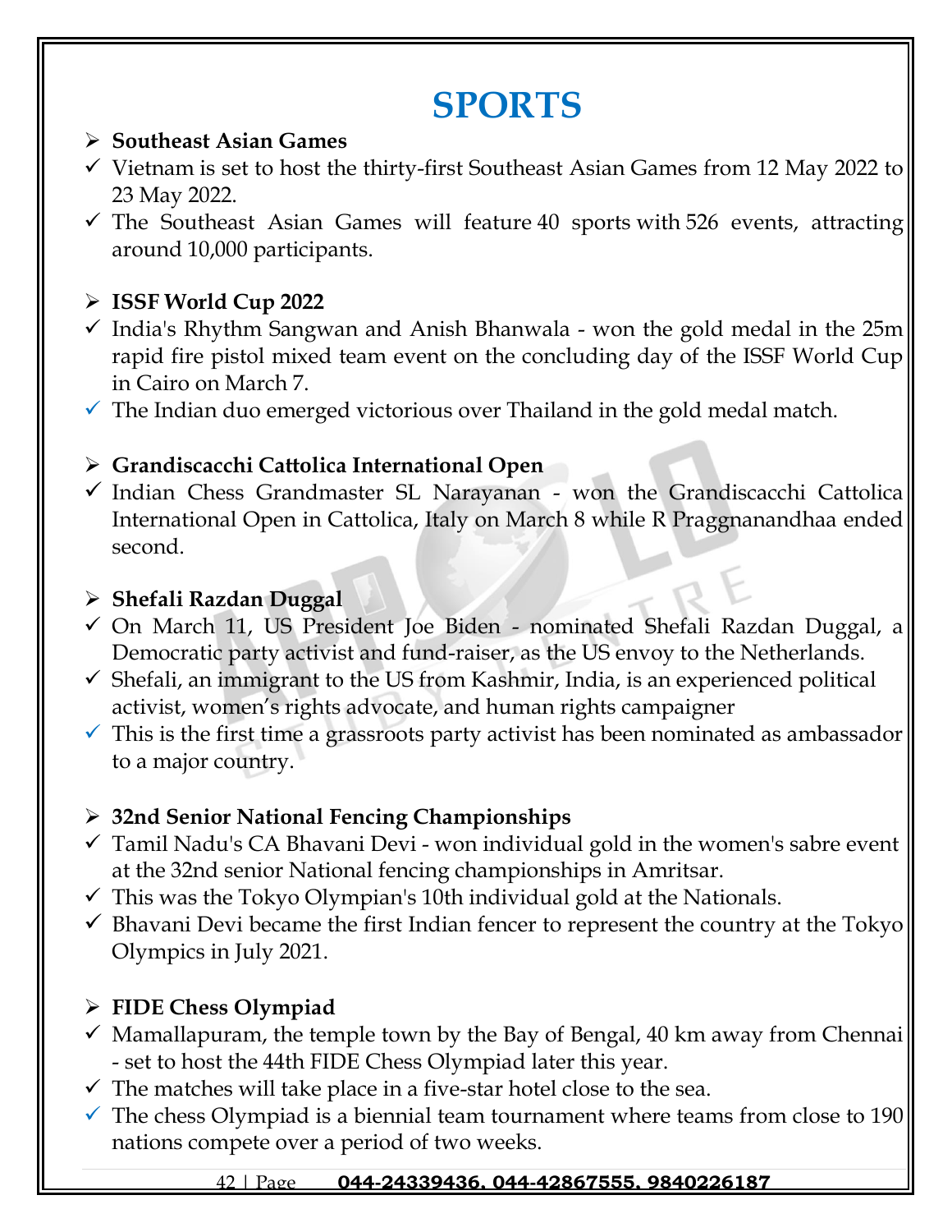# SPORTS

- **Southeast Asian Games**
  - ✓ Vietnam is set to host the thirty-first Southeast Asian Games from 12 May 2022 to 23 May 2022.
  - ✓ The Southeast Asian Games will feature 40 sports with 526 events, attracting around 10,000 participants.

- **ISSF World Cup 2022**
  - ✓ India's Rhythm Sangwan and Anish Bhanwala - won the gold medal in the 25m rapid fire pistol mixed team event on the concluding day of the ISSF World Cup in Cairo on March 7.
  - ✓ The Indian duo emerged victorious over Thailand in the gold medal match.

- **Grandiscacchi Cattolica International Open**
  - ✓ Indian Chess Grandmaster SL Narayanan - won the Grandiscacchi Cattolica International Open in Cattolica, Italy on March 8 while R Praggnanandhaa ended second.

- **Shefali Razdan Duggal**
  - ✓ On March 11, US President Joe Biden - nominated Shefali Razdan Duggal, a Democratic party activist and fund-raiser, as the US envoy to the Netherlands.
  - ✓ Shefali, an immigrant to the US from Kashmir, India, is an experienced political activist, women's rights advocate, and human rights campaigner
  - ✓ This is the first time a grassroots party activist has been nominated as ambassador to a major country.

- **32nd Senior National Fencing Championships**
  - ✓ Tamil Nadu's CA Bhavani Devi - won individual gold in the women's sabre event at the 32nd senior National fencing championships in Amritsar.
  - ✓ This was the Tokyo Olympian's 10th individual gold at the Nationals.
  - ✓ Bhavani Devi became the first Indian fencer to represent the country at the Tokyo Olympics in July 2021.

- **FIDE Chess Olympiad**
  - ✓ Mamallapuram, the temple town by the Bay of Bengal, 40 km away from Chennai - set to host the 44th FIDE Chess Olympiad later this year.
  - ✓ The matches will take place in a five-star hotel close to the sea.
  - ✓ The chess Olympiad is a biennial team tournament where teams from close to 190 nations compete over a period of two weeks.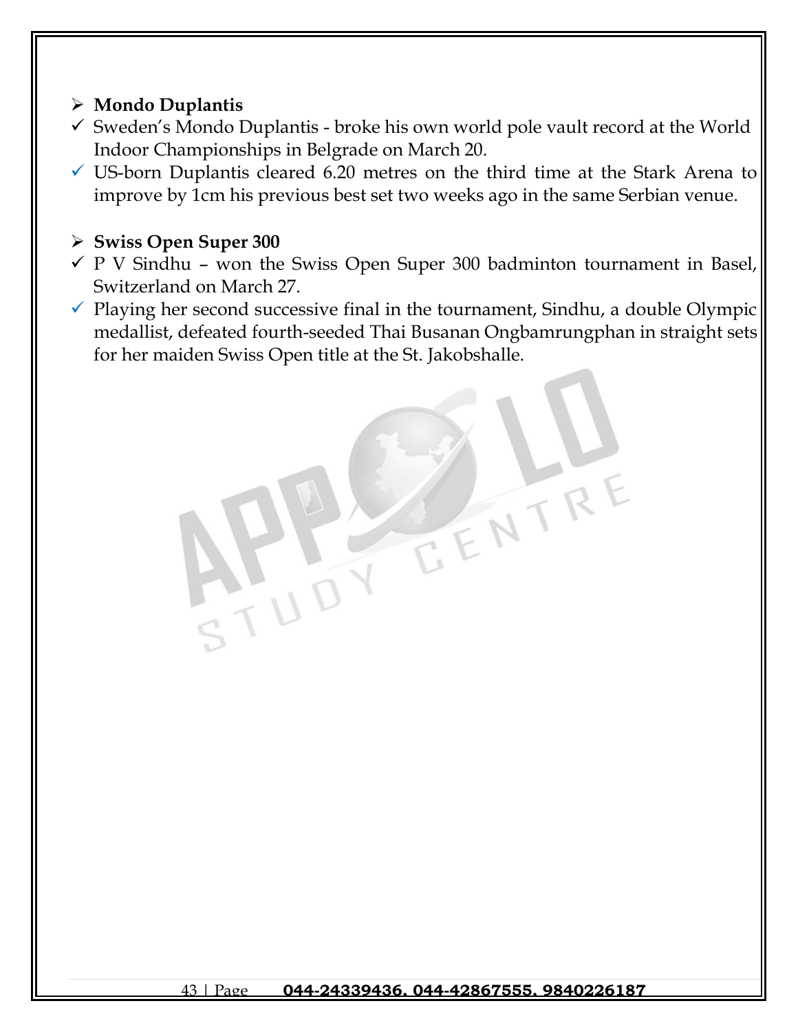- **Mondo Duplantis**
  - Sweden's Mondo Duplantis - broke his own world pole vault record at the World Indoor Championships in Belgrade on March 20.
  - US-born Duplantis cleared 6.20 metres on the third time at the Stark Arena to improve by 1cm his previous best set two weeks ago in the same Serbian venue.

- **Swiss Open Super 300**
  - P V Sindhu – won the Swiss Open Super 300 badminton tournament in Basel, Switzerland on March 27.
  - Playing her second successive final in the tournament, Sindhu, a double Olympic medallist, defeated fourth-seeded Thai Busanan Ongbamrungphan in straight sets for her maiden Swiss Open title at the St. Jakobshalle.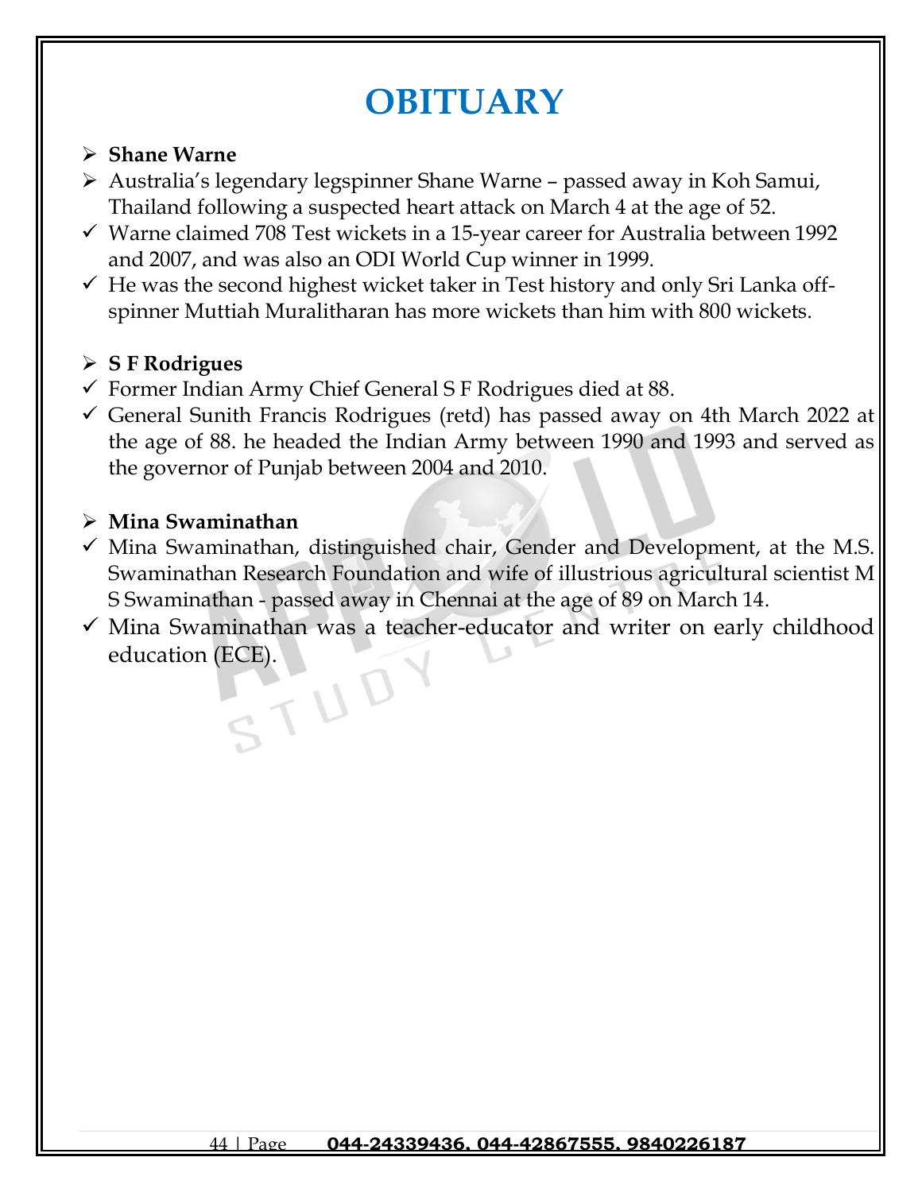# OBITUARY

- **Shane Warne**
- Australia's legendary legspinner Shane Warne – passed away in Koh Samui, Thailand following a suspected heart attack on March 4 at the age of 52.
- ✓ Warne claimed 708 Test wickets in a 15-year career for Australia between 1992 and 2007, and was also an ODI World Cup winner in 1999.
- ✓ He was the second highest wicket taker in Test history and only Sri Lanka off-spinner Muttiah Muralitharan has more wickets than him with 800 wickets.

- **S F Rodrigues**
- ✓ Former Indian Army Chief General S F Rodrigues died at 88.
- ✓ General Sunith Francis Rodrigues (retd) has passed away on 4th March 2022 at the age of 88. he headed the Indian Army between 1990 and 1993 and served as the governor of Punjab between 2004 and 2010.

- **Mina Swaminathan**
- ✓ Mina Swaminathan, distinguished chair, Gender and Development, at the M.S. Swaminathan Research Foundation and wife of illustrious agricultural scientist M S Swaminathan - passed away in Chennai at the age of 89 on March 14.
- ✓ Mina Swaminathan was a teacher-educator and writer on early childhood education (ECE).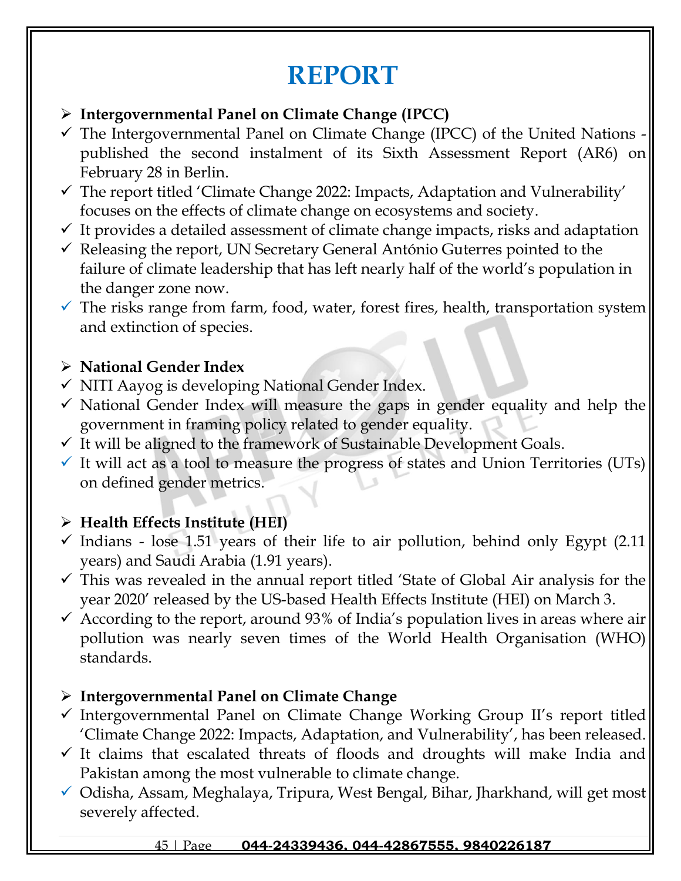# REPORT

- **Intergovernmental Panel on Climate Change (IPCC)**
- The Intergovernmental Panel on Climate Change (IPCC) of the United Nations - published the second instalment of its Sixth Assessment Report (AR6) on February 28 in Berlin.
- The report titled 'Climate Change 2022: Impacts, Adaptation and Vulnerability' focuses on the effects of climate change on ecosystems and society.
- It provides a detailed assessment of climate change impacts, risks and adaptation
- Releasing the report, UN Secretary General António Guterres pointed to the failure of climate leadership that has left nearly half of the world's population in the danger zone now.
- The risks range from farm, food, water, forest fires, health, transportation system and extinction of species.

- **National Gender Index**
- NITI Aayog is developing National Gender Index.
- National Gender Index will measure the gaps in gender equality and help the government in framing policy related to gender equality.
- It will be aligned to the framework of Sustainable Development Goals.
- It will act as a tool to measure the progress of states and Union Territories (UTs) on defined gender metrics.

- **Health Effects Institute (HEI)**
- Indians - lose 1.51 years of their life to air pollution, behind only Egypt (2.11 years) and Saudi Arabia (1.91 years).
- This was revealed in the annual report titled 'State of Global Air analysis for the year 2020' released by the US-based Health Effects Institute (HEI) on March 3.
- According to the report, around 93% of India's population lives in areas where air pollution was nearly seven times of the World Health Organisation (WHO) standards.

- **Intergovernmental Panel on Climate Change**
- Intergovernmental Panel on Climate Change Working Group II's report titled 'Climate Change 2022: Impacts, Adaptation, and Vulnerability', has been released.
- It claims that escalated threats of floods and droughts will make India and Pakistan among the most vulnerable to climate change.
- Odisha, Assam, Meghalaya, Tripura, West Bengal, Bihar, Jharkhand, will get most severely affected.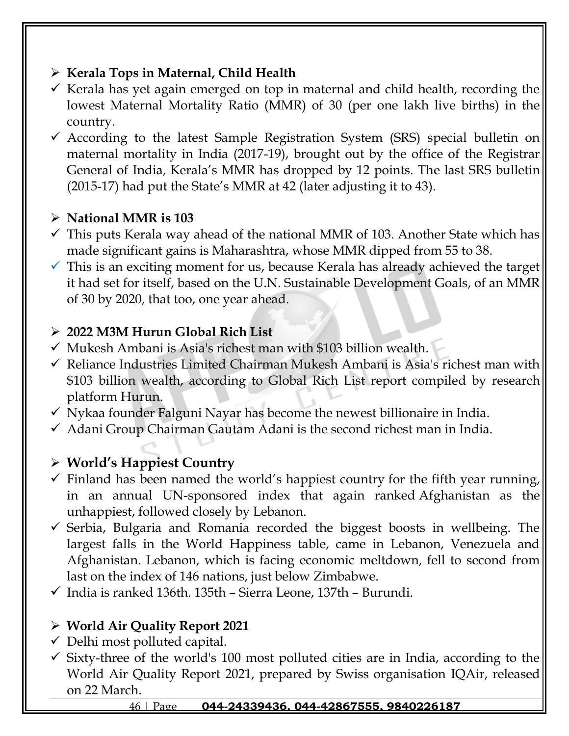## Kerala Tops in Maternal, Child Health

- Kerala has yet again emerged on top in maternal and child health, recording the lowest Maternal Mortality Ratio (MMR) of 30 (per one lakh live births) in the country.
- According to the latest Sample Registration System (SRS) special bulletin on maternal mortality in India (2017-19), brought out by the office of the Registrar General of India, Kerala's MMR has dropped by 12 points. The last SRS bulletin (2015-17) had put the State's MMR at 42 (later adjusting it to 43).

## National MMR is 103

- This puts Kerala way ahead of the national MMR of 103. Another State which has made significant gains is Maharashtra, whose MMR dipped from 55 to 38.
- This is an exciting moment for us, because Kerala has already achieved the target it had set for itself, based on the U.N. Sustainable Development Goals, of an MMR of 30 by 2020, that too, one year ahead.

## 2022 M3M Hurun Global Rich List

- Mukesh Ambani is Asia's richest man with $103 billion wealth.
- Reliance Industries Limited Chairman Mukesh Ambani is Asia's richest man with $103 billion wealth, according to Global Rich List report compiled by research platform Hurun.
- Nykaa founder Falguni Nayar has become the newest billionaire in India.
- Adani Group Chairman Gautam Adani is the second richest man in India.

## World's Happiest Country

- Finland has been named the world's happiest country for the fifth year running, in an annual UN-sponsored index that again ranked Afghanistan as the unhappiest, followed closely by Lebanon.
- Serbia, Bulgaria and Romania recorded the biggest boosts in wellbeing. The largest falls in the World Happiness table, came in Lebanon, Venezuela and Afghanistan. Lebanon, which is facing economic meltdown, fell to second from last on the index of 146 nations, just below Zimbabwe.
- India is ranked 136th. 135th – Sierra Leone, 137th – Burundi.

## World Air Quality Report 2021

- Delhi most polluted capital.
- Sixty-three of the world's 100 most polluted cities are in India, according to the World Air Quality Report 2021, prepared by Swiss organisation IQAir, released on 22 March.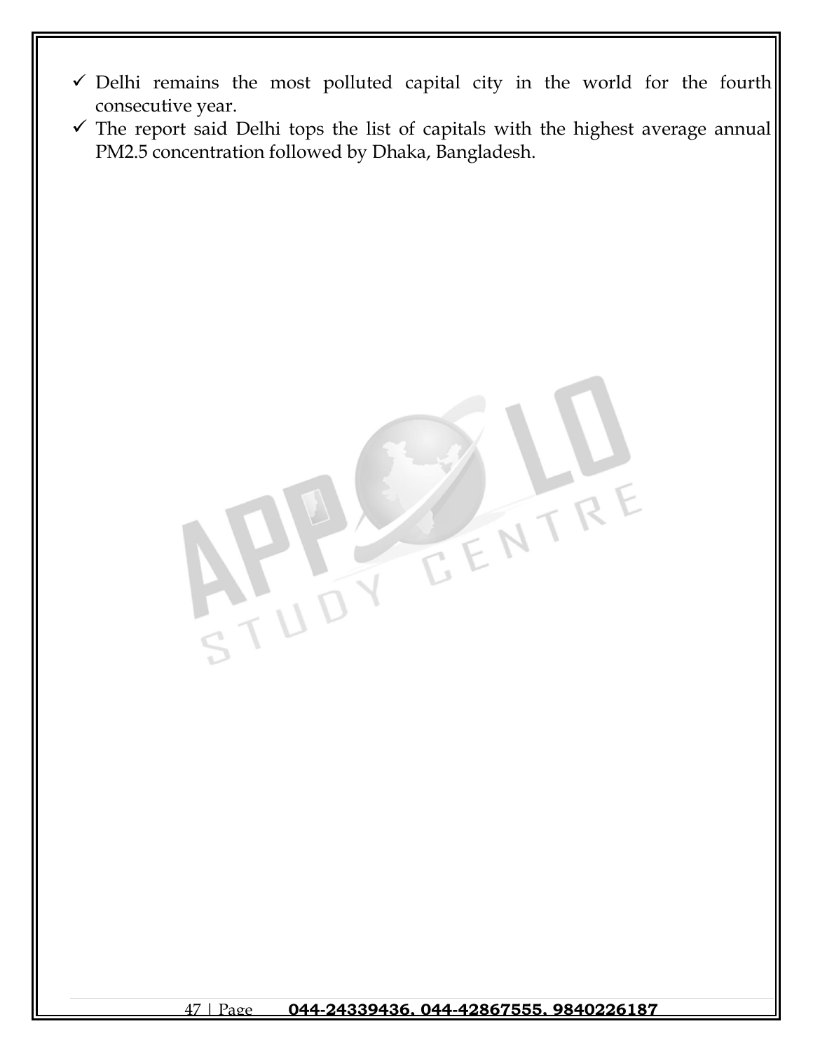- ✓ Delhi remains the most polluted capital city in the world for the fourth consecutive year.
- ✓ The report said Delhi tops the list of capitals with the highest average annual PM2.5 concentration followed by Dhaka, Bangladesh.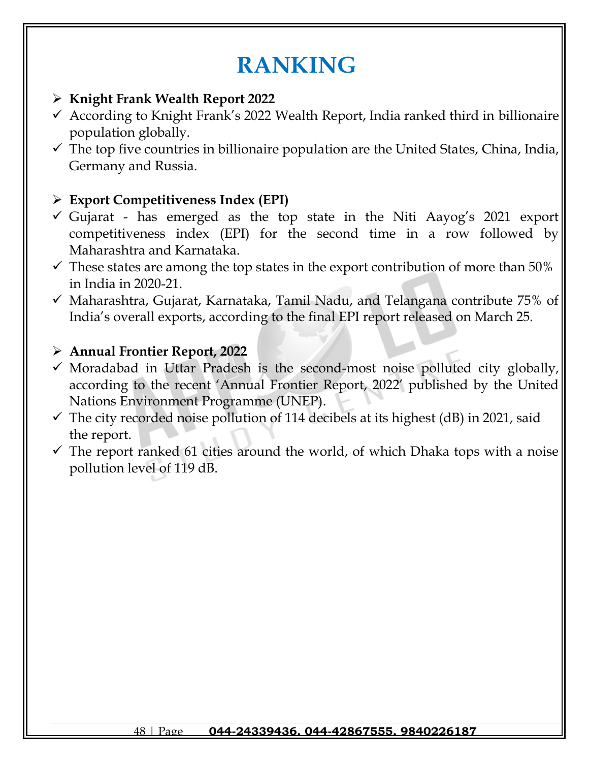# RANKING

- **Knight Frank Wealth Report 2022**
  - According to Knight Frank's 2022 Wealth Report, India ranked third in billionaire population globally.
  - The top five countries in billionaire population are the United States, China, India, Germany and Russia.

- **Export Competitiveness Index (EPI)**
  - Gujarat - has emerged as the top state in the Niti Aayog's 2021 export competitiveness index (EPI) for the second time in a row followed by Maharashtra and Karnataka.
  - These states are among the top states in the export contribution of more than 50% in India in 2020-21.
  - Maharashtra, Gujarat, Karnataka, Tamil Nadu, and Telangana contribute 75% of India's overall exports, according to the final EPI report released on March 25.

- **Annual Frontier Report, 2022**
  - Moradabad in Uttar Pradesh is the second-most noise polluted city globally, according to the recent 'Annual Frontier Report, 2022' published by the United Nations Environment Programme (UNEP).
  - The city recorded noise pollution of 114 decibels at its highest (dB) in 2021, said the report.
  - The report ranked 61 cities around the world, of which Dhaka tops with a noise pollution level of 119 dB.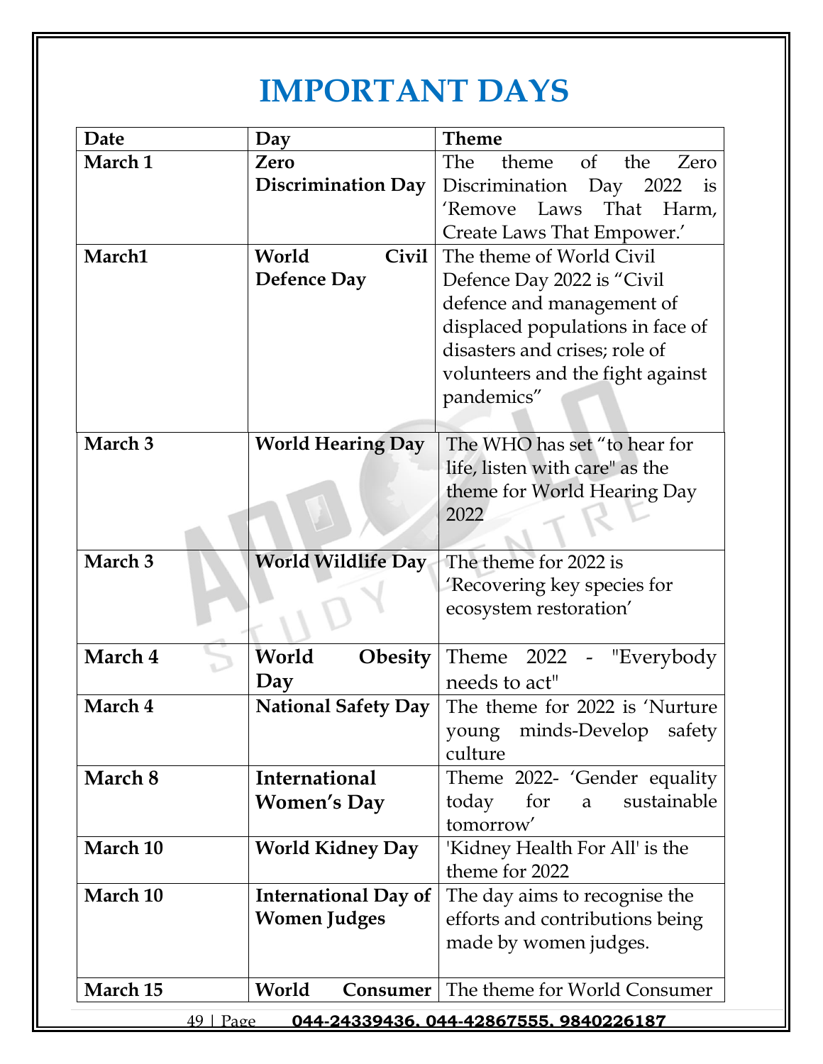# IMPORTANT DAYS

| Date | Day | Theme |
|---|---|---|
| March 1 | Zero Discrimination Day | The theme of the Zero Discrimination Day 2022 is 'Remove Laws That Harm, Create Laws That Empower.' |
| March1 | World Civil Defence Day | The theme of World Civil Defence Day 2022 is "Civil defence and management of displaced populations in face of disasters and crises; role of volunteers and the fight against pandemics" |
| March 3 | World Hearing Day | The WHO has set "to hear for life, listen with care" as the theme for World Hearing Day 2022 |
| March 3 | World Wildlife Day | The theme for 2022 is 'Recovering key species for ecosystem restoration' |
| March 4 | World Obesity Day | Theme 2022 - "Everybody needs to act" |
| March 4 | National Safety Day | The theme for 2022 is 'Nurture young minds-Develop safety culture |
| March 8 | International Women's Day | Theme 2022- 'Gender equality today for a sustainable tomorrow' |
| March 10 | World Kidney Day | 'Kidney Health For All' is the theme for 2022 |
| March 10 | International Day of Women Judges | The day aims to recognise the efforts and contributions being made by women judges. |
| March 15 | World Consumer | The theme for World Consumer |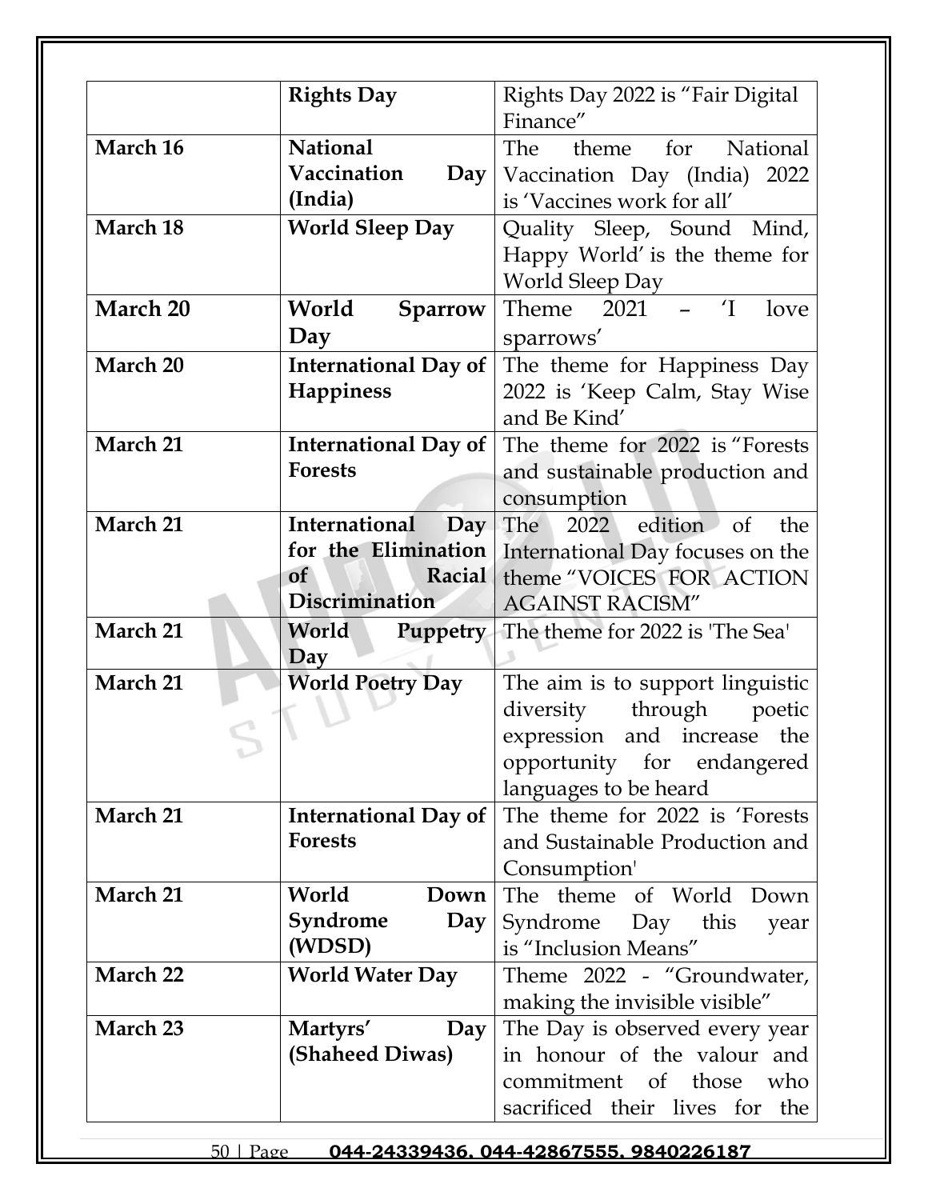| | | |
|---|---|---|
| | **Rights Day** | Rights Day 2022 is “Fair Digital Finance” |
| **March 16** | **National Vaccination Day (India)** | The theme for National Vaccination Day (India) 2022 is ‘Vaccines work for all’ |
| **March 18** | **World Sleep Day** | Quality Sleep, Sound Mind, Happy World’ is the theme for World Sleep Day |
| **March 20** | **World Sparrow Day** | Theme 2021 – ‘I love sparrows’ |
| **March 20** | **International Day of Happiness** | The theme for Happiness Day 2022 is ‘Keep Calm, Stay Wise and Be Kind’ |
| **March 21** | **International Day of Forests** | The theme for 2022 is “Forests and sustainable production and consumption |
| **March 21** | **International Day for the Elimination of Racial Discrimination** | The 2022 edition of the International Day focuses on the theme “VOICES FOR ACTION AGAINST RACISM” |
| **March 21** | **World Puppetry Day** | The theme for 2022 is 'The Sea' |
| **March 21** | **World Poetry Day** | The aim is to support linguistic diversity through poetic expression and increase the opportunity for endangered languages to be heard |
| **March 21** | **International Day of Forests** | The theme for 2022 is ‘Forests and Sustainable Production and Consumption' |
| **March 21** | **World Down Syndrome Day (WDSD)** | The theme of World Down Syndrome Day this year is “Inclusion Means” |
| **March 22** | **World Water Day** | Theme 2022 - “Groundwater, making the invisible visible” |
| **March 23** | **Martyrs’ Day (Shaheed Diwas)** | The Day is observed every year in honour of the valour and commitment of those who sacrificed their lives for the |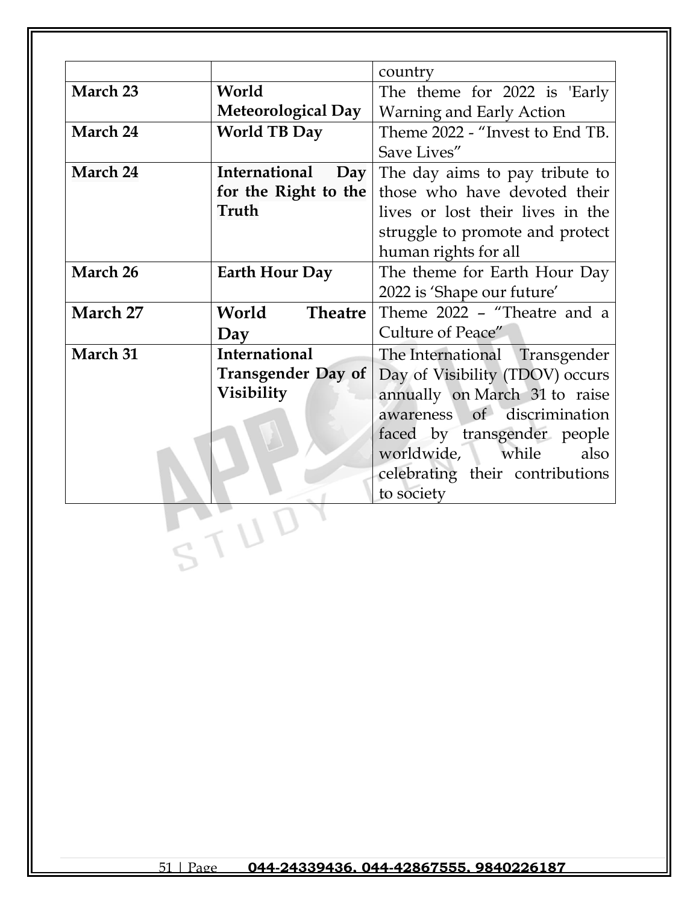| | | |
|---|---|---|
| | | country |
| **March 23** | **World Meteorological Day** | The theme for 2022 is 'Early Warning and Early Action |
| **March 24** | **World TB Day** | Theme 2022 - "Invest to End TB. Save Lives" |
| **March 24** | **International Day for the Right to the Truth** | The day aims to pay tribute to those who have devoted their lives or lost their lives in the struggle to promote and protect human rights for all |
| **March 26** | **Earth Hour Day** | The theme for Earth Hour Day 2022 is 'Shape our future' |
| **March 27** | **World Theatre Day** | Theme 2022 – "Theatre and a Culture of Peace" |
| **March 31** | **International Transgender Day of Visibility** | The International Transgender Day of Visibility (TDOV) occurs annually on March 31 to raise awareness of discrimination faced by transgender people worldwide, while also celebrating their contributions to society |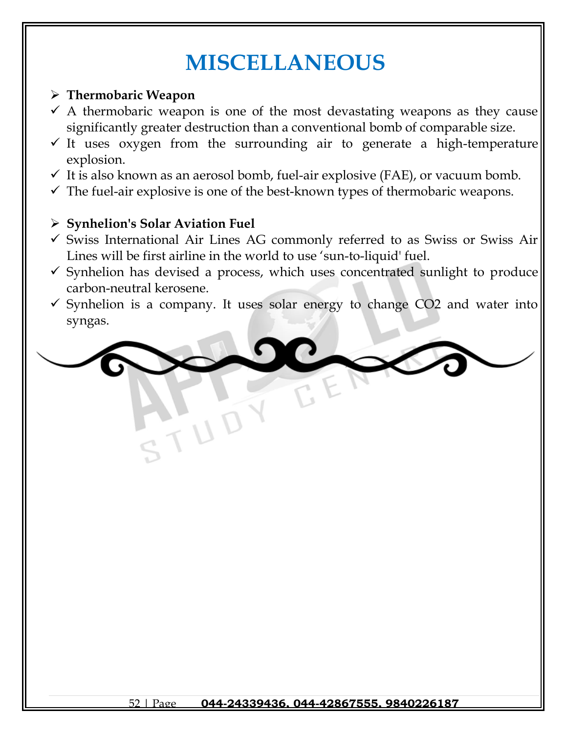# MISCELLANEOUS

- **Thermobaric Weapon**
  - ✓ A thermobaric weapon is one of the most devastating weapons as they cause significantly greater destruction than a conventional bomb of comparable size.
  - ✓ It uses oxygen from the surrounding air to generate a high-temperature explosion.
  - ✓ It is also known as an aerosol bomb, fuel-air explosive (FAE), or vacuum bomb.
  - ✓ The fuel-air explosive is one of the best-known types of thermobaric weapons.

- **Synhelion's Solar Aviation Fuel**
  - ✓ Swiss International Air Lines AG commonly referred to as Swiss or Swiss Air Lines will be first airline in the world to use 'sun-to-liquid' fuel.
  - ✓ Synhelion has devised a process, which uses concentrated sunlight to produce carbon-neutral kerosene.
  - ✓ Synhelion is a company. It uses solar energy to change $CO_2$ and water into syngas.